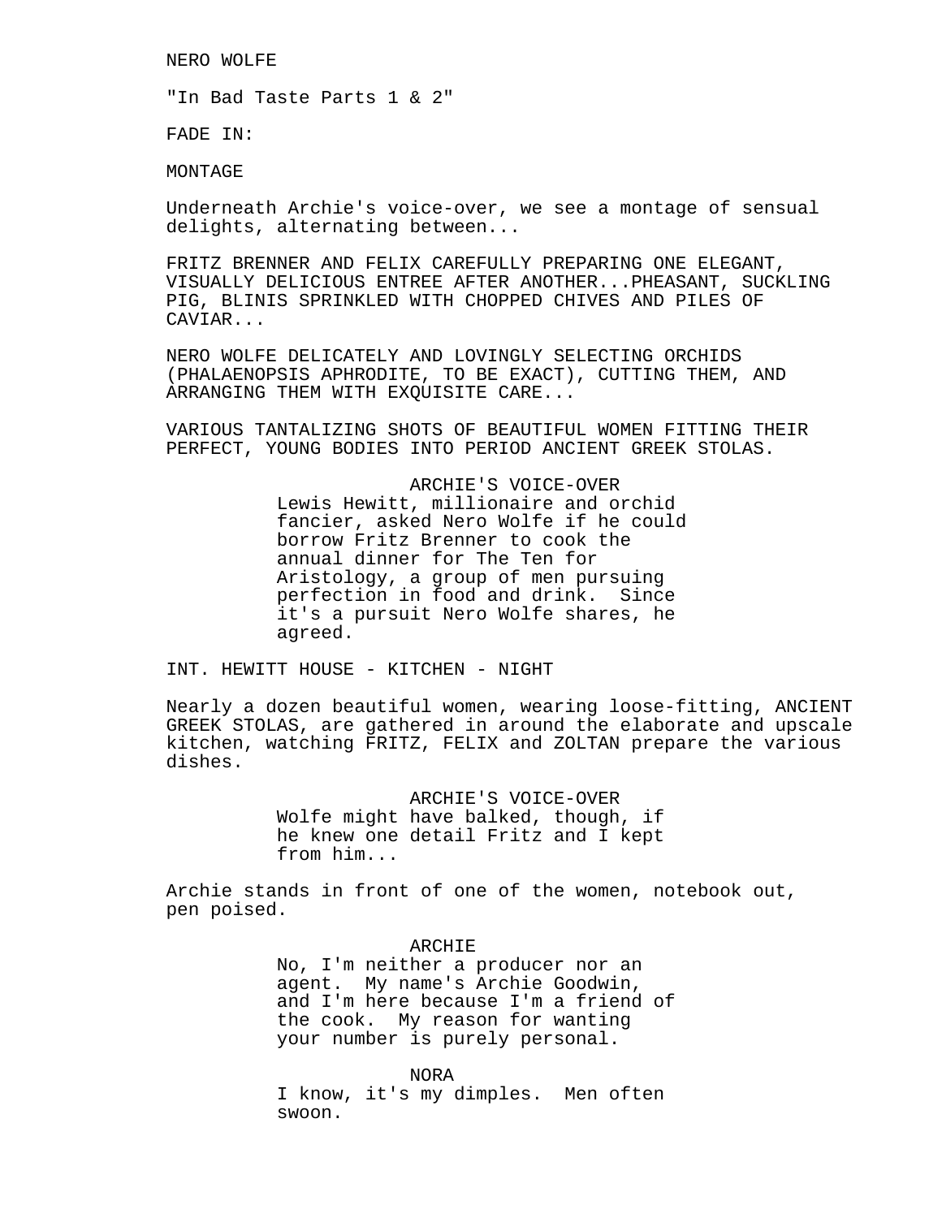NERO WOLFE

"In Bad Taste Parts 1 & 2"

FADE IN:

MONTAGE

Underneath Archie's voice-over, we see a montage of sensual delights, alternating between...

FRITZ BRENNER AND FELIX CAREFULLY PREPARING ONE ELEGANT, VISUALLY DELICIOUS ENTREE AFTER ANOTHER...PHEASANT, SUCKLING PIG, BLINIS SPRINKLED WITH CHOPPED CHIVES AND PILES OF CAVIAR...

NERO WOLFE DELICATELY AND LOVINGLY SELECTING ORCHIDS (PHALAENOPSIS APHRODITE, TO BE EXACT), CUTTING THEM, AND ARRANGING THEM WITH EXQUISITE CARE...

VARIOUS TANTALIZING SHOTS OF BEAUTIFUL WOMEN FITTING THEIR PERFECT, YOUNG BODIES INTO PERIOD ANCIENT GREEK STOLAS.

ARCHIE'S VOICE-OVER
Lewis Hewitt, millionaire and orchid fancier, asked Nero Wolfe if he could borrow Fritz Brenner to cook the annual dinner for The Ten for Aristology, a group of men pursuing perfection in food and drink. Since it's a pursuit Nero Wolfe shares, he agreed.

INT. HEWITT HOUSE - KITCHEN - NIGHT

Nearly a dozen beautiful women, wearing loose-fitting, ANCIENT GREEK STOLAS, are gathered in around the elaborate and upscale kitchen, watching FRITZ, FELIX and ZOLTAN prepare the various dishes.

ARCHIE'S VOICE-OVER
Wolfe might have balked, though, if he knew one detail Fritz and I kept from him...

Archie stands in front of one of the women, notebook out, pen poised.

ARCHIE
No, I'm neither a producer nor an agent. My name's Archie Goodwin, and I'm here because I'm a friend of the cook. My reason for wanting your number is purely personal.

NORA
I know, it's my dimples. Men often swoon.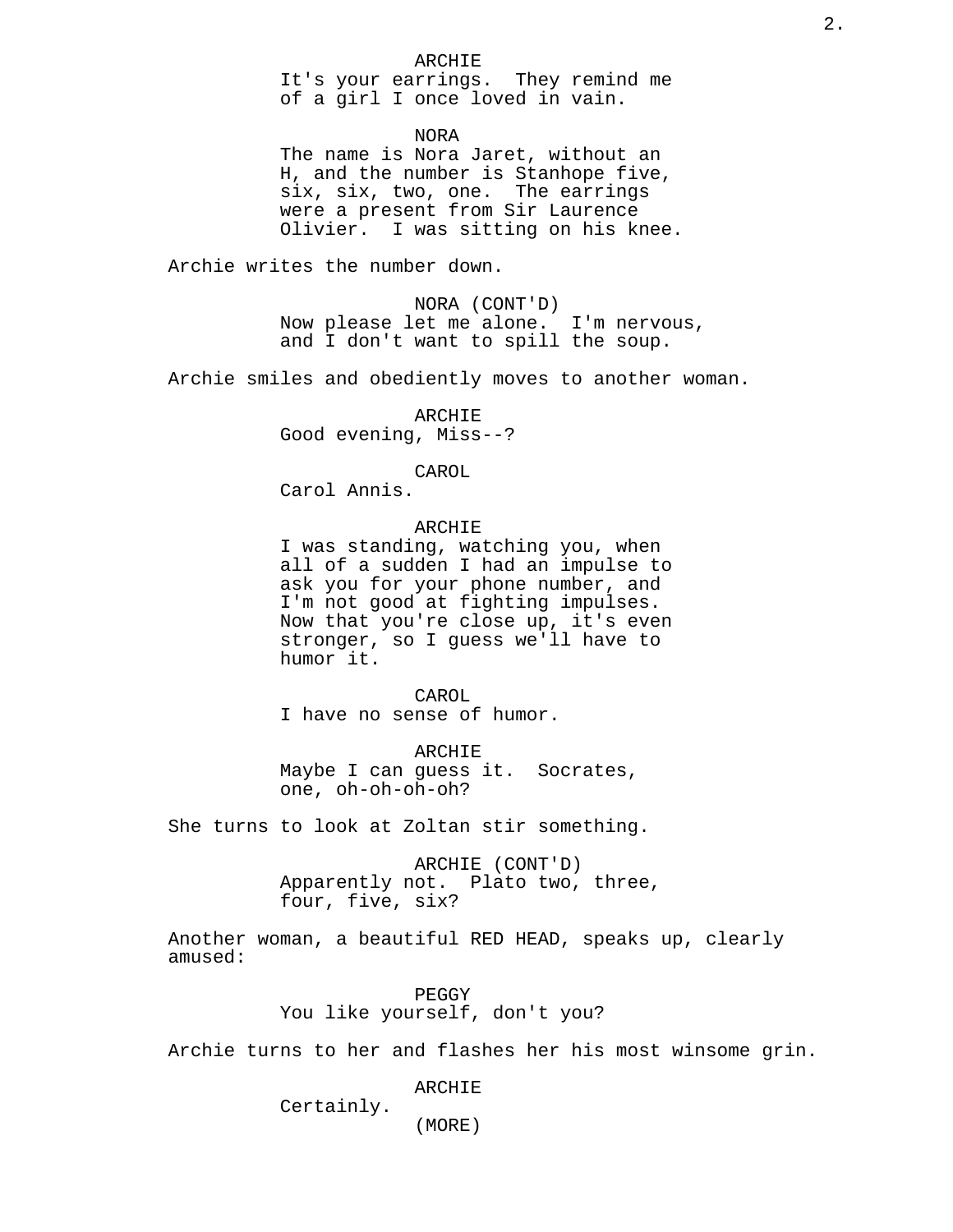ARCHIE
It's your earrings. They remind me of a girl I once loved in vain.

NORA
The name is Nora Jaret, without an H, and the number is Stanhope five, six, six, two, one. The earrings were a present from Sir Laurence Olivier. I was sitting on his knee.

Archie writes the number down.

NORA (CONT'D)
Now please let me alone. I'm nervous, and I don't want to spill the soup.

Archie smiles and obediently moves to another woman.

ARCHIE
Good evening, Miss--?

CAROL
Carol Annis.

ARCHIE
I was standing, watching you, when all of a sudden I had an impulse to ask you for your phone number, and I'm not good at fighting impulses. Now that you're close up, it's even stronger, so I guess we'll have to humor it.

CAROL
I have no sense of humor.

ARCHIE
Maybe I can guess it. Socrates, one, oh-oh-oh-oh?

She turns to look at Zoltan stir something.

ARCHIE (CONT'D)
Apparently not. Plato two, three, four, five, six?

Another woman, a beautiful RED HEAD, speaks up, clearly amused:

PEGGY
You like yourself, don't you?

Archie turns to her and flashes her his most winsome grin.

ARCHIE
Certainly.
(MORE)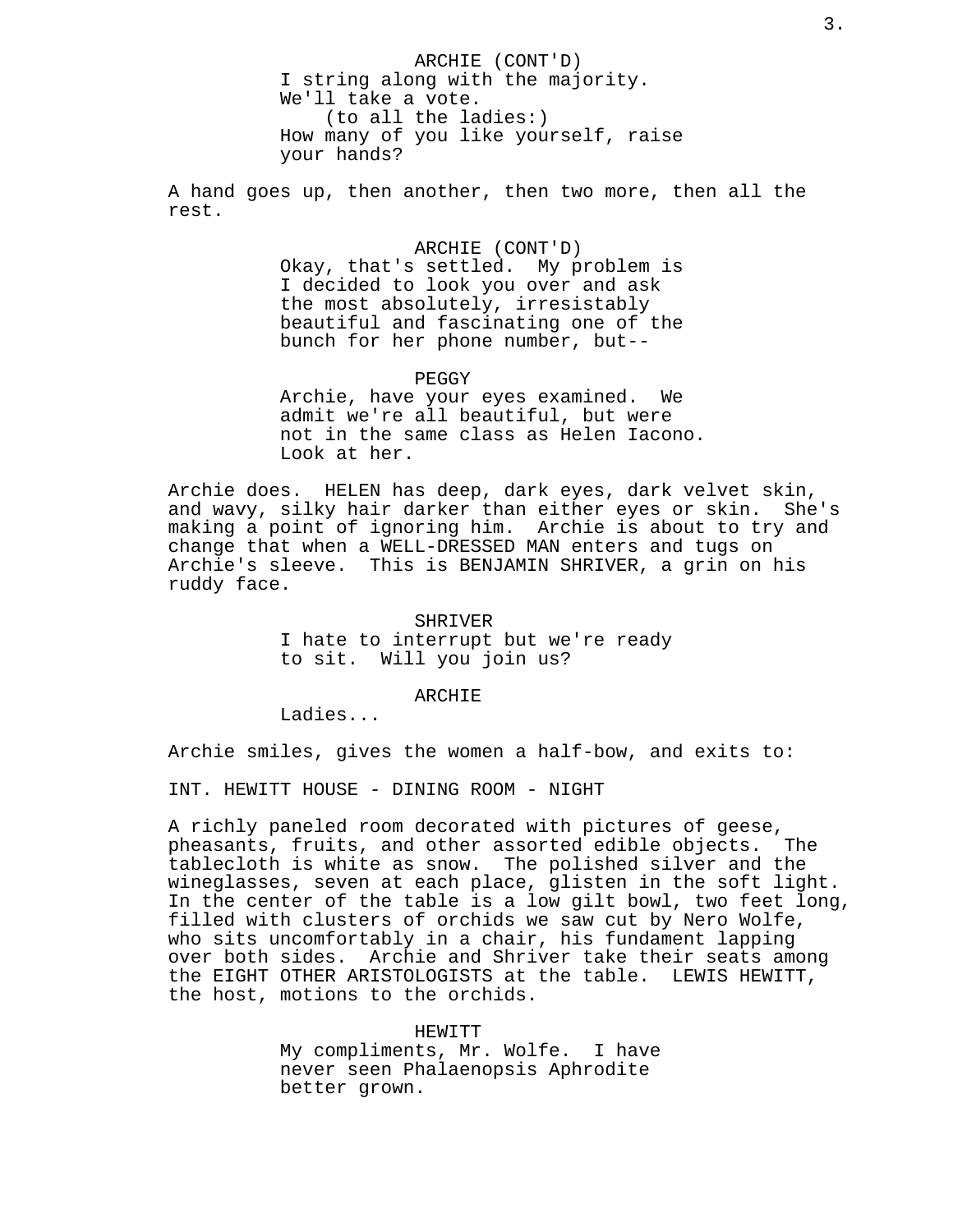ARCHIE (CONT'D)
I string along with the majority.
We'll take a vote.
(to all the ladies:)
How many of you like yourself, raise
your hands?

A hand goes up, then another, then two more, then all the
rest.

ARCHIE (CONT'D)
Okay, that's settled. My problem is
I decided to look you over and ask
the most absolutely, irresistably
beautiful and fascinating one of the
bunch for her phone number, but--

PEGGY
Archie, have your eyes examined. We
admit we're all beautiful, but were
not in the same class as Helen Iacono.
Look at her.

Archie does. HELEN has deep, dark eyes, dark velvet skin,
and wavy, silky hair darker than either eyes or skin. She's
making a point of ignoring him. Archie is about to try and
change that when a WELL-DRESSED MAN enters and tugs on
Archie's sleeve. This is BENJAMIN SHRIVER, a grin on his
ruddy face.

SHRIVER
I hate to interrupt but we're ready
to sit. Will you join us?

ARCHIE
Ladies...

Archie smiles, gives the women a half-bow, and exits to:

INT. HEWITT HOUSE - DINING ROOM - NIGHT

A richly paneled room decorated with pictures of geese,
pheasants, fruits, and other assorted edible objects. The
tablecloth is white as snow. The polished silver and the
wineglasses, seven at each place, glisten in the soft light.
In the center of the table is a low gilt bowl, two feet long,
filled with clusters of orchids we saw cut by Nero Wolfe,
who sits uncomfortably in a chair, his fundament lapping
over both sides. Archie and Shriver take their seats among
the EIGHT OTHER ARISTOLOGISTS at the table. LEWIS HEWITT,
the host, motions to the orchids.

HEWITT
My compliments, Mr. Wolfe. I have
never seen Phalaenopsis Aphrodite
better grown.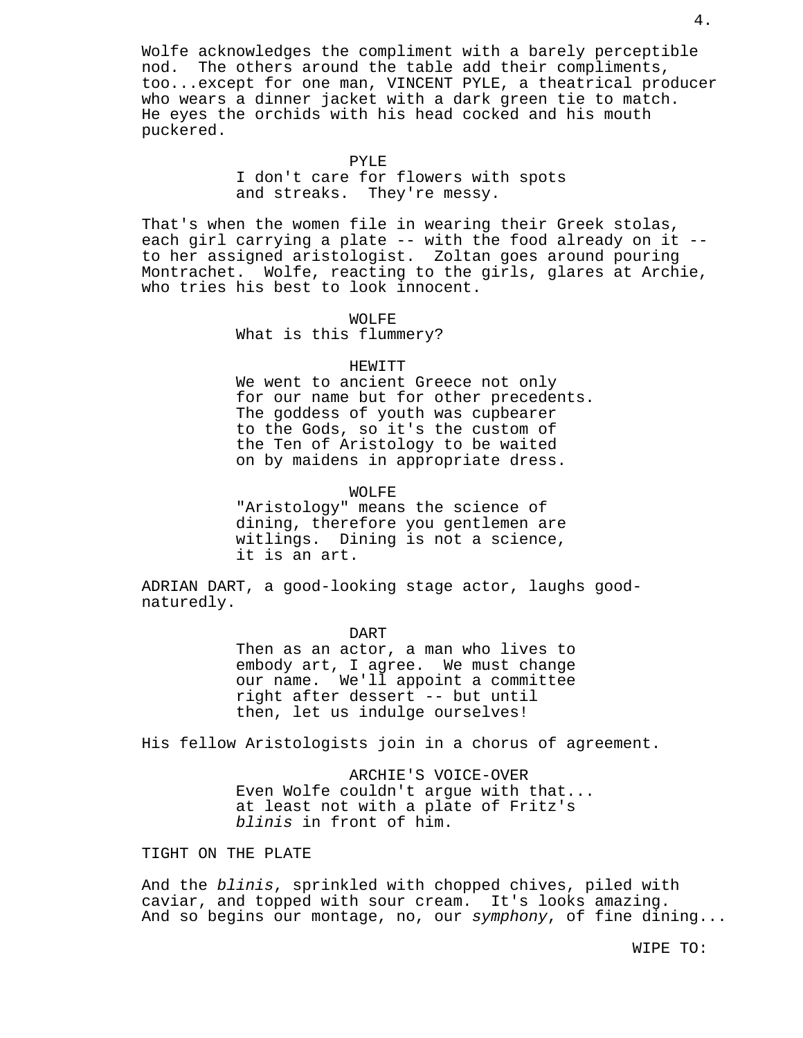Wolfe acknowledges the compliment with a barely perceptible nod. The others around the table add their compliments, too...except for one man, VINCENT PYLE, a theatrical producer who wears a dinner jacket with a dark green tie to match. He eyes the orchids with his head cocked and his mouth puckered.

PYLE
I don't care for flowers with spots and streaks. They're messy.

That's when the women file in wearing their Greek stolas, each girl carrying a plate -- with the food already on it -- to her assigned aristologist. Zoltan goes around pouring Montrachet. Wolfe, reacting to the girls, glares at Archie, who tries his best to look innocent.

WOLFE
What is this flummery?

HEWITT
We went to ancient Greece not only for our name but for other precedents. The goddess of youth was cupbearer to the Gods, so it's the custom of the Ten of Aristology to be waited on by maidens in appropriate dress.

WOLFE
"Aristology" means the science of dining, therefore you gentlemen are witlings. Dining is not a science, it is an art.

ADRIAN DART, a good-looking stage actor, laughs good-naturedly.

DART
Then as an actor, a man who lives to embody art, I agree. We must change our name. We'll appoint a committee right after dessert -- but until then, let us indulge ourselves!

His fellow Aristologists join in a chorus of agreement.

ARCHIE'S VOICE-OVER
Even Wolfe couldn't argue with that... at least not with a plate of Fritz's *blinis* in front of him.

TIGHT ON THE PLATE

And the *blinis*, sprinkled with chopped chives, piled with caviar, and topped with sour cream. It's looks amazing. And so begins our montage, no, our *symphony*, of fine dining...

WIPE TO: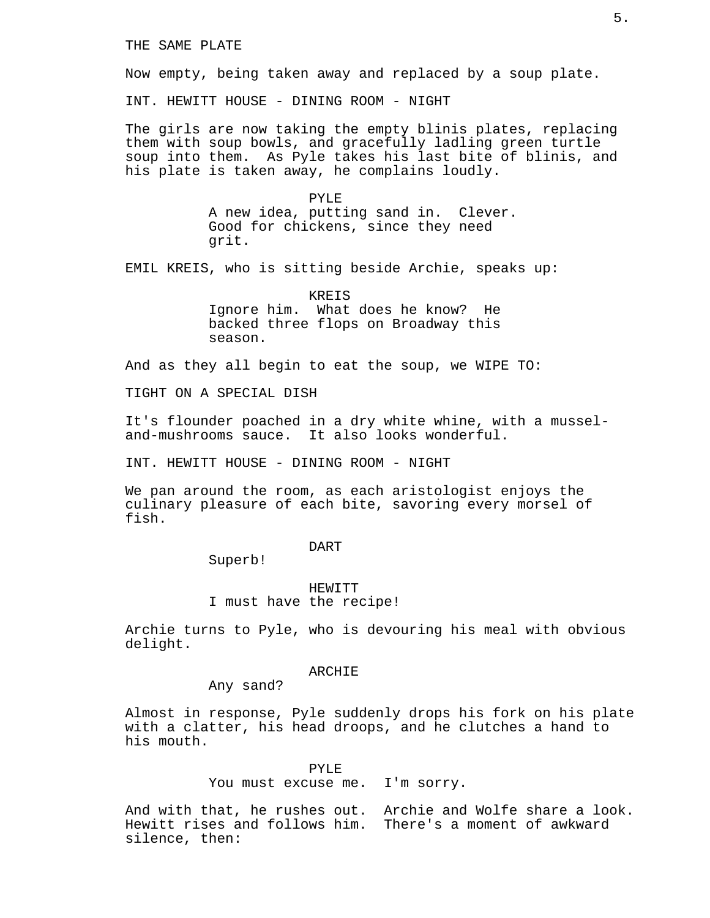THE SAME PLATE

Now empty, being taken away and replaced by a soup plate.

INT. HEWITT HOUSE - DINING ROOM - NIGHT

The girls are now taking the empty blinis plates, replacing them with soup bowls, and gracefully ladling green turtle soup into them. As Pyle takes his last bite of blinis, and his plate is taken away, he complains loudly.

PYLE
A new idea, putting sand in. Clever. Good for chickens, since they need grit.

EMIL KREIS, who is sitting beside Archie, speaks up:

KREIS
Ignore him. What does he know? He backed three flops on Broadway this season.

And as they all begin to eat the soup, we WIPE TO:

TIGHT ON A SPECIAL DISH

It's flounder poached in a dry white whine, with a mussel-and-mushrooms sauce. It also looks wonderful.

INT. HEWITT HOUSE - DINING ROOM - NIGHT

We pan around the room, as each aristologist enjoys the culinary pleasure of each bite, savoring every morsel of fish.

DART
Superb!

HEWITT
I must have the recipe!

Archie turns to Pyle, who is devouring his meal with obvious delight.

ARCHIE
Any sand?

Almost in response, Pyle suddenly drops his fork on his plate with a clatter, his head droops, and he clutches a hand to his mouth.

PYLE
You must excuse me. I'm sorry.

And with that, he rushes out. Archie and Wolfe share a look. Hewitt rises and follows him. There's a moment of awkward silence, then: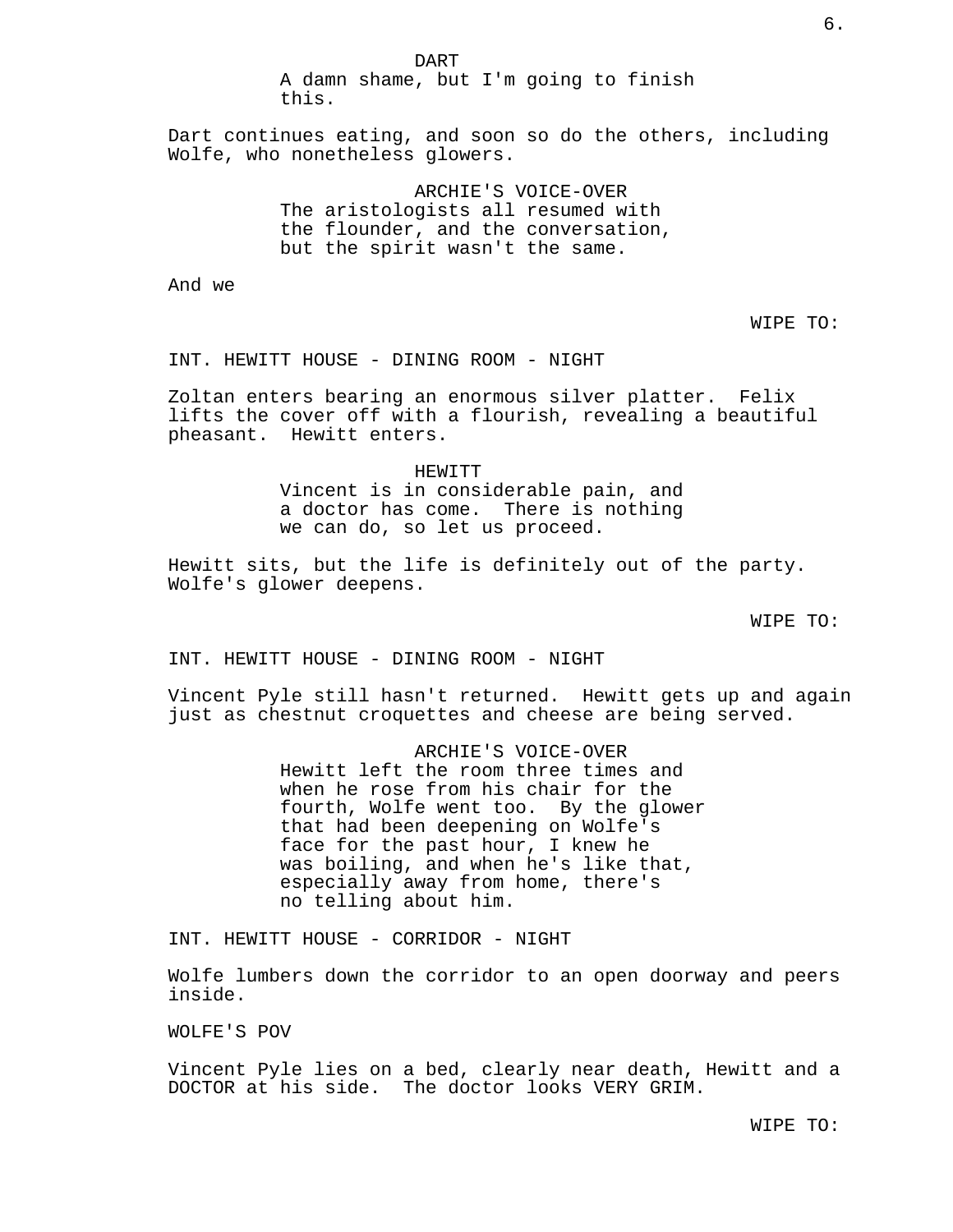DART
A damn shame, but I'm going to finish this.

Dart continues eating, and soon so do the others, including Wolfe, who nonetheless glowers.

ARCHIE'S VOICE-OVER
The aristologists all resumed with the flounder, and the conversation, but the spirit wasn't the same.

And we

WIPE TO:

INT. HEWITT HOUSE - DINING ROOM - NIGHT

Zoltan enters bearing an enormous silver platter. Felix lifts the cover off with a flourish, revealing a beautiful pheasant. Hewitt enters.

HEWITT
Vincent is in considerable pain, and a doctor has come. There is nothing we can do, so let us proceed.

Hewitt sits, but the life is definitely out of the party. Wolfe's glower deepens.

WIPE TO:

INT. HEWITT HOUSE - DINING ROOM - NIGHT

Vincent Pyle still hasn't returned. Hewitt gets up and again just as chestnut croquettes and cheese are being served.

ARCHIE'S VOICE-OVER
Hewitt left the room three times and when he rose from his chair for the fourth, Wolfe went too. By the glower that had been deepening on Wolfe's face for the past hour, I knew he was boiling, and when he's like that, especially away from home, there's no telling about him.

INT. HEWITT HOUSE - CORRIDOR - NIGHT

Wolfe lumbers down the corridor to an open doorway and peers inside.

WOLFE'S POV

Vincent Pyle lies on a bed, clearly near death, Hewitt and a DOCTOR at his side. The doctor looks VERY GRIM.

WIPE TO: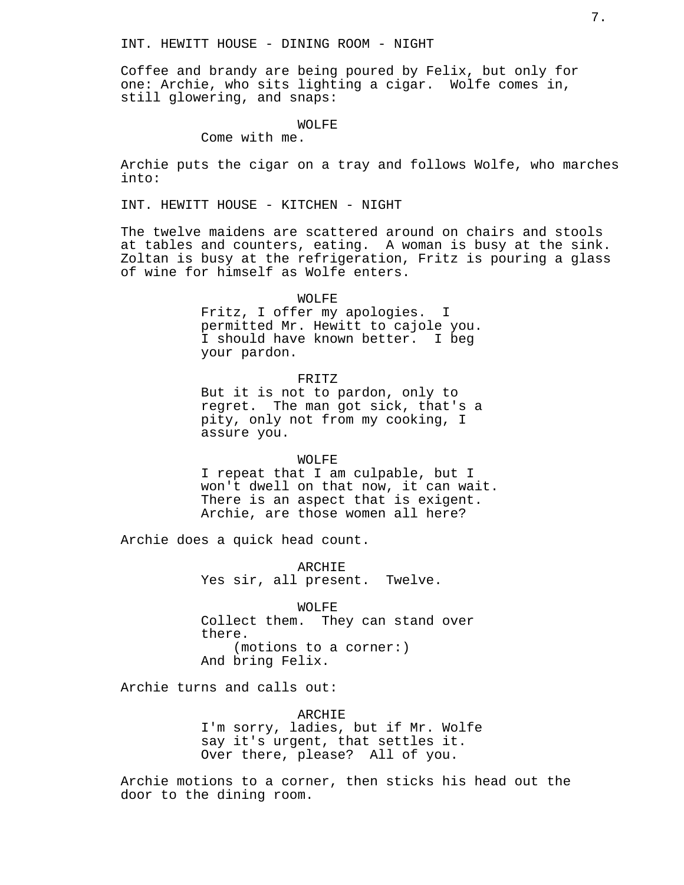INT. HEWITT HOUSE - DINING ROOM - NIGHT

Coffee and brandy are being poured by Felix, but only for one: Archie, who sits lighting a cigar. Wolfe comes in, still glowering, and snaps:

WOLFE
Come with me.

Archie puts the cigar on a tray and follows Wolfe, who marches into:

INT. HEWITT HOUSE - KITCHEN - NIGHT

The twelve maidens are scattered around on chairs and stools at tables and counters, eating. A woman is busy at the sink. Zoltan is busy at the refrigeration, Fritz is pouring a glass of wine for himself as Wolfe enters.

WOLFE
Fritz, I offer my apologies. I permitted Mr. Hewitt to cajole you. I should have known better. I beg your pardon.

FRITZ
But it is not to pardon, only to regret. The man got sick, that's a pity, only not from my cooking, I assure you.

WOLFE
I repeat that I am culpable, but I won't dwell on that now, it can wait. There is an aspect that is exigent. Archie, are those women all here?

Archie does a quick head count.

ARCHIE
Yes sir, all present. Twelve.

WOLFE
Collect them. They can stand over there.
(motions to a corner:)
And bring Felix.

Archie turns and calls out:

ARCHIE
I'm sorry, ladies, but if Mr. Wolfe say it's urgent, that settles it. Over there, please? All of you.

Archie motions to a corner, then sticks his head out the door to the dining room.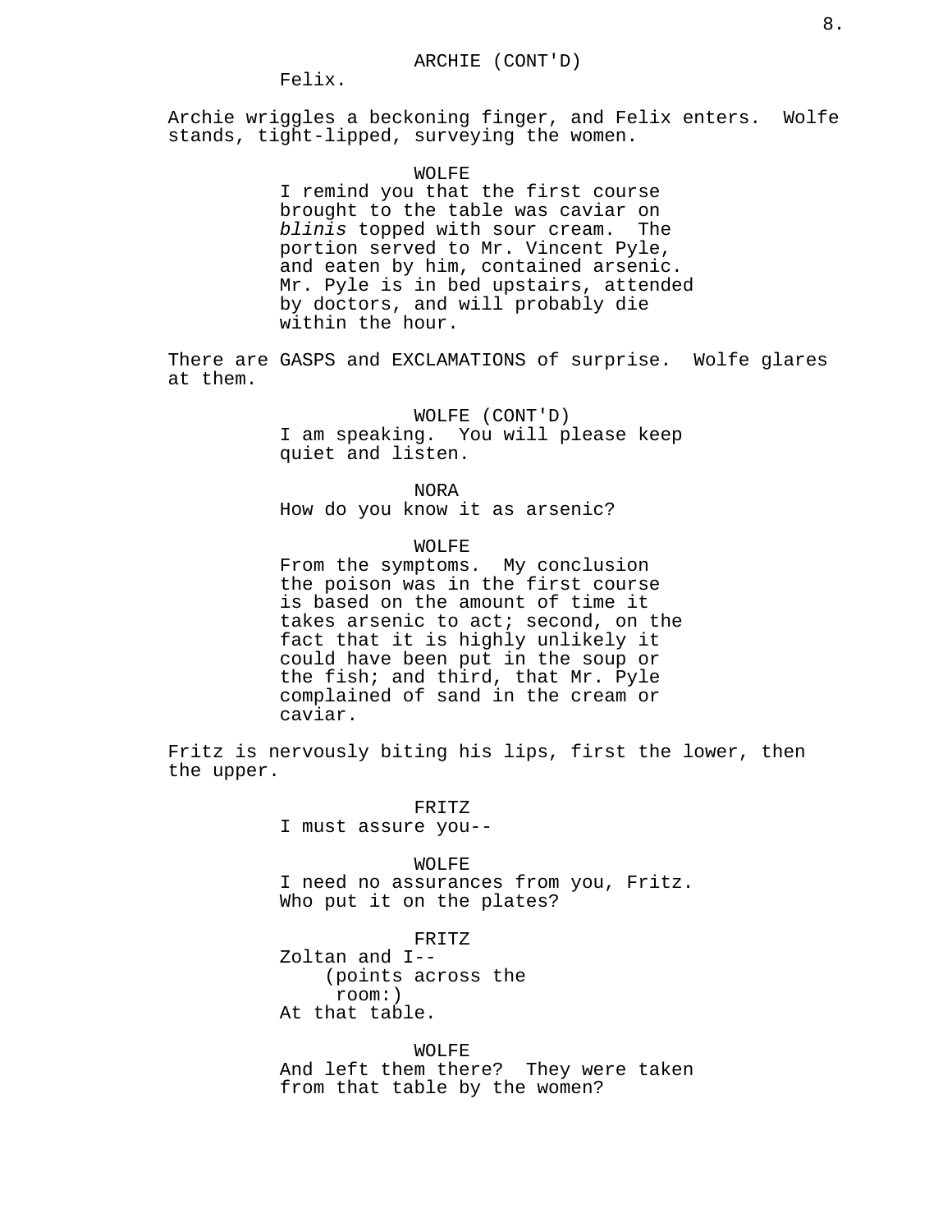ARCHIE (CONT'D)
Felix.

Archie wriggles a beckoning finger, and Felix enters. Wolfe stands, tight-lipped, surveying the women.

WOLFE
I remind you that the first course brought to the table was caviar on *blinis* topped with sour cream. The portion served to Mr. Vincent Pyle, and eaten by him, contained arsenic. Mr. Pyle is in bed upstairs, attended by doctors, and will probably die within the hour.

There are GASPS and EXCLAMATIONS of surprise. Wolfe glares at them.

WOLFE (CONT'D)
I am speaking. You will please keep quiet and listen.

NORA
How do you know it as arsenic?

WOLFE
From the symptoms. My conclusion the poison was in the first course is based on the amount of time it takes arsenic to act; second, on the fact that it is highly unlikely it could have been put in the soup or the fish; and third, that Mr. Pyle complained of sand in the cream or caviar.

Fritz is nervously biting his lips, first the lower, then the upper.

FRITZ
I must assure you--

WOLFE
I need no assurances from you, Fritz. Who put it on the plates?

FRITZ
Zoltan and I--
(points across the room:)
At that table.

WOLFE
And left them there? They were taken from that table by the women?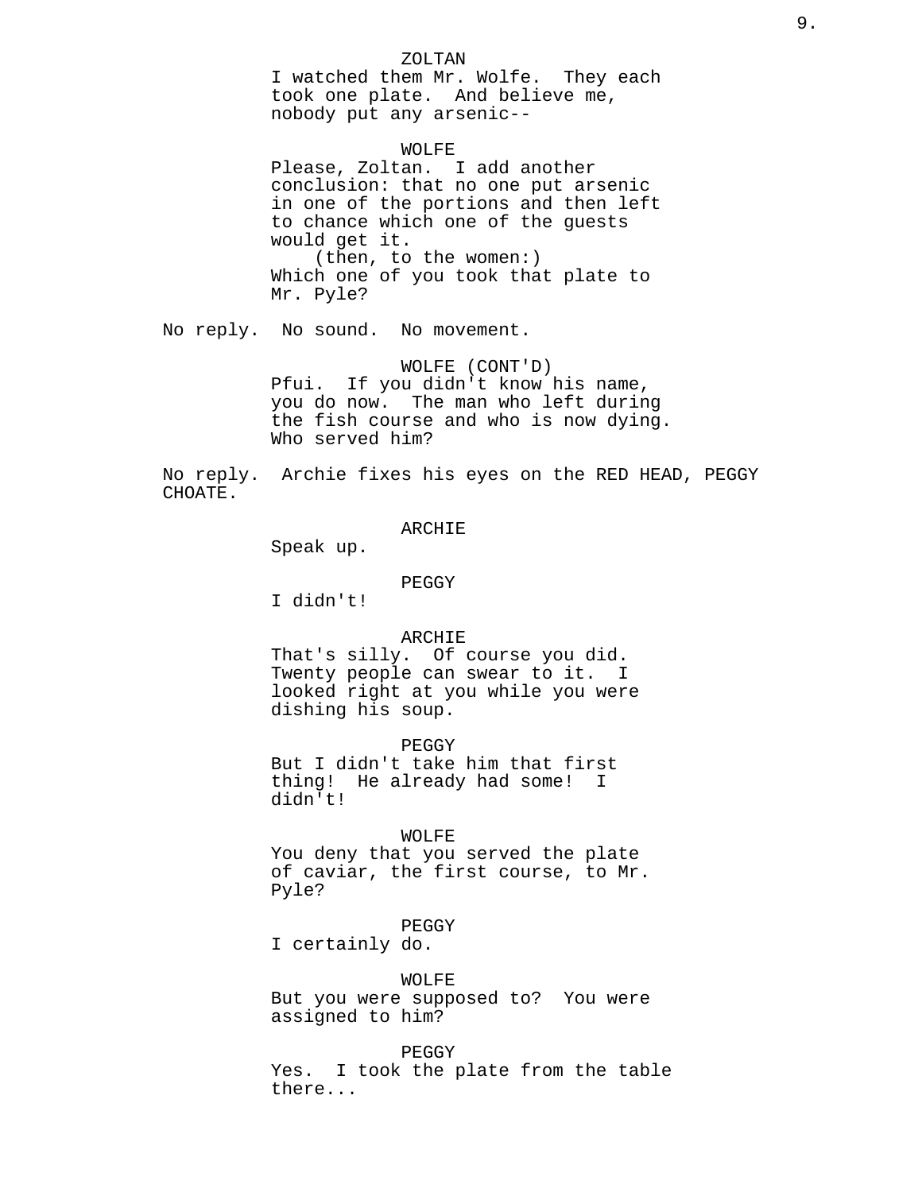ZOLTAN
I watched them Mr. Wolfe. They each took one plate. And believe me, nobody put any arsenic--

WOLFE
Please, Zoltan. I add another conclusion: that no one put arsenic in one of the portions and then left to chance which one of the guests would get it.
(then, to the women:)
Which one of you took that plate to Mr. Pyle?

No reply. No sound. No movement.

WOLFE (CONT'D)
Pfui. If you didn't know his name, you do now. The man who left during the fish course and who is now dying. Who served him?

No reply. Archie fixes his eyes on the RED HEAD, PEGGY CHOATE.

ARCHIE
Speak up.

PEGGY
I didn't!

ARCHIE
That's silly. Of course you did. Twenty people can swear to it. I looked right at you while you were dishing his soup.

PEGGY
But I didn't take him that first thing! He already had some! I didn't!

WOLFE
You deny that you served the plate of caviar, the first course, to Mr. Pyle?

PEGGY
I certainly do.

WOLFE
But you were supposed to? You were assigned to him?

PEGGY
Yes. I took the plate from the table there...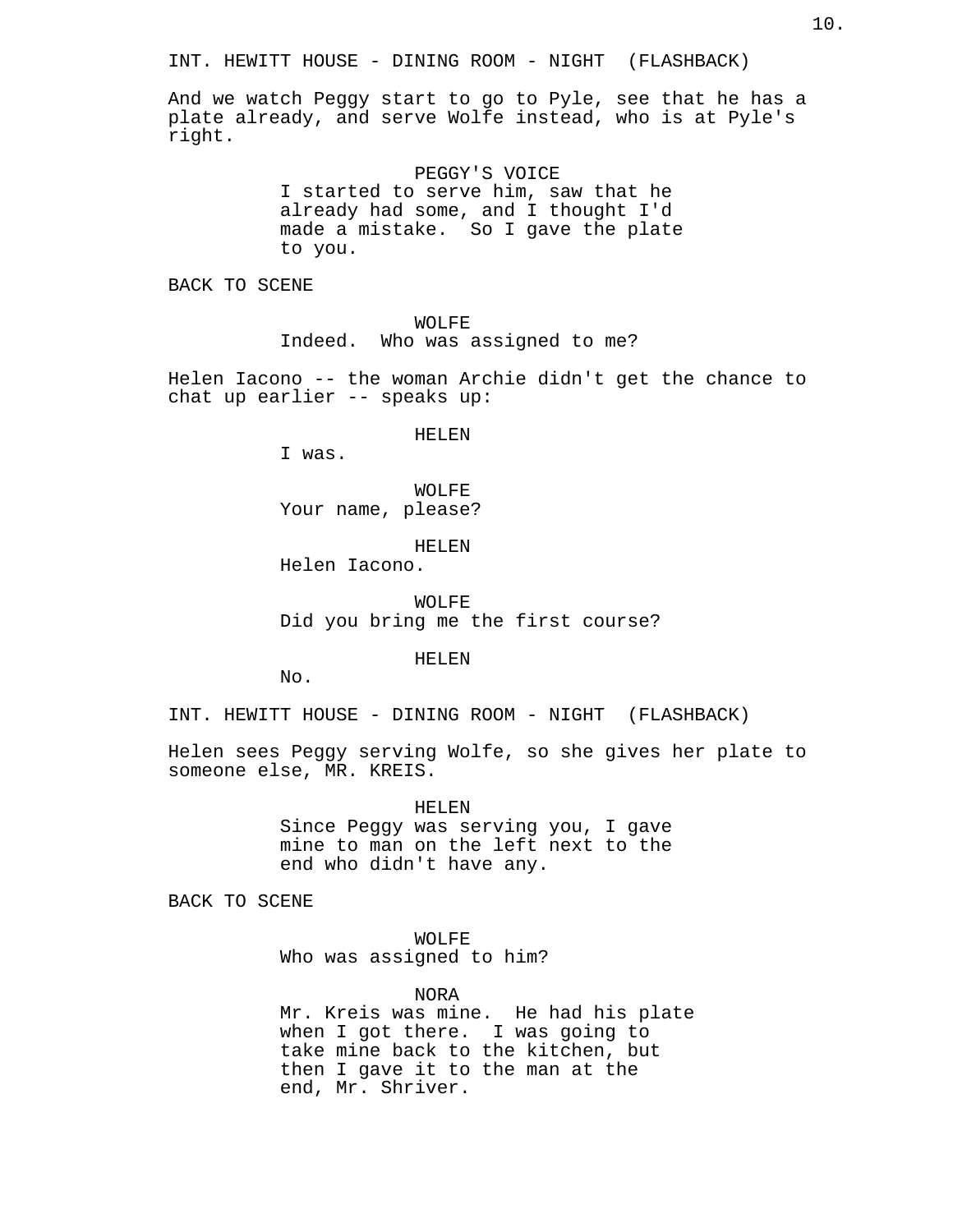INT. HEWITT HOUSE - DINING ROOM - NIGHT (FLASHBACK)

And we watch Peggy start to go to Pyle, see that he has a plate already, and serve Wolfe instead, who is at Pyle's right.

PEGGY'S VOICE
I started to serve him, saw that he already had some, and I thought I'd made a mistake. So I gave the plate to you.

BACK TO SCENE

WOLFE
Indeed. Who was assigned to me?

Helen Iacono -- the woman Archie didn't get the chance to chat up earlier -- speaks up:

HELEN
I was.

WOLFE
Your name, please?

HELEN
Helen Iacono.

WOLFE
Did you bring me the first course?

HELEN
No.

INT. HEWITT HOUSE - DINING ROOM - NIGHT (FLASHBACK)

Helen sees Peggy serving Wolfe, so she gives her plate to someone else, MR. KREIS.

HELEN
Since Peggy was serving you, I gave mine to man on the left next to the end who didn't have any.

BACK TO SCENE

WOLFE
Who was assigned to him?

NORA
Mr. Kreis was mine. He had his plate when I got there. I was going to take mine back to the kitchen, but then I gave it to the man at the end, Mr. Shriver.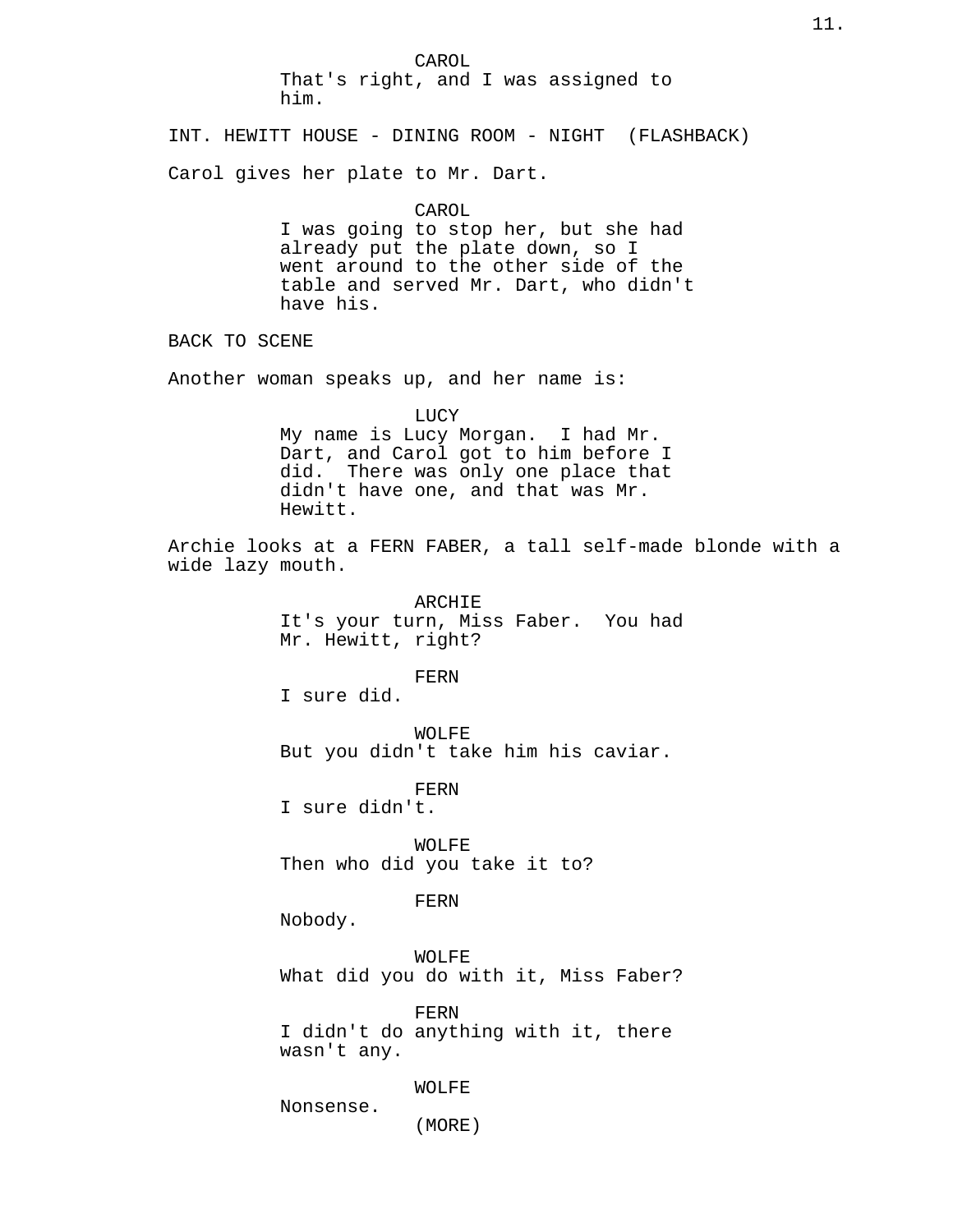CAROL

That's right, and I was assigned to him.

INT. HEWITT HOUSE - DINING ROOM - NIGHT (FLASHBACK)

Carol gives her plate to Mr. Dart.

CAROL

I was going to stop her, but she had already put the plate down, so I went around to the other side of the table and served Mr. Dart, who didn't have his.

BACK TO SCENE

Another woman speaks up, and her name is:

LUCY

My name is Lucy Morgan. I had Mr. Dart, and Carol got to him before I did. There was only one place that didn't have one, and that was Mr. Hewitt.

Archie looks at a FERN FABER, a tall self-made blonde with a wide lazy mouth.

ARCHIE

It's your turn, Miss Faber. You had Mr. Hewitt, right?

FERN

I sure did.

WOLFE

But you didn't take him his caviar.

FERN

I sure didn't.

WOLFE

Then who did you take it to?

FERN

Nobody.

WOLFE

What did you do with it, Miss Faber?

FERN

I didn't do anything with it, there wasn't any.

WOLFE

Nonsense.

(MORE)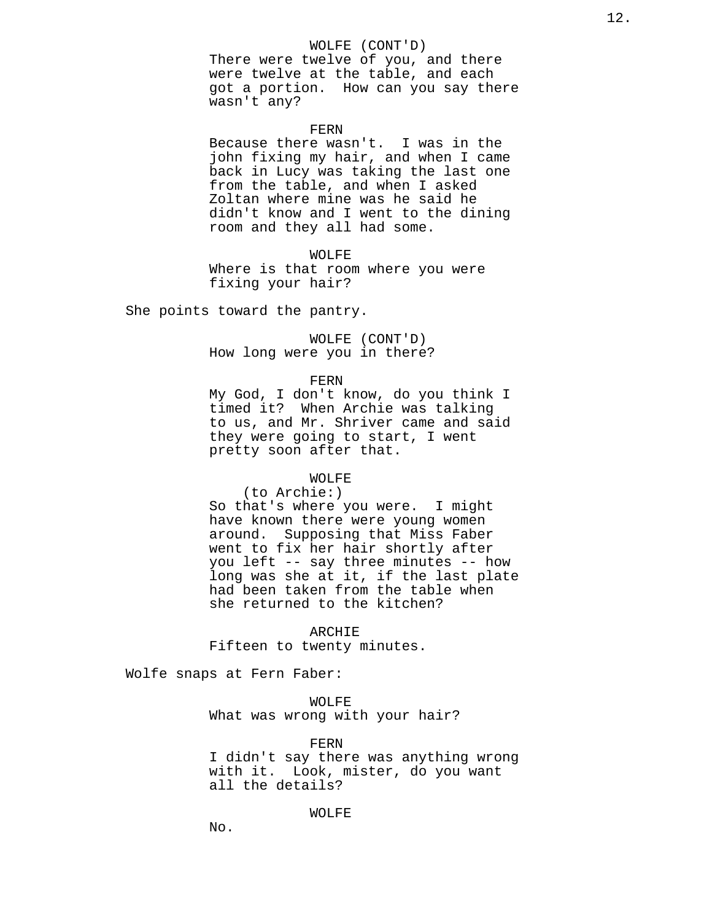WOLFE (CONT'D)
There were twelve of you, and there were twelve at the table, and each got a portion. How can you say there wasn't any?

FERN
Because there wasn't. I was in the john fixing my hair, and when I came back in Lucy was taking the last one from the table, and when I asked Zoltan where mine was he said he didn't know and I went to the dining room and they all had some.

WOLFE
Where is that room where you were fixing your hair?

She points toward the pantry.

WOLFE (CONT'D)
How long were you in there?

FERN
My God, I don't know, do you think I timed it? When Archie was talking to us, and Mr. Shriver came and said they were going to start, I went pretty soon after that.

WOLFE
(to Archie:)
So that's where you were. I might have known there were young women around. Supposing that Miss Faber went to fix her hair shortly after you left -- say three minutes -- how long was she at it, if the last plate had been taken from the table when she returned to the kitchen?

ARCHIE
Fifteen to twenty minutes.

Wolfe snaps at Fern Faber:

WOLFE
What was wrong with your hair?

FERN
I didn't say there was anything wrong with it. Look, mister, do you want all the details?

WOLFE
No.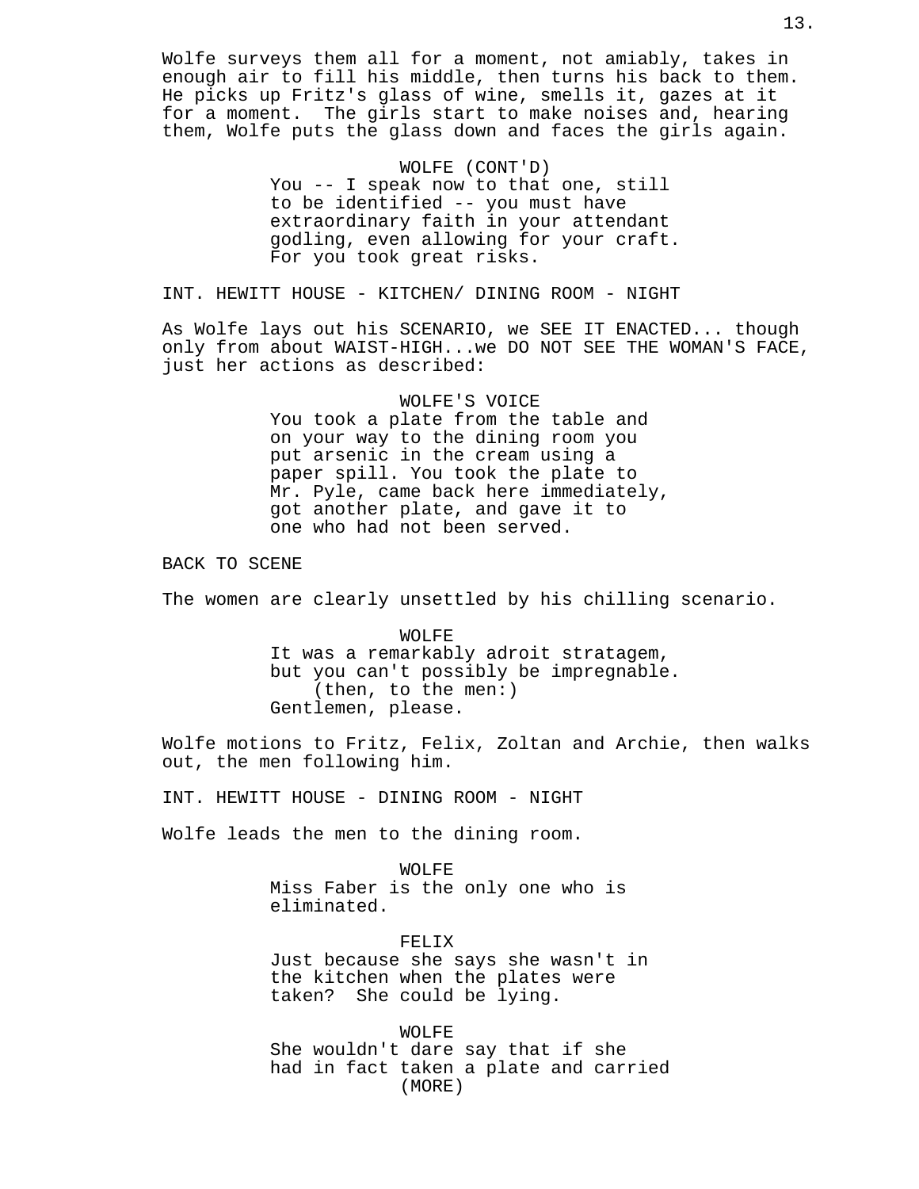Wolfe surveys them all for a moment, not amiably, takes in enough air to fill his middle, then turns his back to them. He picks up Fritz's glass of wine, smells it, gazes at it for a moment. The girls start to make noises and, hearing them, Wolfe puts the glass down and faces the girls again.

WOLFE (CONT'D)
You -- I speak now to that one, still to be identified -- you must have extraordinary faith in your attendant godling, even allowing for your craft. For you took great risks.

INT. HEWITT HOUSE - KITCHEN/ DINING ROOM - NIGHT

As Wolfe lays out his SCENARIO, we SEE IT ENACTED... though only from about WAIST-HIGH...we DO NOT SEE THE WOMAN'S FACE, just her actions as described:

WOLFE'S VOICE
You took a plate from the table and on your way to the dining room you put arsenic in the cream using a paper spill. You took the plate to Mr. Pyle, came back here immediately, got another plate, and gave it to one who had not been served.

BACK TO SCENE

The women are clearly unsettled by his chilling scenario.

WOLFE
It was a remarkably adroit stratagem, but you can't possibly be impregnable.
(then, to the men:)
Gentlemen, please.

Wolfe motions to Fritz, Felix, Zoltan and Archie, then walks out, the men following him.

INT. HEWITT HOUSE - DINING ROOM - NIGHT

Wolfe leads the men to the dining room.

WOLFE
Miss Faber is the only one who is eliminated.

FELIX
Just because she says she wasn't in the kitchen when the plates were taken? She could be lying.

WOLFE
She wouldn't dare say that if she had in fact taken a plate and carried
(MORE)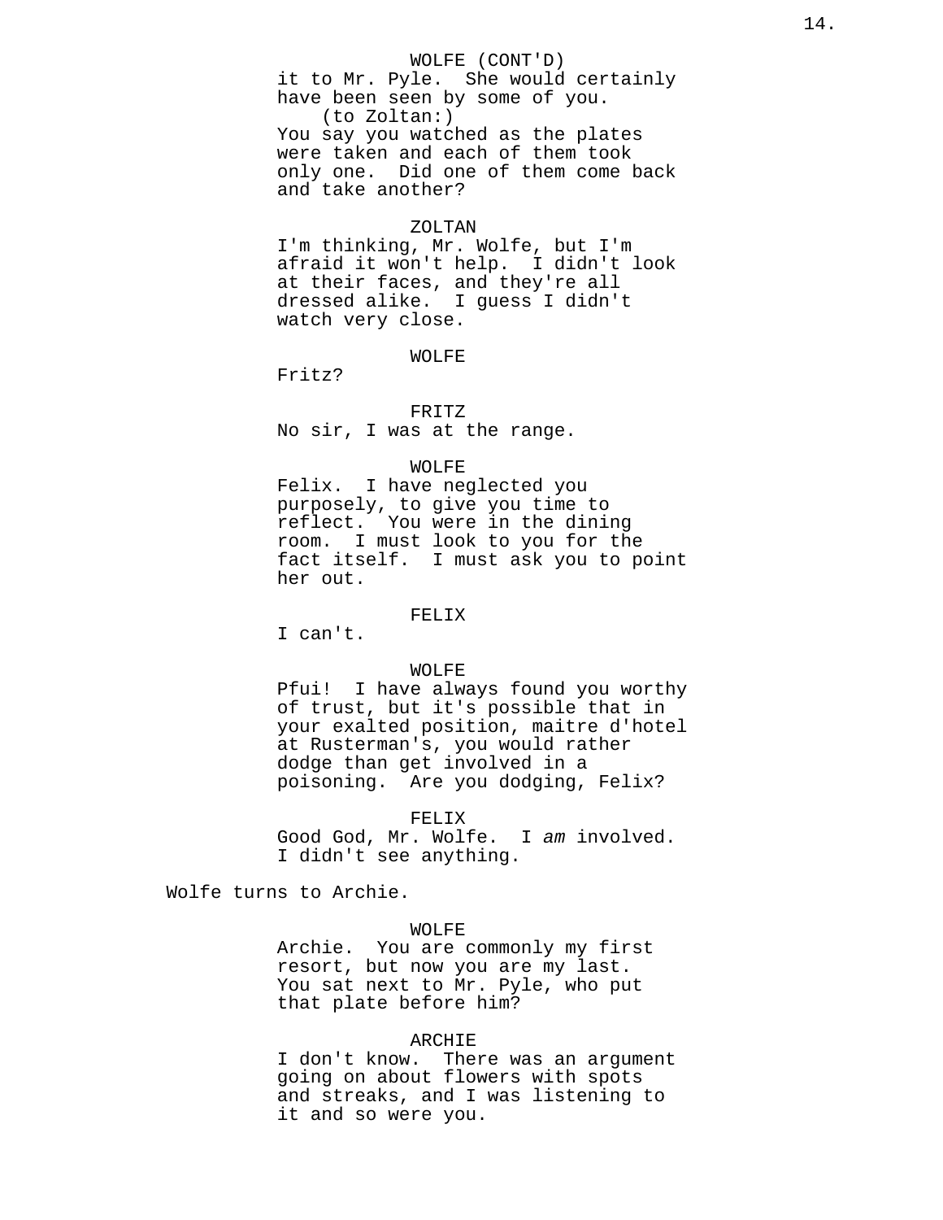WOLFE (CONT'D)
it to Mr. Pyle. She would certainly have been seen by some of you.
(to Zoltan:)
You say you watched as the plates were taken and each of them took only one. Did one of them come back and take another?

ZOLTAN
I'm thinking, Mr. Wolfe, but I'm afraid it won't help. I didn't look at their faces, and they're all dressed alike. I guess I didn't watch very close.

WOLFE
Fritz?

FRITZ
No sir, I was at the range.

WOLFE
Felix. I have neglected you purposely, to give you time to reflect. You were in the dining room. I must look to you for the fact itself. I must ask you to point her out.

FELIX
I can't.

WOLFE
Pfui! I have always found you worthy of trust, but it's possible that in your exalted position, maitre d'hotel at Rusterman's, you would rather dodge than get involved in a poisoning. Are you dodging, Felix?

FELIX
Good God, Mr. Wolfe. I *am* involved. I didn't see anything.

Wolfe turns to Archie.

WOLFE
Archie. You are commonly my first resort, but now you are my last. You sat next to Mr. Pyle, who put that plate before him?

ARCHIE
I don't know. There was an argument going on about flowers with spots and streaks, and I was listening to it and so were you.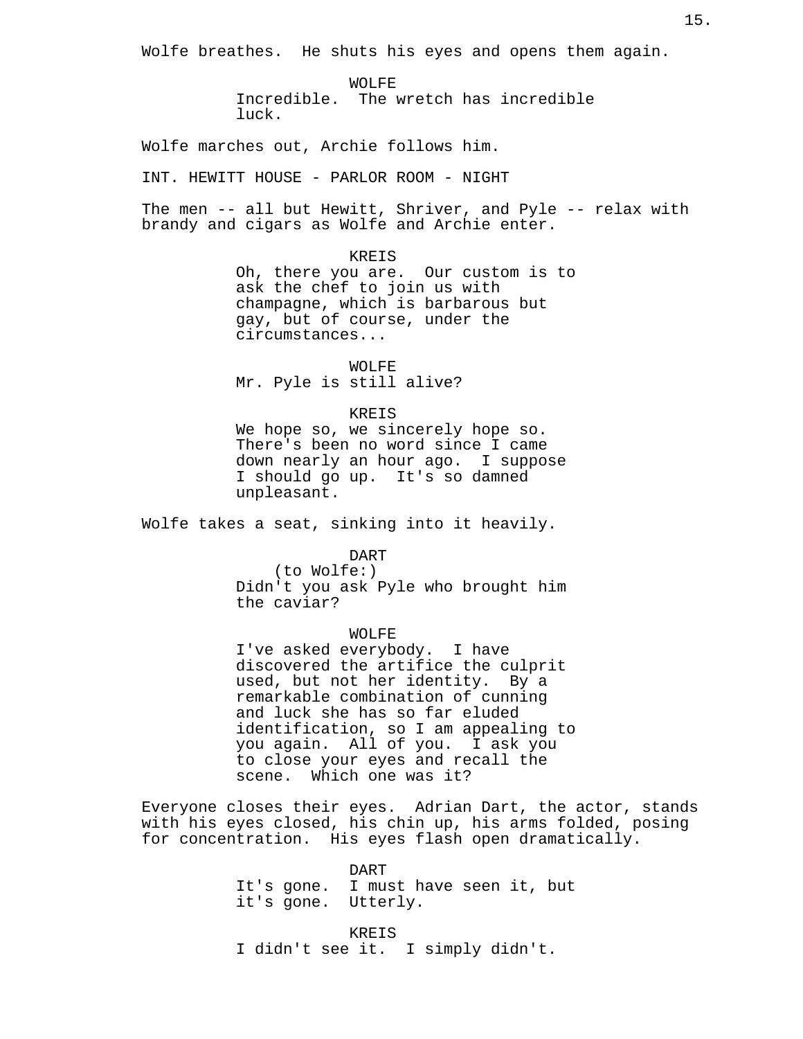Wolfe breathes. He shuts his eyes and opens them again.

WOLFE
Incredible. The wretch has incredible luck.

Wolfe marches out, Archie follows him.

INT. HEWITT HOUSE - PARLOR ROOM - NIGHT

The men -- all but Hewitt, Shriver, and Pyle -- relax with brandy and cigars as Wolfe and Archie enter.

KREIS
Oh, there you are. Our custom is to ask the chef to join us with champagne, which is barbarous but gay, but of course, under the circumstances...

WOLFE
Mr. Pyle is still alive?

KREIS
We hope so, we sincerely hope so. There's been no word since I came down nearly an hour ago. I suppose I should go up. It's so damned unpleasant.

Wolfe takes a seat, sinking into it heavily.

DART
(to Wolfe:)
Didn't you ask Pyle who brought him the caviar?

WOLFE
I've asked everybody. I have discovered the artifice the culprit used, but not her identity. By a remarkable combination of cunning and luck she has so far eluded identification, so I am appealing to you again. All of you. I ask you to close your eyes and recall the scene. Which one was it?

Everyone closes their eyes. Adrian Dart, the actor, stands with his eyes closed, his chin up, his arms folded, posing for concentration. His eyes flash open dramatically.

DART
It's gone. I must have seen it, but it's gone. Utterly.

KREIS
I didn't see it. I simply didn't.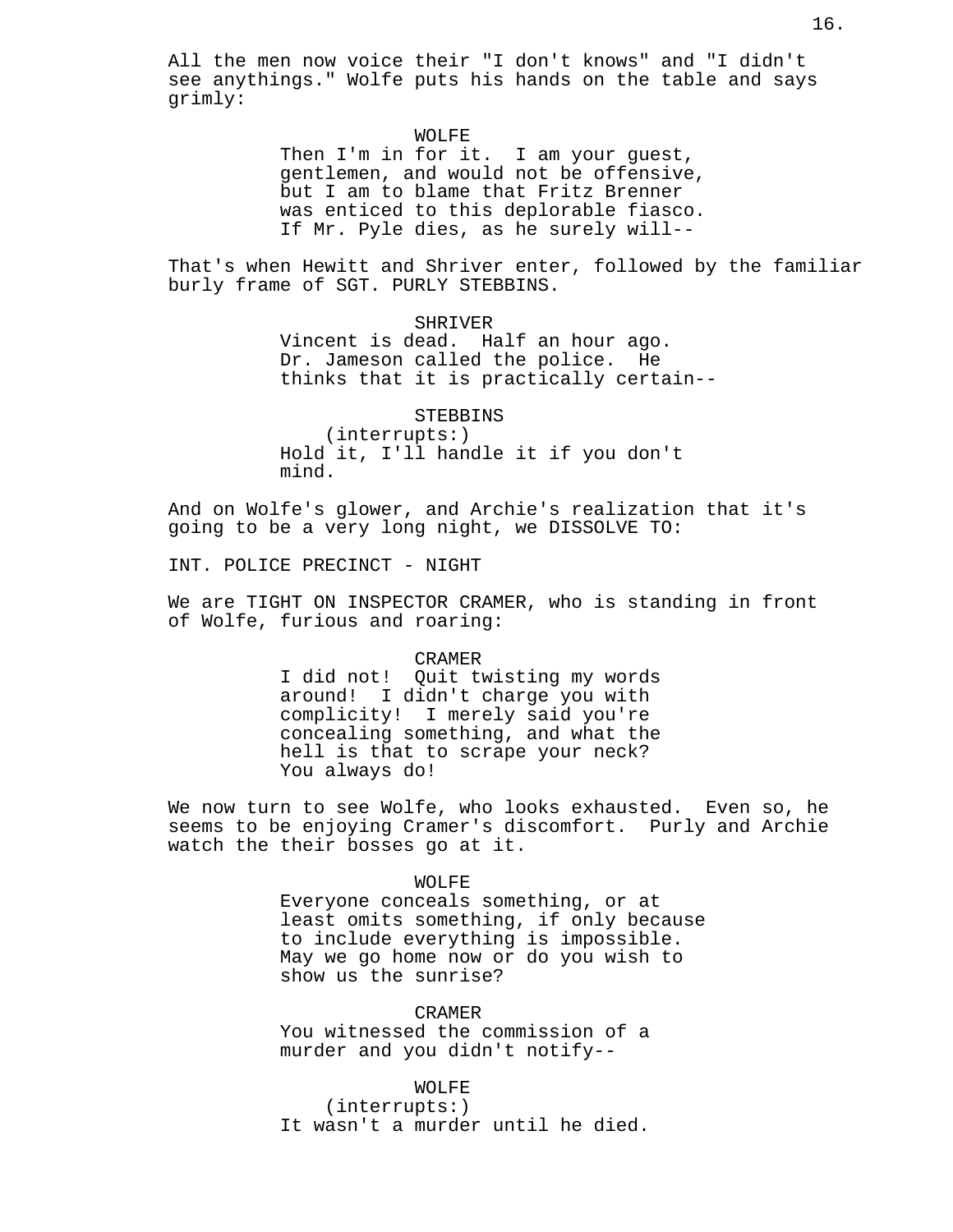All the men now voice their "I don't knows" and "I didn't see anythings." Wolfe puts his hands on the table and says grimly:

WOLFE
Then I'm in for it. I am your guest, gentlemen, and would not be offensive, but I am to blame that Fritz Brenner was enticed to this deplorable fiasco. If Mr. Pyle dies, as he surely will--

That's when Hewitt and Shriver enter, followed by the familiar burly frame of SGT. PURLY STEBBINS.

SHRIVER
Vincent is dead. Half an hour ago. Dr. Jameson called the police. He thinks that it is practically certain--

STEBBINS
(interrupts:)
Hold it, I'll handle it if you don't mind.

And on Wolfe's glower, and Archie's realization that it's going to be a very long night, we DISSOLVE TO:

INT. POLICE PRECINCT - NIGHT

We are TIGHT ON INSPECTOR CRAMER, who is standing in front of Wolfe, furious and roaring:

CRAMER
I did not! Quit twisting my words around! I didn't charge you with complicity! I merely said you're concealing something, and what the hell is that to scrape your neck? You always do!

We now turn to see Wolfe, who looks exhausted. Even so, he seems to be enjoying Cramer's discomfort. Purly and Archie watch the their bosses go at it.

WOLFE
Everyone conceals something, or at least omits something, if only because to include everything is impossible. May we go home now or do you wish to show us the sunrise?

CRAMER
You witnessed the commission of a murder and you didn't notify--

WOLFE
(interrupts:)
It wasn't a murder until he died.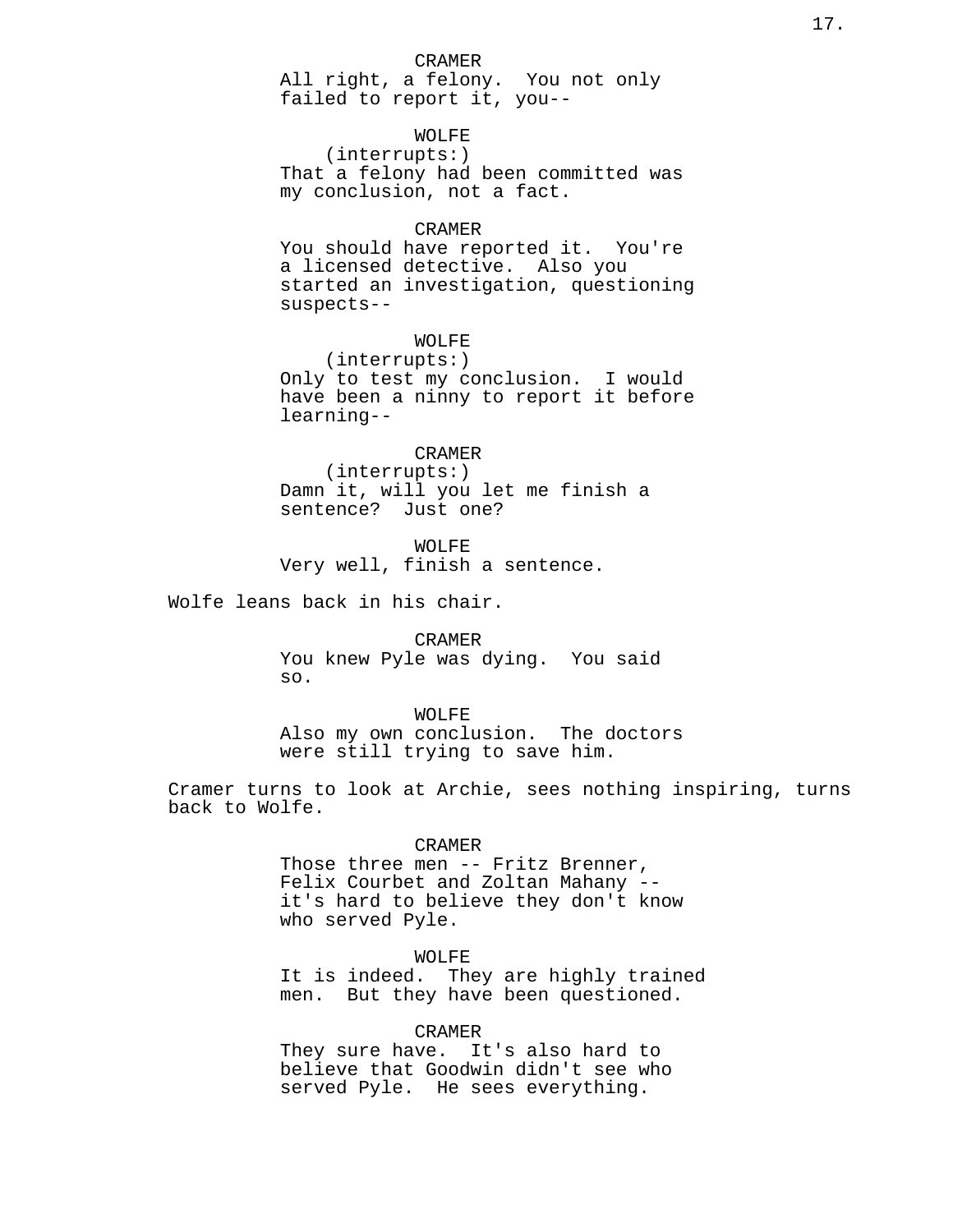CRAMER
All right, a felony. You not only failed to report it, you--

WOLFE
(interrupts:)
That a felony had been committed was my conclusion, not a fact.

CRAMER
You should have reported it. You're a licensed detective. Also you started an investigation, questioning suspects--

WOLFE
(interrupts:)
Only to test my conclusion. I would have been a ninny to report it before learning--

CRAMER
(interrupts:)
Damn it, will you let me finish a sentence? Just one?

WOLFE
Very well, finish a sentence.

Wolfe leans back in his chair.

CRAMER
You knew Pyle was dying. You said so.

WOLFE
Also my own conclusion. The doctors were still trying to save him.

Cramer turns to look at Archie, sees nothing inspiring, turns back to Wolfe.

CRAMER
Those three men -- Fritz Brenner, Felix Courbet and Zoltan Mahany -- it's hard to believe they don't know who served Pyle.

WOLFE
It is indeed. They are highly trained men. But they have been questioned.

CRAMER
They sure have. It's also hard to believe that Goodwin didn't see who served Pyle. He sees everything.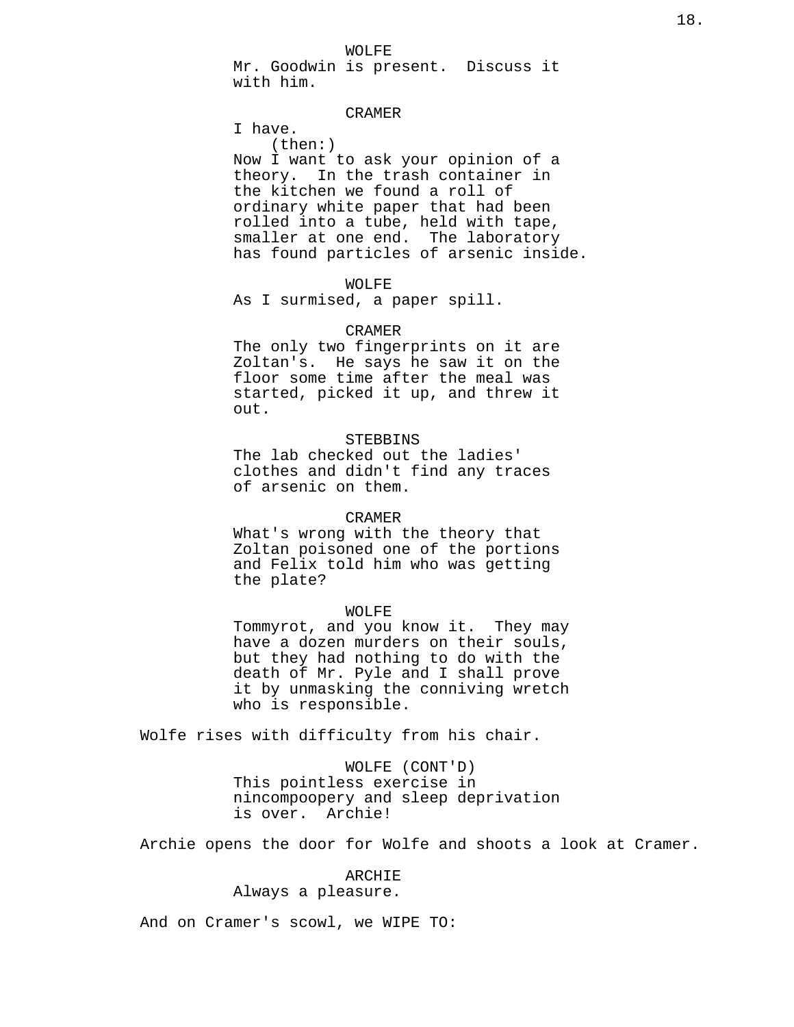WOLFE
Mr. Goodwin is present.  Discuss it with him.

CRAMER
I have.
(then:)
Now I want to ask your opinion of a theory.  In the trash container in the kitchen we found a roll of ordinary white paper that had been rolled into a tube, held with tape, smaller at one end.  The laboratory has found particles of arsenic inside.

WOLFE
As I surmised, a paper spill.

CRAMER
The only two fingerprints on it are Zoltan's.  He says he saw it on the floor some time after the meal was started, picked it up, and threw it out.

STEBBINS
The lab checked out the ladies' clothes and didn't find any traces of arsenic on them.

CRAMER
What's wrong with the theory that Zoltan poisoned one of the portions and Felix told him who was getting the plate?

WOLFE
Tommyrot, and you know it.  They may have a dozen murders on their souls, but they had nothing to do with the death of Mr. Pyle and I shall prove it by unmasking the conniving wretch who is responsible.

Wolfe rises with difficulty from his chair.

WOLFE (CONT'D)
This pointless exercise in nincompoopery and sleep deprivation is over.  Archie!

Archie opens the door for Wolfe and shoots a look at Cramer.

ARCHIE
Always a pleasure.

And on Cramer's scowl, we WIPE TO: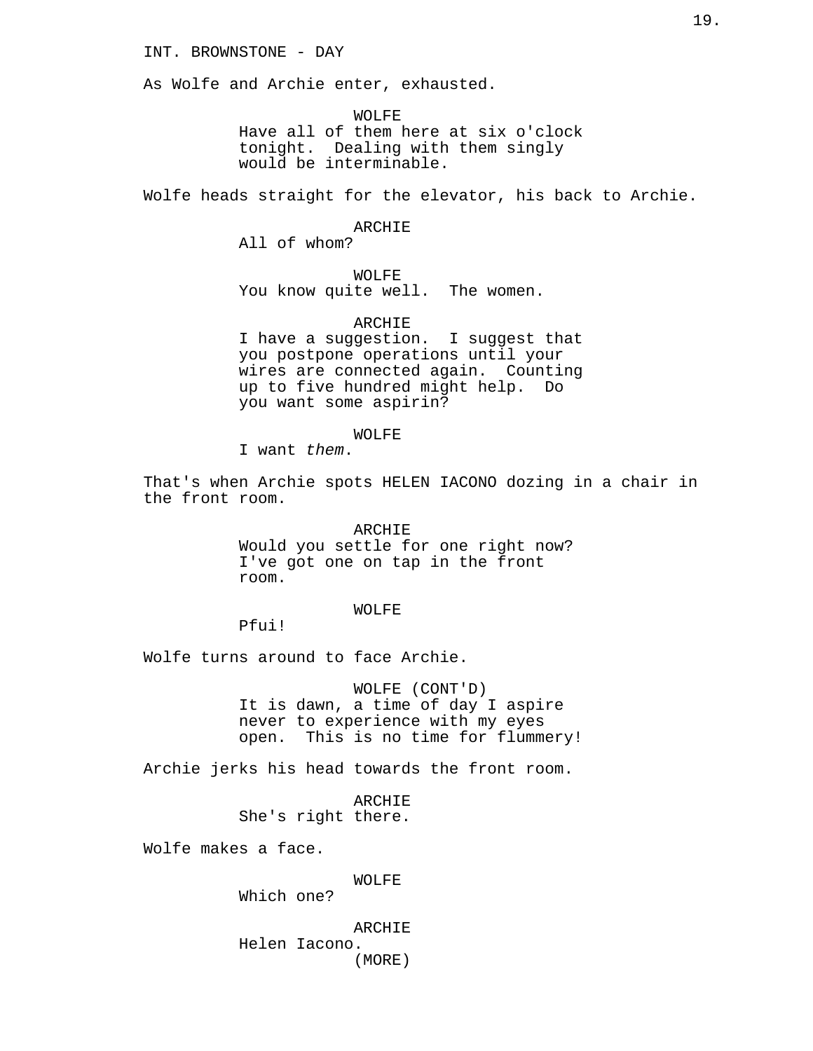INT. BROWNSTONE - DAY

As Wolfe and Archie enter, exhausted.

WOLFE
Have all of them here at six o'clock tonight. Dealing with them singly would be interminable.

Wolfe heads straight for the elevator, his back to Archie.

ARCHIE
All of whom?

WOLFE
You know quite well. The women.

ARCHIE
I have a suggestion. I suggest that you postpone operations until your wires are connected again. Counting up to five hundred might help. Do you want some aspirin?

WOLFE
I want *them*.

That's when Archie spots HELEN IACONO dozing in a chair in the front room.

ARCHIE
Would you settle for one right now? I've got one on tap in the front room.

WOLFE
Pfui!

Wolfe turns around to face Archie.

WOLFE (CONT'D)
It is dawn, a time of day I aspire never to experience with my eyes open. This is no time for flummery!

Archie jerks his head towards the front room.

ARCHIE
She's right there.

Wolfe makes a face.

WOLFE
Which one?

ARCHIE
Helen Iacono.
(MORE)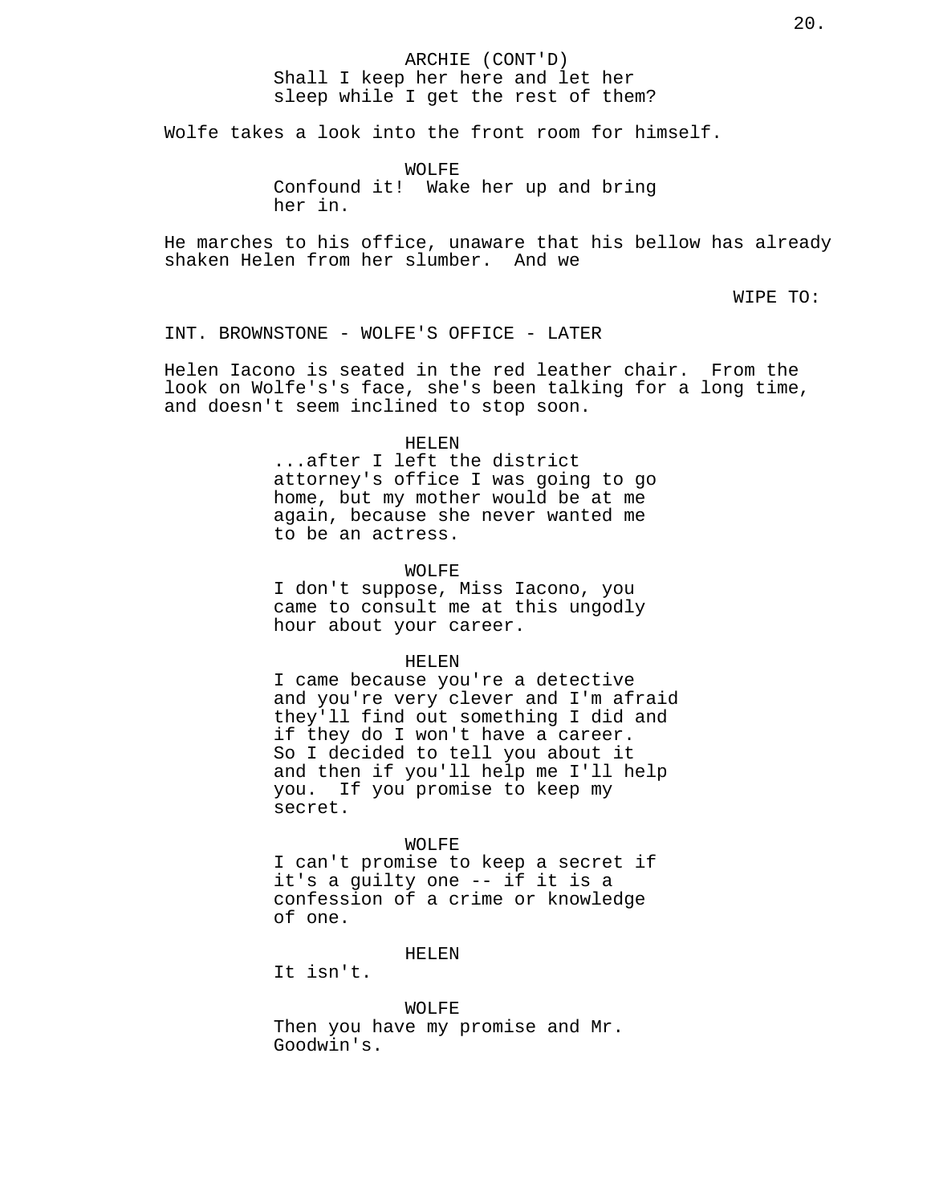ARCHIE (CONT'D)
Shall I keep her here and let her sleep while I get the rest of them?

Wolfe takes a look into the front room for himself.

WOLFE
Confound it!  Wake her up and bring her in.

He marches to his office, unaware that his bellow has already shaken Helen from her slumber.  And we

WIPE TO:

INT. BROWNSTONE - WOLFE'S OFFICE - LATER

Helen Iacono is seated in the red leather chair.  From the look on Wolfe's's face, she's been talking for a long time, and doesn't seem inclined to stop soon.

HELEN
...after I left the district attorney's office I was going to go home, but my mother would be at me again, because she never wanted me to be an actress.

WOLFE
I don't suppose, Miss Iacono, you came to consult me at this ungodly hour about your career.

HELEN
I came because you're a detective and you're very clever and I'm afraid they'll find out something I did and if they do I won't have a career.  So I decided to tell you about it and then if you'll help me I'll help you.  If you promise to keep my secret.

WOLFE
I can't promise to keep a secret if it's a guilty one -- if it is a confession of a crime or knowledge of one.

HELEN
It isn't.

WOLFE
Then you have my promise and Mr. Goodwin's.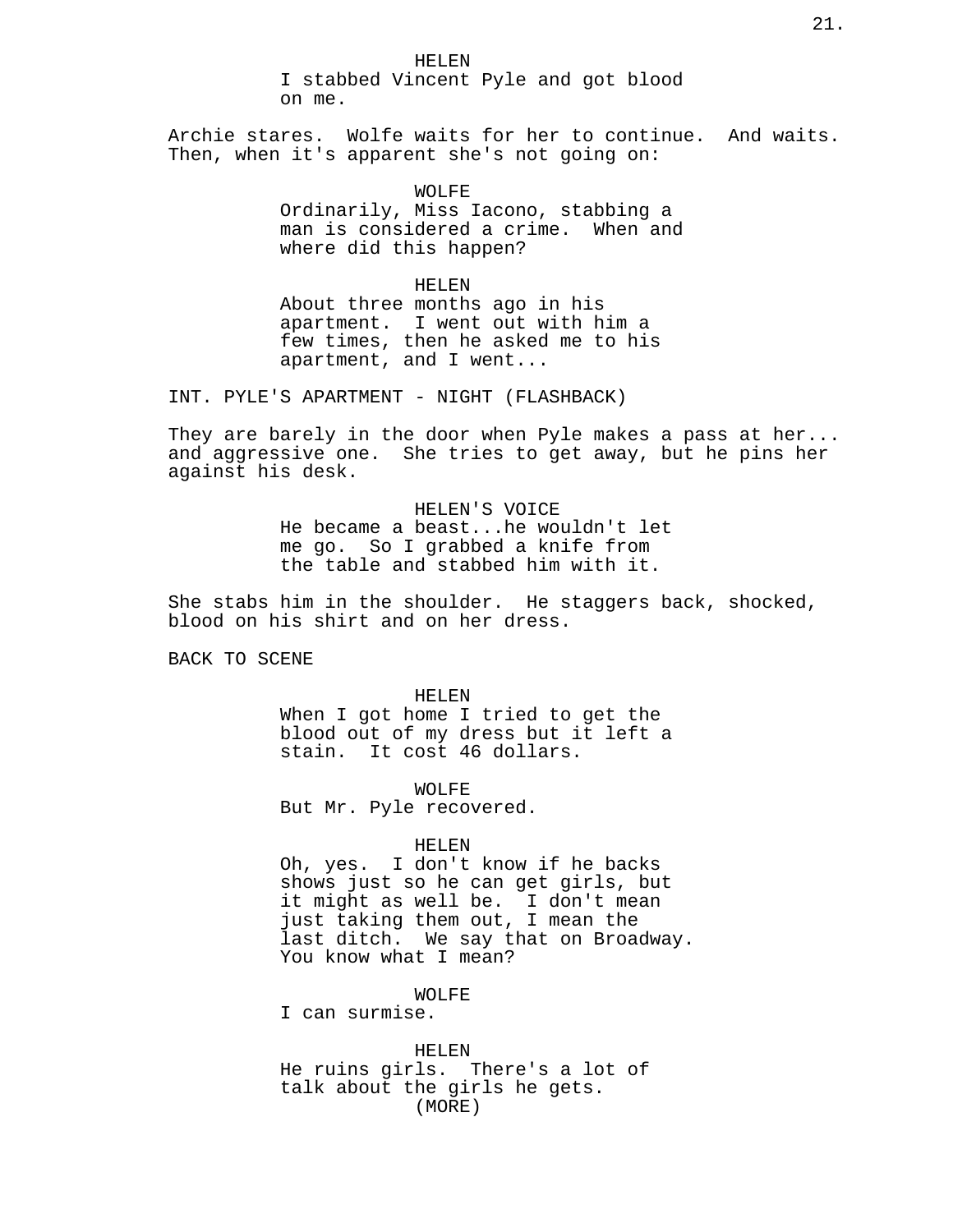HELEN
I stabbed Vincent Pyle and got blood on me.

Archie stares. Wolfe waits for her to continue. And waits. Then, when it's apparent she's not going on:

WOLFE
Ordinarily, Miss Iacono, stabbing a man is considered a crime. When and where did this happen?

HELEN
About three months ago in his apartment. I went out with him a few times, then he asked me to his apartment, and I went...

INT. PYLE'S APARTMENT - NIGHT (FLASHBACK)

They are barely in the door when Pyle makes a pass at her... and aggressive one. She tries to get away, but he pins her against his desk.

HELEN'S VOICE
He became a beast...he wouldn't let me go. So I grabbed a knife from the table and stabbed him with it.

She stabs him in the shoulder. He staggers back, shocked, blood on his shirt and on her dress.

BACK TO SCENE

HELEN
When I got home I tried to get the blood out of my dress but it left a stain. It cost 46 dollars.

WOLFE
But Mr. Pyle recovered.

HELEN
Oh, yes. I don't know if he backs shows just so he can get girls, but it might as well be. I don't mean just taking them out, I mean the last ditch. We say that on Broadway. You know what I mean?

WOLFE
I can surmise.

HELEN
He ruins girls. There's a lot of talk about the girls he gets.
(MORE)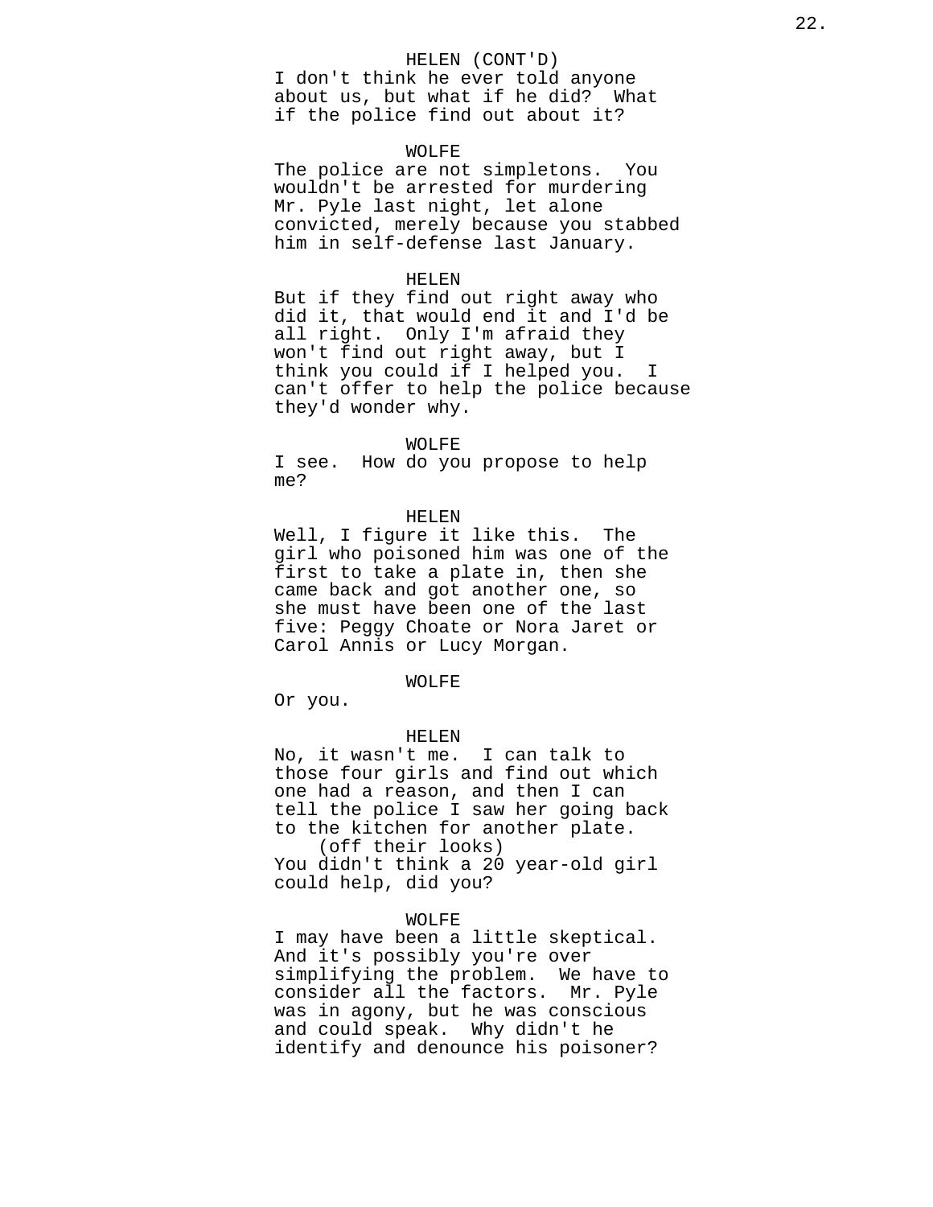HELEN (CONT'D)
I don't think he ever told anyone about us, but what if he did? What if the police find out about it?

WOLFE
The police are not simpletons. You wouldn't be arrested for murdering Mr. Pyle last night, let alone convicted, merely because you stabbed him in self-defense last January.

HELEN
But if they find out right away who did it, that would end it and I'd be all right. Only I'm afraid they won't find out right away, but I think you could if I helped you. I can't offer to help the police because they'd wonder why.

WOLFE
I see. How do you propose to help me?

HELEN
Well, I figure it like this. The girl who poisoned him was one of the first to take a plate in, then she came back and got another one, so she must have been one of the last five: Peggy Choate or Nora Jaret or Carol Annis or Lucy Morgan.

WOLFE
Or you.

HELEN
No, it wasn't me. I can talk to those four girls and find out which one had a reason, and then I can tell the police I saw her going back to the kitchen for another plate.
(off their looks)
You didn't think a 20 year-old girl could help, did you?

WOLFE
I may have been a little skeptical. And it's possibly you're over simplifying the problem. We have to consider all the factors. Mr. Pyle was in agony, but he was conscious and could speak. Why didn't he identify and denounce his poisoner?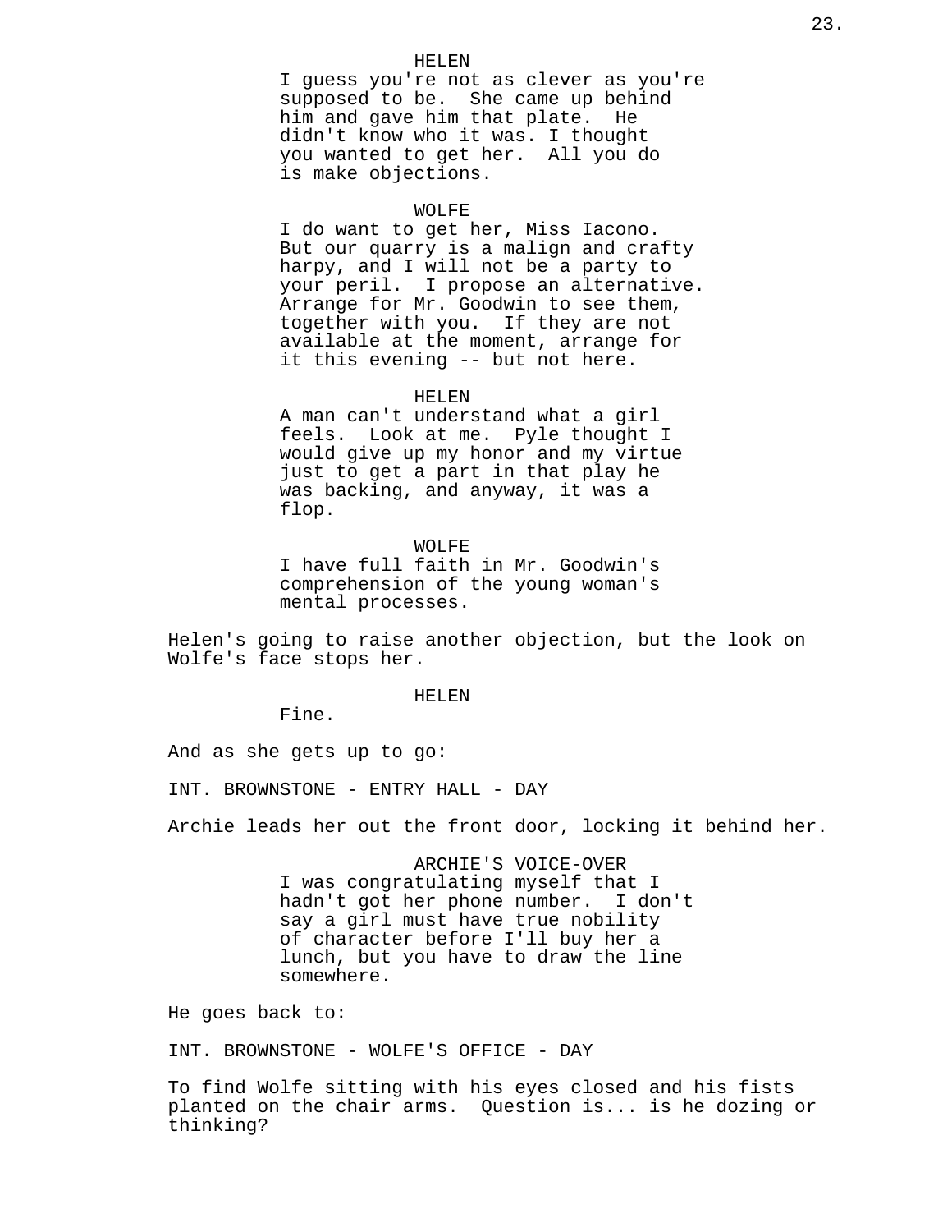HELEN
I guess you're not as clever as you're supposed to be. She came up behind him and gave him that plate. He didn't know who it was. I thought you wanted to get her. All you do is make objections.

WOLFE
I do want to get her, Miss Iacono. But our quarry is a malign and crafty harpy, and I will not be a party to your peril. I propose an alternative. Arrange for Mr. Goodwin to see them, together with you. If they are not available at the moment, arrange for it this evening -- but not here.

HELEN
A man can't understand what a girl feels. Look at me. Pyle thought I would give up my honor and my virtue just to get a part in that play he was backing, and anyway, it was a flop.

WOLFE
I have full faith in Mr. Goodwin's comprehension of the young woman's mental processes.

Helen's going to raise another objection, but the look on Wolfe's face stops her.

HELEN
Fine.

And as she gets up to go:

INT. BROWNSTONE - ENTRY HALL - DAY

Archie leads her out the front door, locking it behind her.

ARCHIE'S VOICE-OVER
I was congratulating myself that I hadn't got her phone number. I don't say a girl must have true nobility of character before I'll buy her a lunch, but you have to draw the line somewhere.

He goes back to:

INT. BROWNSTONE - WOLFE'S OFFICE - DAY

To find Wolfe sitting with his eyes closed and his fists planted on the chair arms. Question is... is he dozing or thinking?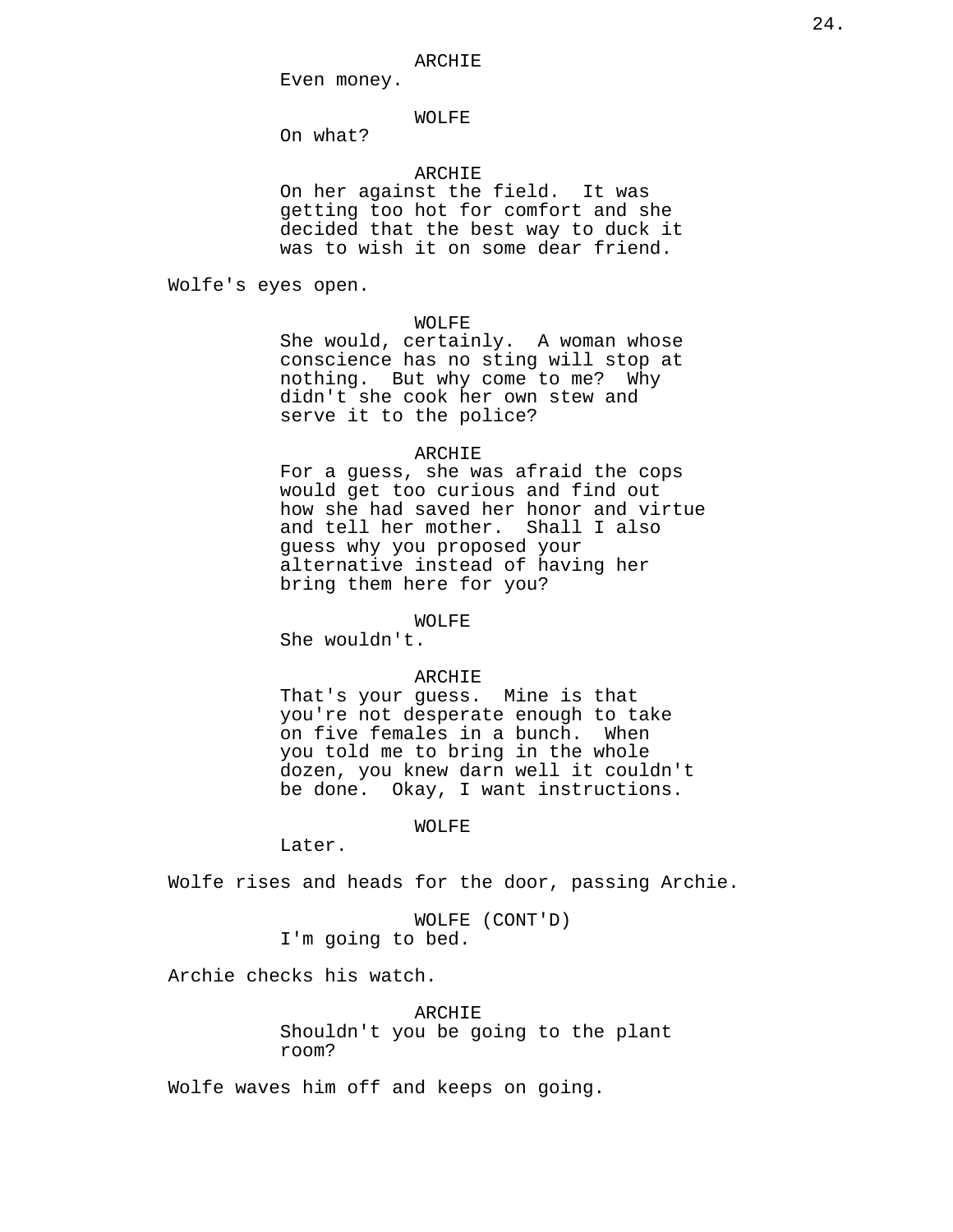ARCHIE

Even money.

WOLFE

On what?

ARCHIE

On her against the field. It was getting too hot for comfort and she decided that the best way to duck it was to wish it on some dear friend.

Wolfe's eyes open.

WOLFE

She would, certainly. A woman whose conscience has no sting will stop at nothing. But why come to me? Why didn't she cook her own stew and serve it to the police?

ARCHIE

For a guess, she was afraid the cops would get too curious and find out how she had saved her honor and virtue and tell her mother. Shall I also guess why you proposed your alternative instead of having her bring them here for you?

WOLFE

She wouldn't.

ARCHIE

That's your guess. Mine is that you're not desperate enough to take on five females in a bunch. When you told me to bring in the whole dozen, you knew darn well it couldn't be done. Okay, I want instructions.

WOLFE

Later.

Wolfe rises and heads for the door, passing Archie.

WOLFE (CONT'D)

I'm going to bed.

Archie checks his watch.

ARCHIE

Shouldn't you be going to the plant room?

Wolfe waves him off and keeps on going.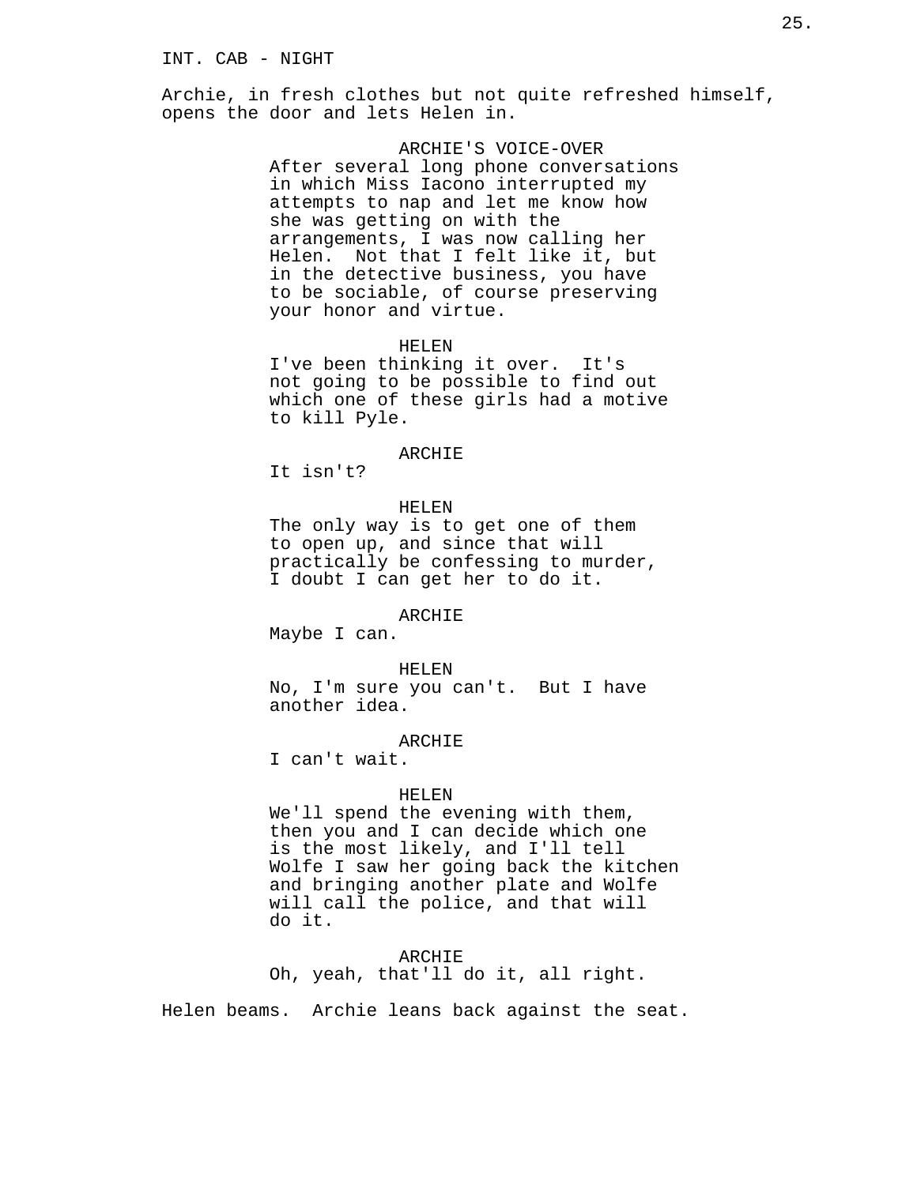INT. CAB - NIGHT

Archie, in fresh clothes but not quite refreshed himself, opens the door and lets Helen in.

ARCHIE'S VOICE-OVER
After several long phone conversations in which Miss Iacono interrupted my attempts to nap and let me know how she was getting on with the arrangements, I was now calling her Helen. Not that I felt like it, but in the detective business, you have to be sociable, of course preserving your honor and virtue.

HELEN
I've been thinking it over. It's not going to be possible to find out which one of these girls had a motive to kill Pyle.

ARCHIE
It isn't?

HELEN
The only way is to get one of them to open up, and since that will practically be confessing to murder, I doubt I can get her to do it.

ARCHIE
Maybe I can.

HELEN
No, I'm sure you can't. But I have another idea.

ARCHIE
I can't wait.

HELEN
We'll spend the evening with them, then you and I can decide which one is the most likely, and I'll tell Wolfe I saw her going back the kitchen and bringing another plate and Wolfe will call the police, and that will do it.

ARCHIE
Oh, yeah, that'll do it, all right.

Helen beams. Archie leans back against the seat.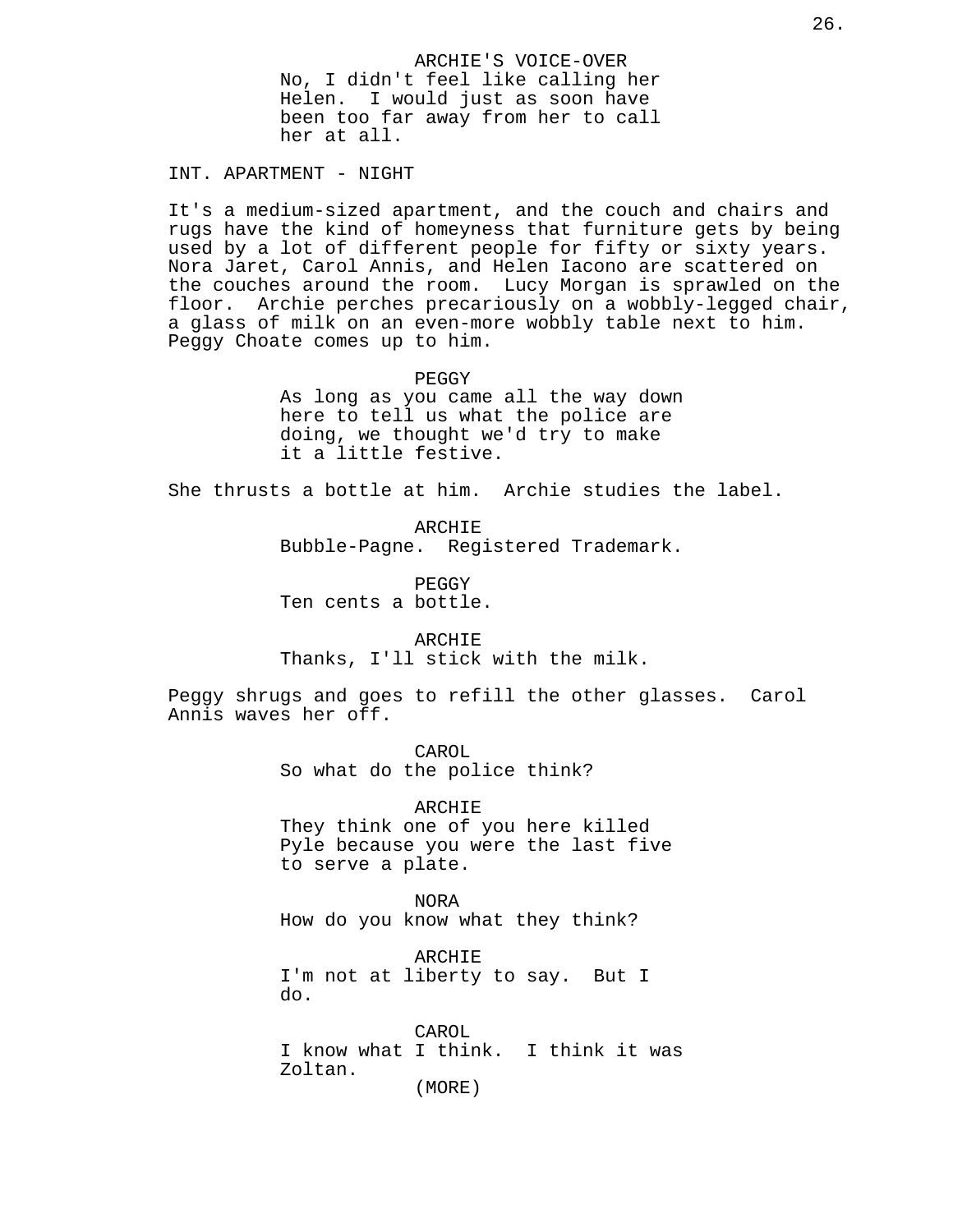ARCHIE'S VOICE-OVER
No, I didn't feel like calling her Helen. I would just as soon have been too far away from her to call her at all.

INT. APARTMENT - NIGHT

It's a medium-sized apartment, and the couch and chairs and rugs have the kind of homeyness that furniture gets by being used by a lot of different people for fifty or sixty years. Nora Jaret, Carol Annis, and Helen Iacono are scattered on the couches around the room. Lucy Morgan is sprawled on the floor. Archie perches precariously on a wobbly-legged chair, a glass of milk on an even-more wobbly table next to him. Peggy Choate comes up to him.

PEGGY
As long as you came all the way down here to tell us what the police are doing, we thought we'd try to make it a little festive.

She thrusts a bottle at him. Archie studies the label.

ARCHIE
Bubble-Pagne. Registered Trademark.

PEGGY
Ten cents a bottle.

ARCHIE
Thanks, I'll stick with the milk.

Peggy shrugs and goes to refill the other glasses. Carol Annis waves her off.

CAROL
So what do the police think?

ARCHIE
They think one of you here killed Pyle because you were the last five to serve a plate.

NORA
How do you know what they think?

ARCHIE
I'm not at liberty to say. But I do.

CAROL
I know what I think. I think it was Zoltan.
(MORE)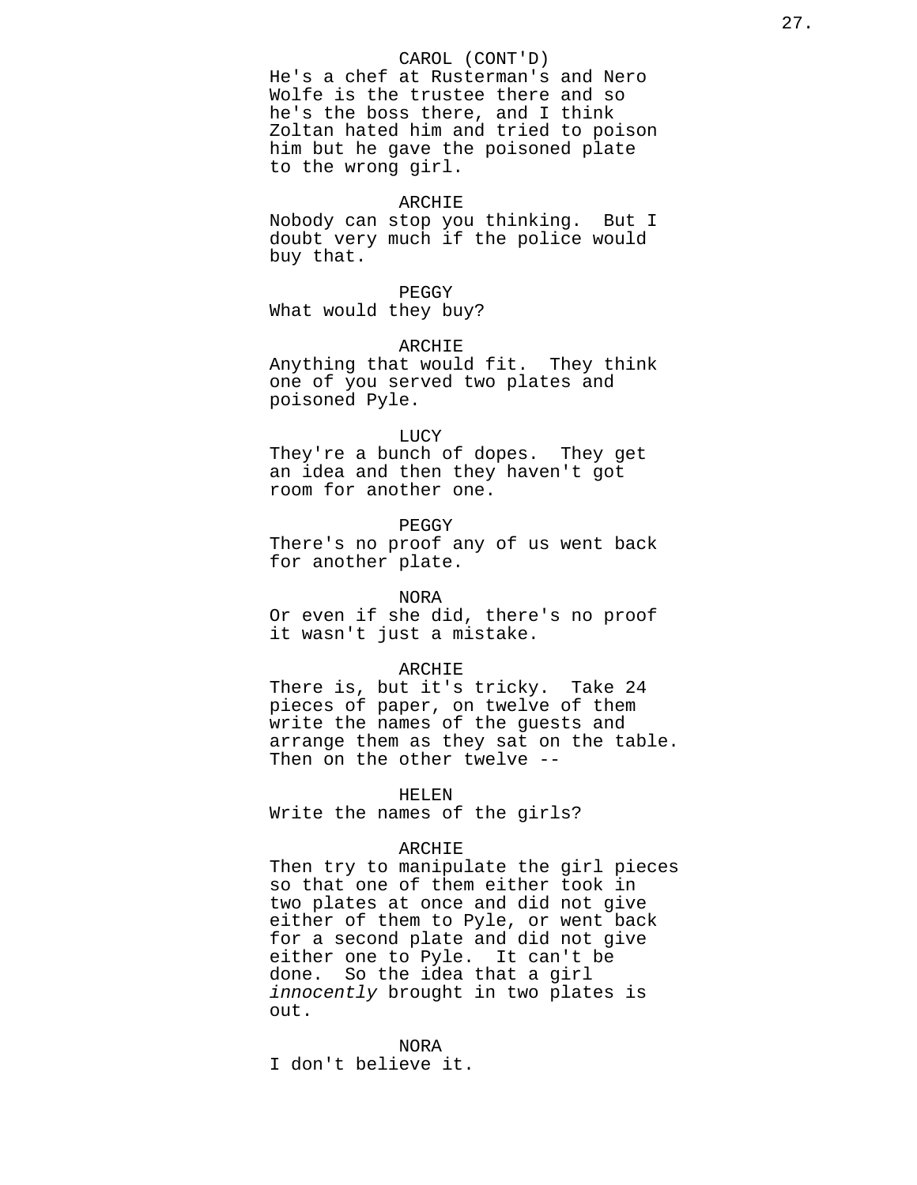CAROL (CONT'D)
He's a chef at Rusterman's and Nero Wolfe is the trustee there and so he's the boss there, and I think Zoltan hated him and tried to poison him but he gave the poisoned plate to the wrong girl.

ARCHIE
Nobody can stop you thinking. But I doubt very much if the police would buy that.

PEGGY
What would they buy?

ARCHIE
Anything that would fit. They think one of you served two plates and poisoned Pyle.

LUCY
They're a bunch of dopes. They get an idea and then they haven't got room for another one.

PEGGY
There's no proof any of us went back for another plate.

NORA
Or even if she did, there's no proof it wasn't just a mistake.

ARCHIE
There is, but it's tricky. Take 24 pieces of paper, on twelve of them write the names of the guests and arrange them as they sat on the table. Then on the other twelve --

HELEN
Write the names of the girls?

ARCHIE
Then try to manipulate the girl pieces so that one of them either took in two plates at once and did not give either of them to Pyle, or went back for a second plate and did not give either one to Pyle. It can't be done. So the idea that a girl *innocently* brought in two plates is out.

NORA
I don't believe it.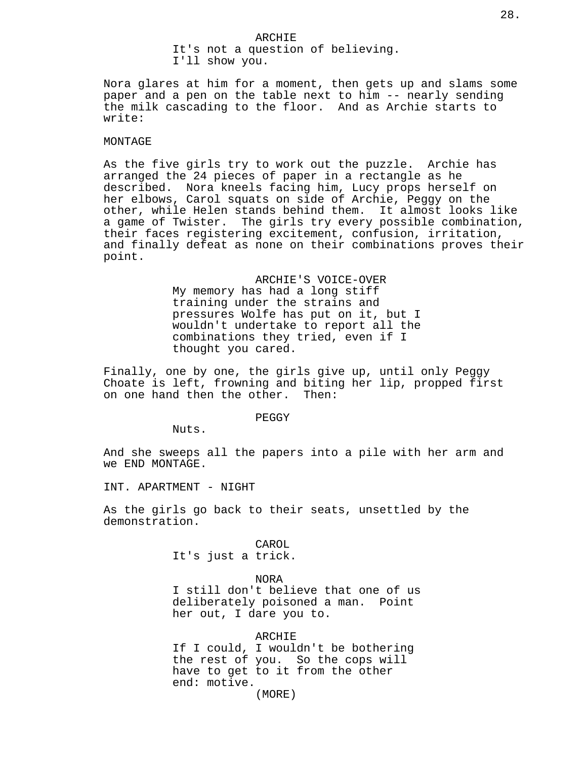ARCHIE
It's not a question of believing.
I'll show you.

Nora glares at him for a moment, then gets up and slams some paper and a pen on the table next to him -- nearly sending the milk cascading to the floor. And as Archie starts to write:

MONTAGE

As the five girls try to work out the puzzle. Archie has arranged the 24 pieces of paper in a rectangle as he described. Nora kneels facing him, Lucy props herself on her elbows, Carol squats on side of Archie, Peggy on the other, while Helen stands behind them. It almost looks like a game of Twister. The girls try every possible combination, their faces registering excitement, confusion, irritation, and finally defeat as none on their combinations proves their point.

ARCHIE'S VOICE-OVER
My memory has had a long stiff training under the strains and pressures Wolfe has put on it, but I wouldn't undertake to report all the combinations they tried, even if I thought you cared.

Finally, one by one, the girls give up, until only Peggy Choate is left, frowning and biting her lip, propped first on one hand then the other. Then:

PEGGY
Nuts.

And she sweeps all the papers into a pile with her arm and we END MONTAGE.

INT. APARTMENT - NIGHT

As the girls go back to their seats, unsettled by the demonstration.

CAROL
It's just a trick.

NORA
I still don't believe that one of us deliberately poisoned a man. Point her out, I dare you to.

ARCHIE
If I could, I wouldn't be bothering the rest of you. So the cops will have to get to it from the other end: motive.
(MORE)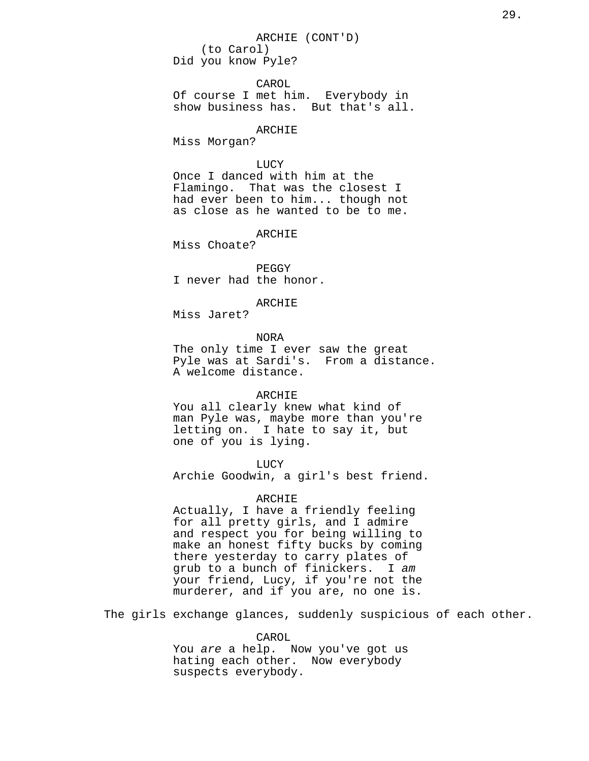ARCHIE (CONT'D)
(to Carol)
Did you know Pyle?

CAROL
Of course I met him. Everybody in show business has. But that's all.

ARCHIE
Miss Morgan?

LUCY
Once I danced with him at the Flamingo. That was the closest I had ever been to him... though not as close as he wanted to be to me.

ARCHIE
Miss Choate?

PEGGY
I never had the honor.

ARCHIE
Miss Jaret?

NORA
The only time I ever saw the great Pyle was at Sardi's. From a distance. A welcome distance.

ARCHIE
You all clearly knew what kind of man Pyle was, maybe more than you're letting on. I hate to say it, but one of you is lying.

LUCY
Archie Goodwin, a girl's best friend.

ARCHIE
Actually, I have a friendly feeling for all pretty girls, and I admire and respect you for being willing to make an honest fifty bucks by coming there yesterday to carry plates of grub to a bunch of finickers. I *am* your friend, Lucy, if you're not the murderer, and if you are, no one is.

The girls exchange glances, suddenly suspicious of each other.

CAROL
You *are* a help. Now you've got us hating each other. Now everybody suspects everybody.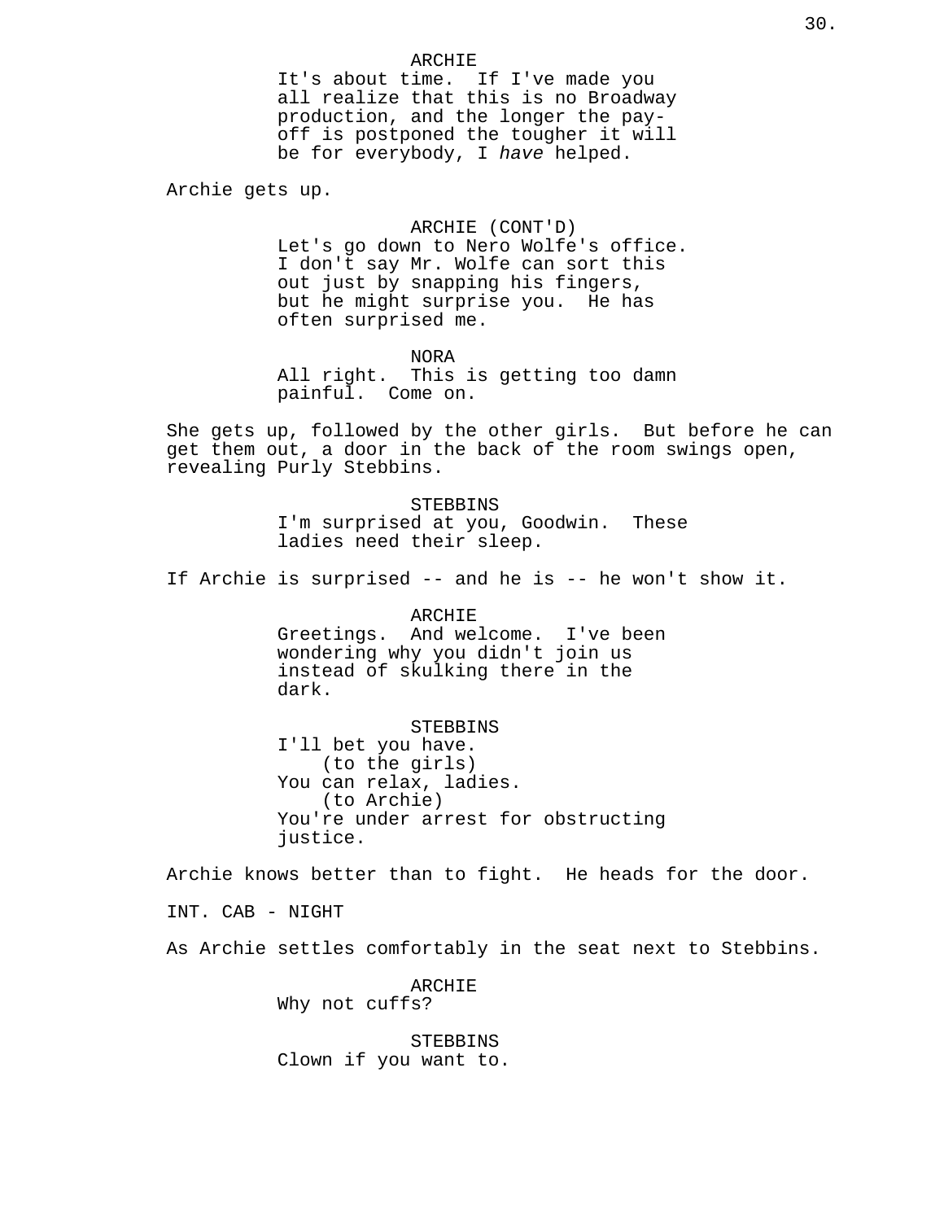ARCHIE
It's about time. If I've made you all realize that this is no Broadway production, and the longer the pay-off is postponed the tougher it will be for everybody, I *have* helped.

Archie gets up.

ARCHIE (CONT'D)
Let's go down to Nero Wolfe's office. I don't say Mr. Wolfe can sort this out just by snapping his fingers, but he might surprise you. He has often surprised me.

NORA
All right. This is getting too damn painful. Come on.

She gets up, followed by the other girls. But before he can get them out, a door in the back of the room swings open, revealing Purly Stebbins.

STEBBINS
I'm surprised at you, Goodwin. These ladies need their sleep.

If Archie is surprised -- and he is -- he won't show it.

ARCHIE
Greetings. And welcome. I've been wondering why you didn't join us instead of skulking there in the dark.

STEBBINS
I'll bet you have.
(to the girls)
You can relax, ladies.
(to Archie)
You're under arrest for obstructing justice.

Archie knows better than to fight. He heads for the door.

INT. CAB - NIGHT

As Archie settles comfortably in the seat next to Stebbins.

ARCHIE
Why not cuffs?

STEBBINS
Clown if you want to.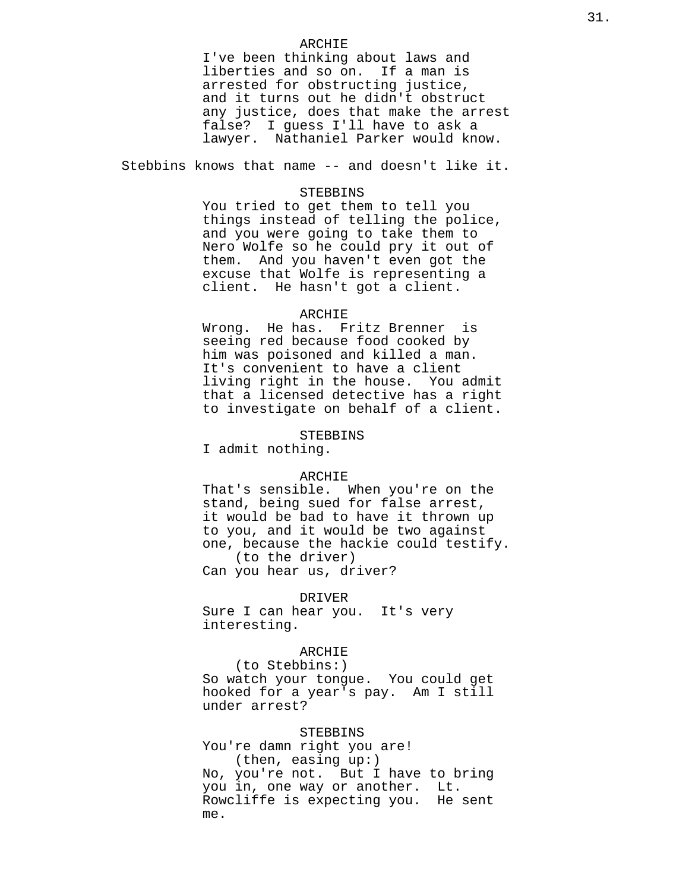ARCHIE

I've been thinking about laws and liberties and so on. If a man is arrested for obstructing justice, and it turns out he didn't obstruct any justice, does that make the arrest false? I guess I'll have to ask a lawyer. Nathaniel Parker would know.

Stebbins knows that name -- and doesn't like it.

STEBBINS

You tried to get them to tell you things instead of telling the police, and you were going to take them to Nero Wolfe so he could pry it out of them. And you haven't even got the excuse that Wolfe is representing a client. He hasn't got a client.

ARCHIE

Wrong. He has. Fritz Brenner is seeing red because food cooked by him was poisoned and killed a man. It's convenient to have a client living right in the house. You admit that a licensed detective has a right to investigate on behalf of a client.

STEBBINS

I admit nothing.

ARCHIE

That's sensible. When you're on the stand, being sued for false arrest, it would be bad to have it thrown up to you, and it would be two against one, because the hackie could testify.

(to the driver)

Can you hear us, driver?

DRIVER

Sure I can hear you. It's very interesting.

ARCHIE

(to Stebbins:)

So watch your tongue. You could get hooked for a year's pay. Am I still under arrest?

STEBBINS

You're damn right you are!

(then, easing up:)

No, you're not. But I have to bring you in, one way or another. Lt. Rowcliffe is expecting you. He sent me.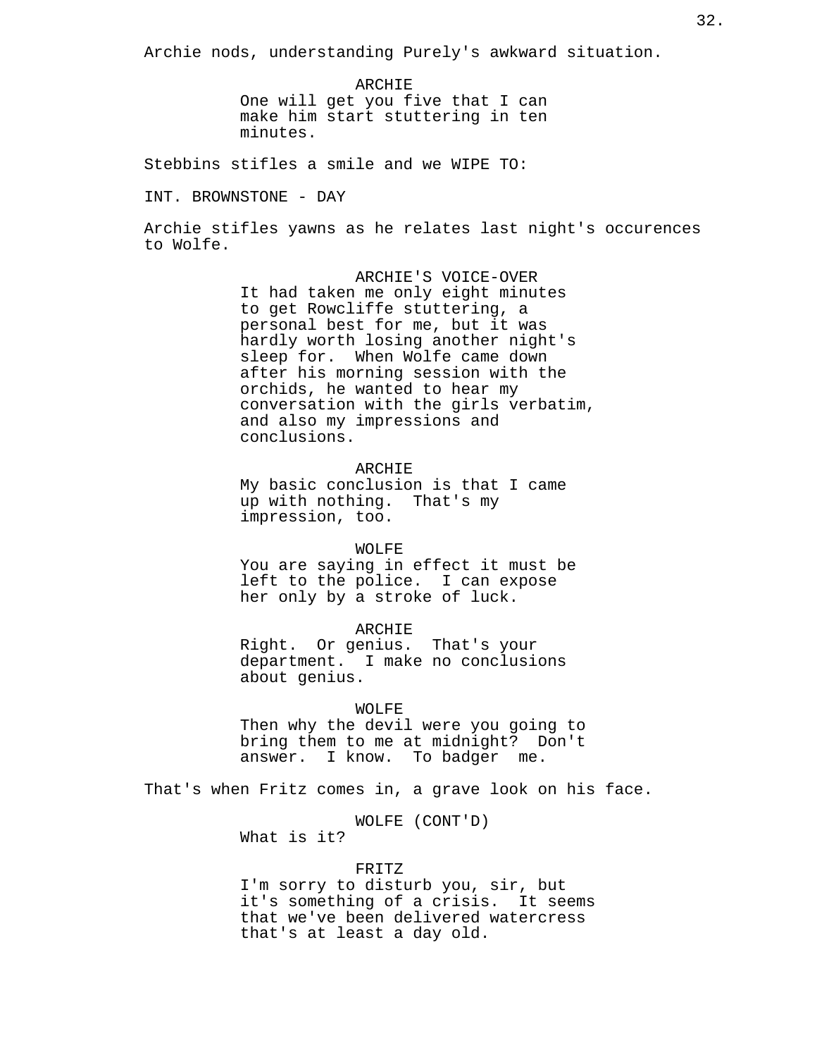Archie nods, understanding Purely's awkward situation.

ARCHIE
One will get you five that I can make him start stuttering in ten minutes.

Stebbins stifles a smile and we WIPE TO:

INT. BROWNSTONE - DAY

Archie stifles yawns as he relates last night's occurences to Wolfe.

ARCHIE'S VOICE-OVER
It had taken me only eight minutes to get Rowcliffe stuttering, a personal best for me, but it was hardly worth losing another night's sleep for. When Wolfe came down after his morning session with the orchids, he wanted to hear my conversation with the girls verbatim, and also my impressions and conclusions.

ARCHIE
My basic conclusion is that I came up with nothing. That's my impression, too.

WOLFE
You are saying in effect it must be left to the police. I can expose her only by a stroke of luck.

ARCHIE
Right. Or genius. That's your department. I make no conclusions about genius.

WOLFE
Then why the devil were you going to bring them to me at midnight? Don't answer. I know. To badger me.

That's when Fritz comes in, a grave look on his face.

WOLFE (CONT'D)
What is it?

FRITZ
I'm sorry to disturb you, sir, but it's something of a crisis. It seems that we've been delivered watercress that's at least a day old.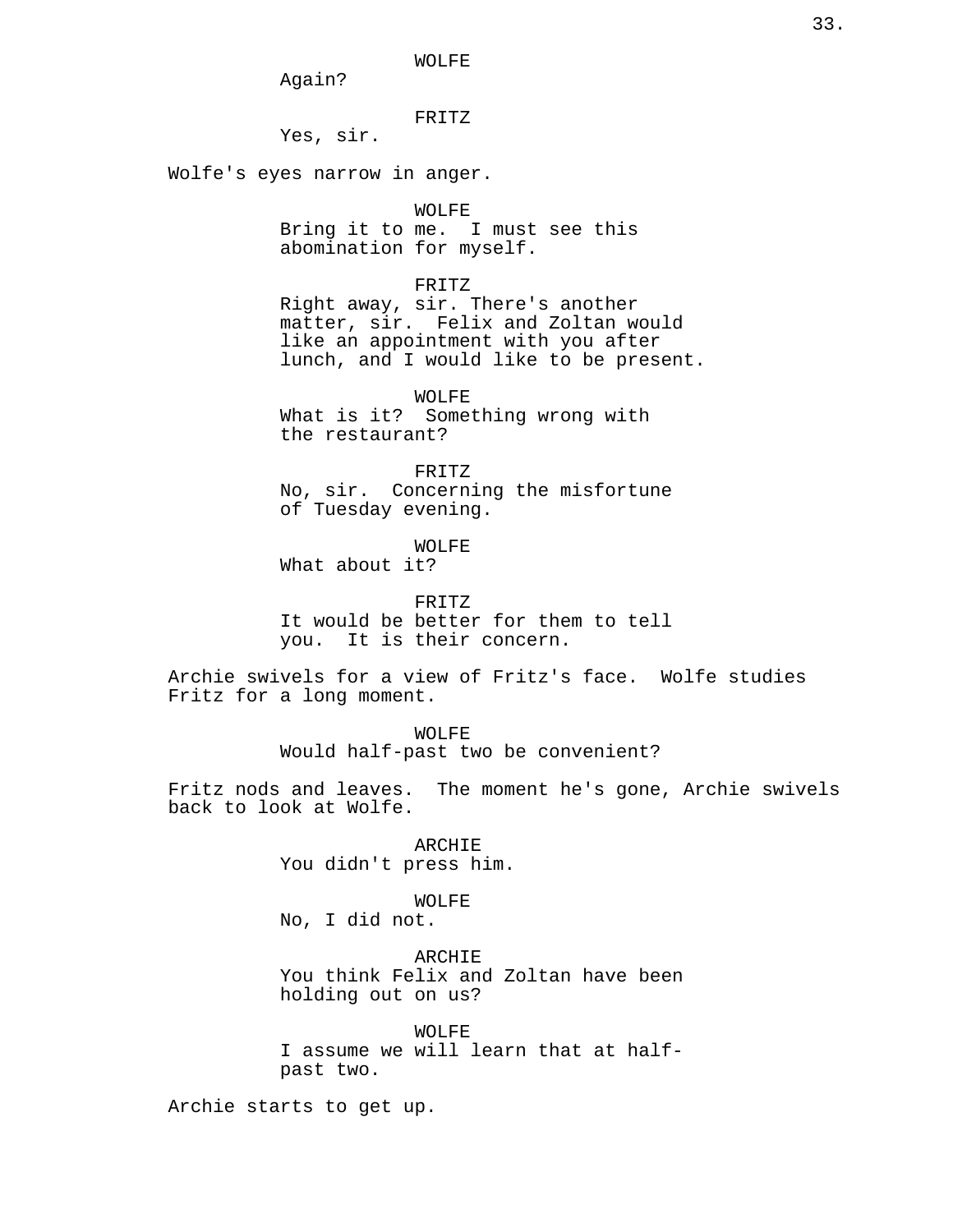WOLFE
Again?

FRITZ
Yes, sir.

Wolfe's eyes narrow in anger.

WOLFE
Bring it to me. I must see this abomination for myself.

FRITZ
Right away, sir. There's another matter, sir. Felix and Zoltan would like an appointment with you after lunch, and I would like to be present.

WOLFE
What is it? Something wrong with the restaurant?

FRITZ
No, sir. Concerning the misfortune of Tuesday evening.

WOLFE
What about it?

FRITZ
It would be better for them to tell you. It is their concern.

Archie swivels for a view of Fritz's face. Wolfe studies Fritz for a long moment.

WOLFE
Would half-past two be convenient?

Fritz nods and leaves. The moment he's gone, Archie swivels back to look at Wolfe.

ARCHIE
You didn't press him.

WOLFE
No, I did not.

ARCHIE
You think Felix and Zoltan have been holding out on us?

WOLFE
I assume we will learn that at half-past two.

Archie starts to get up.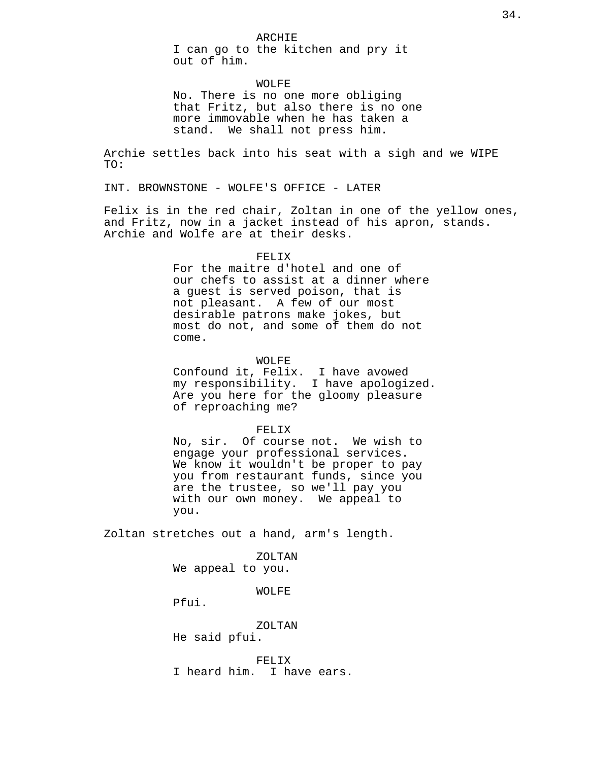ARCHIE
I can go to the kitchen and pry it out of him.

WOLFE
No. There is no one more obliging that Fritz, but also there is no one more immovable when he has taken a stand. We shall not press him.

Archie settles back into his seat with a sigh and we WIPE TO:

INT. BROWNSTONE - WOLFE'S OFFICE - LATER

Felix is in the red chair, Zoltan in one of the yellow ones, and Fritz, now in a jacket instead of his apron, stands. Archie and Wolfe are at their desks.

FELIX
For the maitre d'hotel and one of our chefs to assist at a dinner where a guest is served poison, that is not pleasant. A few of our most desirable patrons make jokes, but most do not, and some of them do not come.

WOLFE
Confound it, Felix. I have avowed my responsibility. I have apologized. Are you here for the gloomy pleasure of reproaching me?

FELIX
No, sir. Of course not. We wish to engage your professional services. We know it wouldn't be proper to pay you from restaurant funds, since you are the trustee, so we'll pay you with our own money. We appeal to you.

Zoltan stretches out a hand, arm's length.

ZOLTAN
We appeal to you.

WOLFE
Pfui.

ZOLTAN
He said pfui.

FELIX
I heard him. I have ears.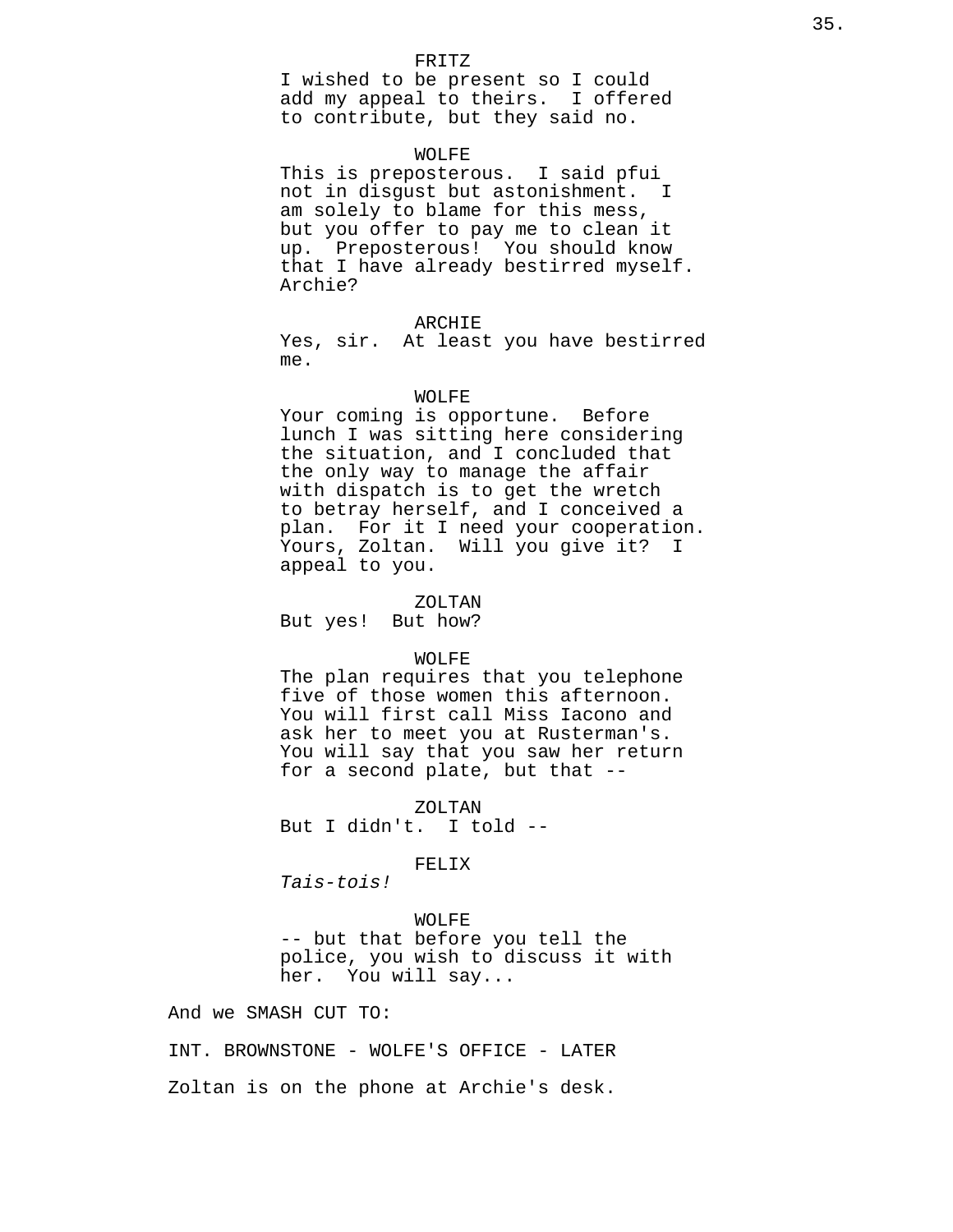FRITZ
I wished to be present so I could add my appeal to theirs. I offered to contribute, but they said no.

WOLFE
This is preposterous. I said pfui not in disgust but astonishment. I am solely to blame for this mess, but you offer to pay me to clean it up. Preposterous! You should know that I have already bestirred myself. Archie?

ARCHIE
Yes, sir. At least you have bestirred me.

WOLFE
Your coming is opportune. Before lunch I was sitting here considering the situation, and I concluded that the only way to manage the affair with dispatch is to get the wretch to betray herself, and I conceived a plan. For it I need your cooperation. Yours, Zoltan. Will you give it? I appeal to you.

ZOLTAN
But yes! But how?

WOLFE
The plan requires that you telephone five of those women this afternoon. You will first call Miss Iacono and ask her to meet you at Rusterman's. You will say that you saw her return for a second plate, but that --

ZOLTAN
But I didn't. I told --

FELIX
*Tais-tois!*

WOLFE
-- but that before you tell the police, you wish to discuss it with her. You will say...

And we SMASH CUT TO:

INT. BROWNSTONE - WOLFE'S OFFICE - LATER

Zoltan is on the phone at Archie's desk.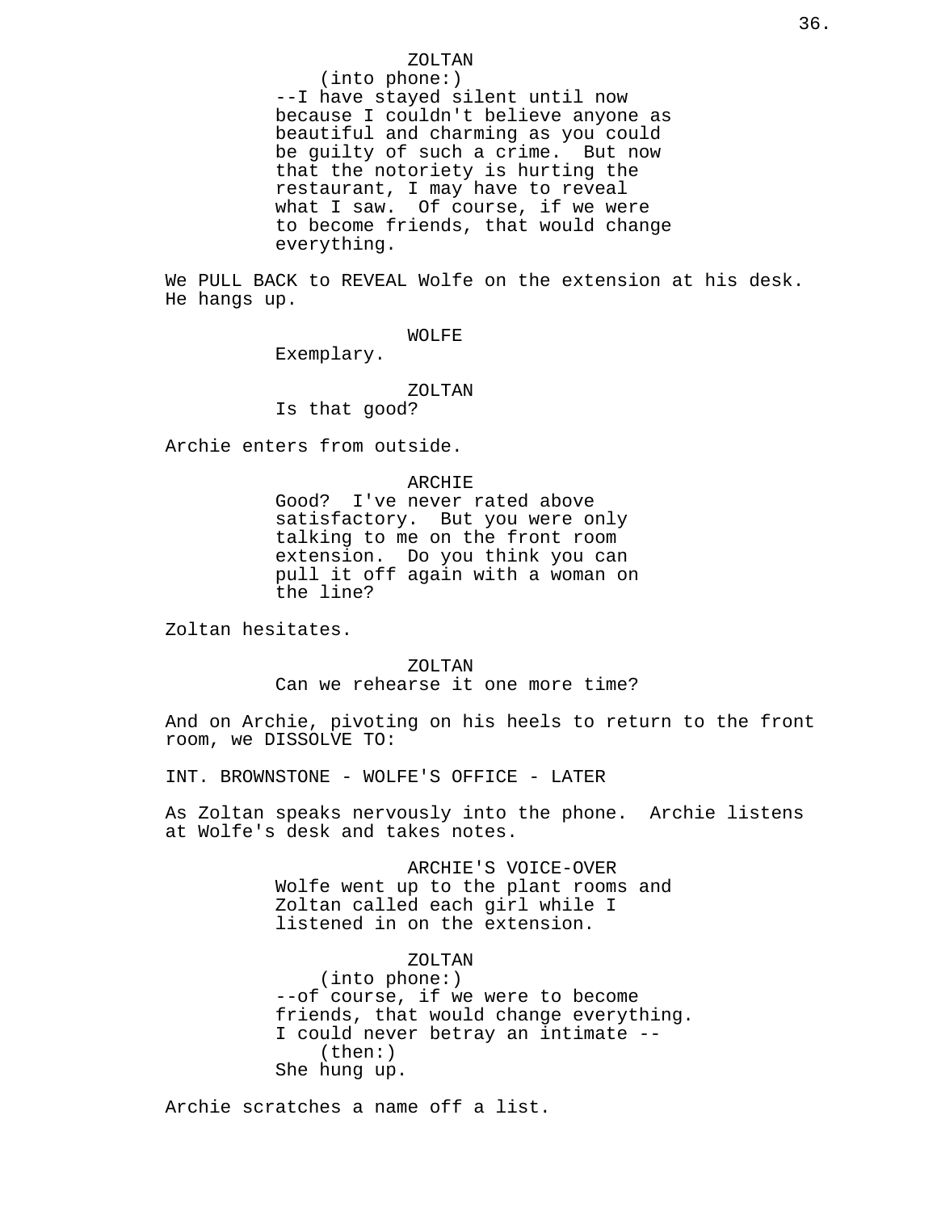ZOLTAN
(into phone:)
--I have stayed silent until now because I couldn't believe anyone as beautiful and charming as you could be guilty of such a crime. But now that the notoriety is hurting the restaurant, I may have to reveal what I saw. Of course, if we were to become friends, that would change everything.

We PULL BACK to REVEAL Wolfe on the extension at his desk. He hangs up.

WOLFE
Exemplary.

ZOLTAN
Is that good?

Archie enters from outside.

ARCHIE
Good? I've never rated above satisfactory. But you were only talking to me on the front room extension. Do you think you can pull it off again with a woman on the line?

Zoltan hesitates.

ZOLTAN
Can we rehearse it one more time?

And on Archie, pivoting on his heels to return to the front room, we DISSOLVE TO:

INT. BROWNSTONE - WOLFE'S OFFICE - LATER

As Zoltan speaks nervously into the phone. Archie listens at Wolfe's desk and takes notes.

ARCHIE'S VOICE-OVER
Wolfe went up to the plant rooms and Zoltan called each girl while I listened in on the extension.

ZOLTAN
(into phone:)
--of course, if we were to become friends, that would change everything. I could never betray an intimate --
(then:)
She hung up.

Archie scratches a name off a list.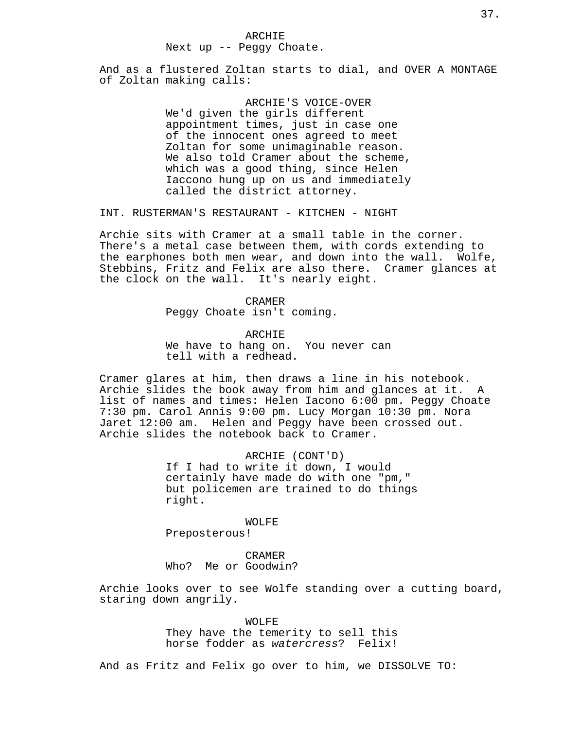ARCHIE
Next up -- Peggy Choate.

And as a flustered Zoltan starts to dial, and OVER A MONTAGE of Zoltan making calls:

ARCHIE'S VOICE-OVER
We'd given the girls different appointment times, just in case one of the innocent ones agreed to meet Zoltan for some unimaginable reason. We also told Cramer about the scheme, which was a good thing, since Helen Iaccono hung up on us and immediately called the district attorney.

INT. RUSTERMAN'S RESTAURANT - KITCHEN - NIGHT

Archie sits with Cramer at a small table in the corner. There's a metal case between them, with cords extending to the earphones both men wear, and down into the wall. Wolfe, Stebbins, Fritz and Felix are also there. Cramer glances at the clock on the wall. It's nearly eight.

CRAMER
Peggy Choate isn't coming.

ARCHIE
We have to hang on. You never can tell with a redhead.

Cramer glares at him, then draws a line in his notebook. Archie slides the book away from him and glances at it. A list of names and times: Helen Iacono 6:00 pm. Peggy Choate 7:30 pm. Carol Annis 9:00 pm. Lucy Morgan 10:30 pm. Nora Jaret 12:00 am. Helen and Peggy have been crossed out. Archie slides the notebook back to Cramer.

ARCHIE (CONT'D)
If I had to write it down, I would certainly have made do with one "pm," but policemen are trained to do things right.

WOLFE
Preposterous!

CRAMER
Who? Me or Goodwin?

Archie looks over to see Wolfe standing over a cutting board, staring down angrily.

WOLFE
They have the temerity to sell this horse fodder as *watercress*? Felix!

And as Fritz and Felix go over to him, we DISSOLVE TO: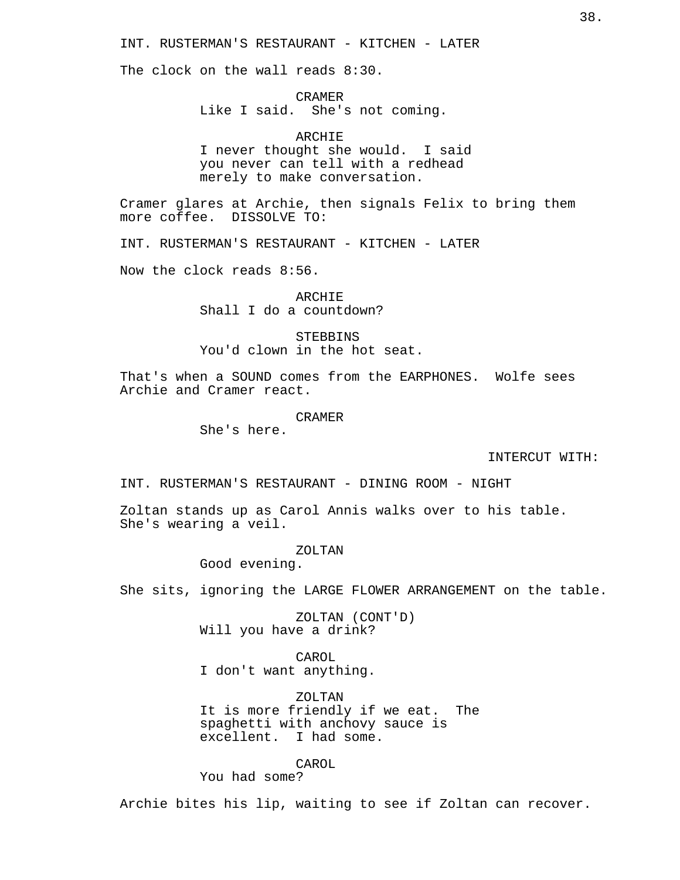INT. RUSTERMAN'S RESTAURANT - KITCHEN - LATER

The clock on the wall reads 8:30.

CRAMER
Like I said. She's not coming.

ARCHIE
I never thought she would. I said you never can tell with a redhead merely to make conversation.

Cramer glares at Archie, then signals Felix to bring them more coffee. DISSOLVE TO:

INT. RUSTERMAN'S RESTAURANT - KITCHEN - LATER

Now the clock reads 8:56.

ARCHIE
Shall I do a countdown?

STEBBINS
You'd clown in the hot seat.

That's when a SOUND comes from the EARPHONES. Wolfe sees Archie and Cramer react.

CRAMER
She's here.

INTERCUT WITH:

INT. RUSTERMAN'S RESTAURANT - DINING ROOM - NIGHT

Zoltan stands up as Carol Annis walks over to his table. She's wearing a veil.

ZOLTAN
Good evening.

She sits, ignoring the LARGE FLOWER ARRANGEMENT on the table.

ZOLTAN (CONT'D)
Will you have a drink?

CAROL
I don't want anything.

ZOLTAN
It is more friendly if we eat. The spaghetti with anchovy sauce is excellent. I had some.

CAROL
You had some?

Archie bites his lip, waiting to see if Zoltan can recover.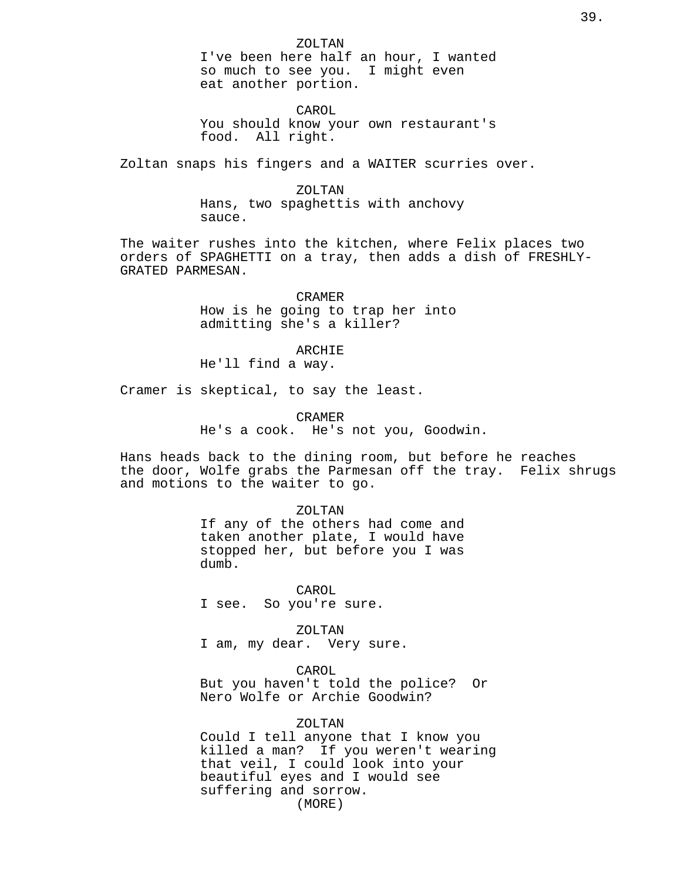ZOLTAN

I've been here half an hour, I wanted so much to see you. I might even eat another portion.

CAROL

You should know your own restaurant's food. All right.

Zoltan snaps his fingers and a WAITER scurries over.

ZOLTAN

Hans, two spaghettis with anchovy sauce.

The waiter rushes into the kitchen, where Felix places two orders of SPAGHETTI on a tray, then adds a dish of FRESHLY-GRATED PARMESAN.

CRAMER

How is he going to trap her into admitting she's a killer?

ARCHIE

He'll find a way.

Cramer is skeptical, to say the least.

CRAMER

He's a cook. He's not you, Goodwin.

Hans heads back to the dining room, but before he reaches the door, Wolfe grabs the Parmesan off the tray. Felix shrugs and motions to the waiter to go.

ZOLTAN

If any of the others had come and taken another plate, I would have stopped her, but before you I was dumb.

CAROL

I see. So you're sure.

ZOLTAN

I am, my dear. Very sure.

CAROL

But you haven't told the police? Or Nero Wolfe or Archie Goodwin?

ZOLTAN

Could I tell anyone that I know you killed a man? If you weren't wearing that veil, I could look into your beautiful eyes and I would see suffering and sorrow.

(MORE)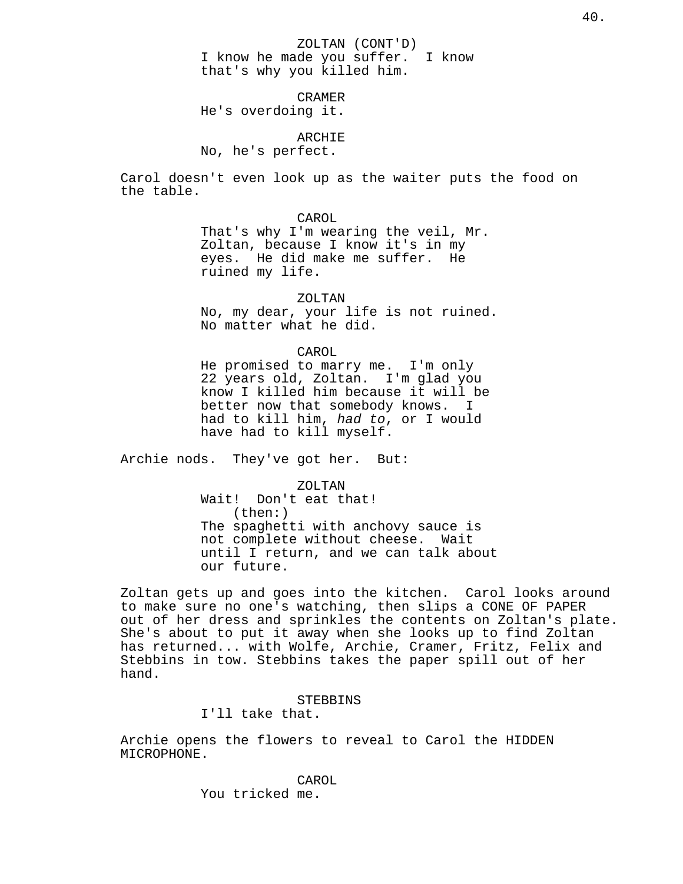ZOLTAN (CONT'D)
I know he made you suffer. I know that's why you killed him.

CRAMER
He's overdoing it.

ARCHIE
No, he's perfect.

Carol doesn't even look up as the waiter puts the food on the table.

CAROL
That's why I'm wearing the veil, Mr. Zoltan, because I know it's in my eyes. He did make me suffer. He ruined my life.

ZOLTAN
No, my dear, your life is not ruined. No matter what he did.

CAROL
He promised to marry me. I'm only 22 years old, Zoltan. I'm glad you know I killed him because it will be better now that somebody knows. I had to kill him, *had to*, or I would have had to kill myself.

Archie nods. They've got her. But:

ZOLTAN
Wait! Don't eat that!
(then:)
The spaghetti with anchovy sauce is not complete without cheese. Wait until I return, and we can talk about our future.

Zoltan gets up and goes into the kitchen. Carol looks around to make sure no one's watching, then slips a CONE OF PAPER out of her dress and sprinkles the contents on Zoltan's plate. She's about to put it away when she looks up to find Zoltan has returned... with Wolfe, Archie, Cramer, Fritz, Felix and Stebbins in tow. Stebbins takes the paper spill out of her hand.

STEBBINS
I'll take that.

Archie opens the flowers to reveal to Carol the HIDDEN MICROPHONE.

CAROL
You tricked me.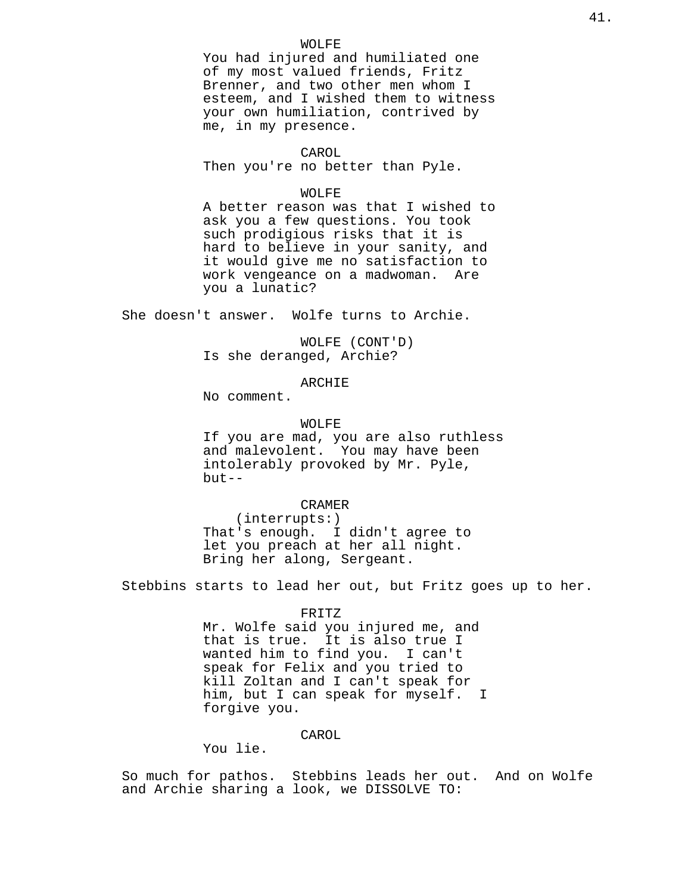WOLFE
You had injured and humiliated one of my most valued friends, Fritz Brenner, and two other men whom I esteem, and I wished them to witness your own humiliation, contrived by me, in my presence.

CAROL
Then you're no better than Pyle.

WOLFE
A better reason was that I wished to ask you a few questions. You took such prodigious risks that it is hard to believe in your sanity, and it would give me no satisfaction to work vengeance on a madwoman. Are you a lunatic?

She doesn't answer. Wolfe turns to Archie.

WOLFE (CONT'D)
Is she deranged, Archie?

ARCHIE
No comment.

WOLFE
If you are mad, you are also ruthless and malevolent. You may have been intolerably provoked by Mr. Pyle, but--

CRAMER
(interrupts:)
That's enough. I didn't agree to let you preach at her all night. Bring her along, Sergeant.

Stebbins starts to lead her out, but Fritz goes up to her.

FRITZ
Mr. Wolfe said you injured me, and that is true. It is also true I wanted him to find you. I can't speak for Felix and you tried to kill Zoltan and I can't speak for him, but I can speak for myself. I forgive you.

CAROL
You lie.

So much for pathos. Stebbins leads her out. And on Wolfe and Archie sharing a look, we DISSOLVE TO: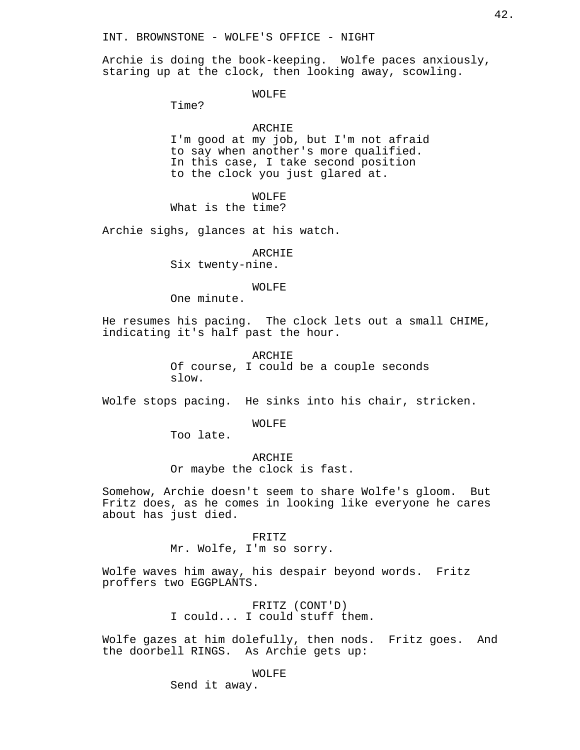INT. BROWNSTONE - WOLFE'S OFFICE - NIGHT

Archie is doing the book-keeping.  Wolfe paces anxiously, staring up at the clock, then looking away, scowling.

WOLFE
Time?

ARCHIE
I'm good at my job, but I'm not afraid to say when another's more qualified. In this case, I take second position to the clock you just glared at.

WOLFE
What is the time?

Archie sighs, glances at his watch.

ARCHIE
Six twenty-nine.

WOLFE
One minute.

He resumes his pacing.  The clock lets out a small CHIME, indicating it's half past the hour.

ARCHIE
Of course, I could be a couple seconds slow.

Wolfe stops pacing.  He sinks into his chair, stricken.

WOLFE
Too late.

ARCHIE
Or maybe the clock is fast.

Somehow, Archie doesn't seem to share Wolfe's gloom.  But Fritz does, as he comes in looking like everyone he cares about has just died.

FRITZ
Mr. Wolfe, I'm so sorry.

Wolfe waves him away, his despair beyond words.  Fritz proffers two EGGPLANTS.

FRITZ (CONT'D)
I could... I could stuff them.

Wolfe gazes at him dolefully, then nods.  Fritz goes.  And the doorbell RINGS.  As Archie gets up:

WOLFE
Send it away.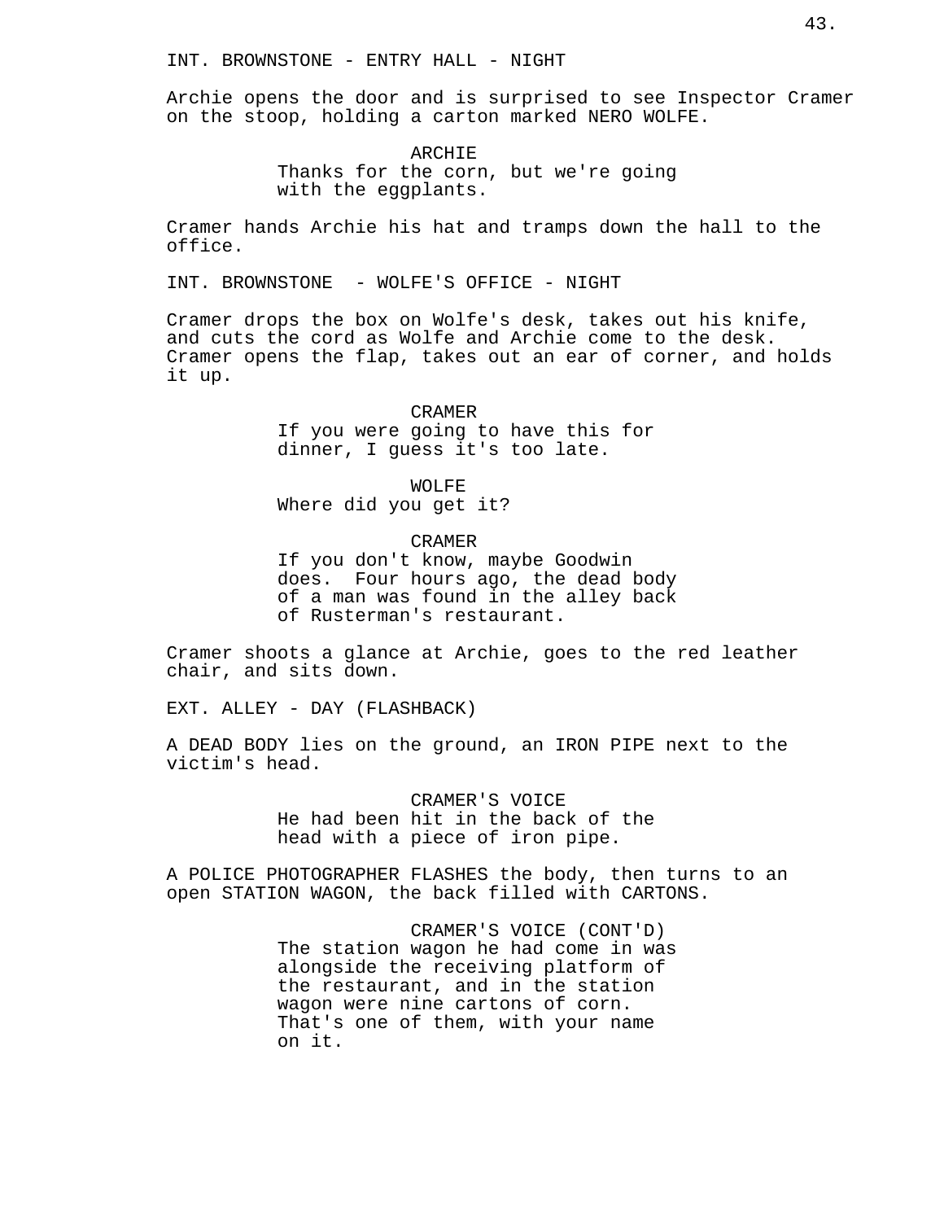INT. BROWNSTONE - ENTRY HALL - NIGHT

Archie opens the door and is surprised to see Inspector Cramer on the stoop, holding a carton marked NERO WOLFE.

ARCHIE
Thanks for the corn, but we're going with the eggplants.

Cramer hands Archie his hat and tramps down the hall to the office.

INT. BROWNSTONE - WOLFE'S OFFICE - NIGHT

Cramer drops the box on Wolfe's desk, takes out his knife, and cuts the cord as Wolfe and Archie come to the desk. Cramer opens the flap, takes out an ear of corner, and holds it up.

CRAMER
If you were going to have this for dinner, I guess it's too late.

WOLFE
Where did you get it?

CRAMER
If you don't know, maybe Goodwin does. Four hours ago, the dead body of a man was found in the alley back of Rusterman's restaurant.

Cramer shoots a glance at Archie, goes to the red leather chair, and sits down.

EXT. ALLEY - DAY (FLASHBACK)

A DEAD BODY lies on the ground, an IRON PIPE next to the victim's head.

CRAMER'S VOICE
He had been hit in the back of the head with a piece of iron pipe.

A POLICE PHOTOGRAPHER FLASHES the body, then turns to an open STATION WAGON, the back filled with CARTONS.

CRAMER'S VOICE (CONT'D)
The station wagon he had come in was alongside the receiving platform of the restaurant, and in the station wagon were nine cartons of corn. That's one of them, with your name on it.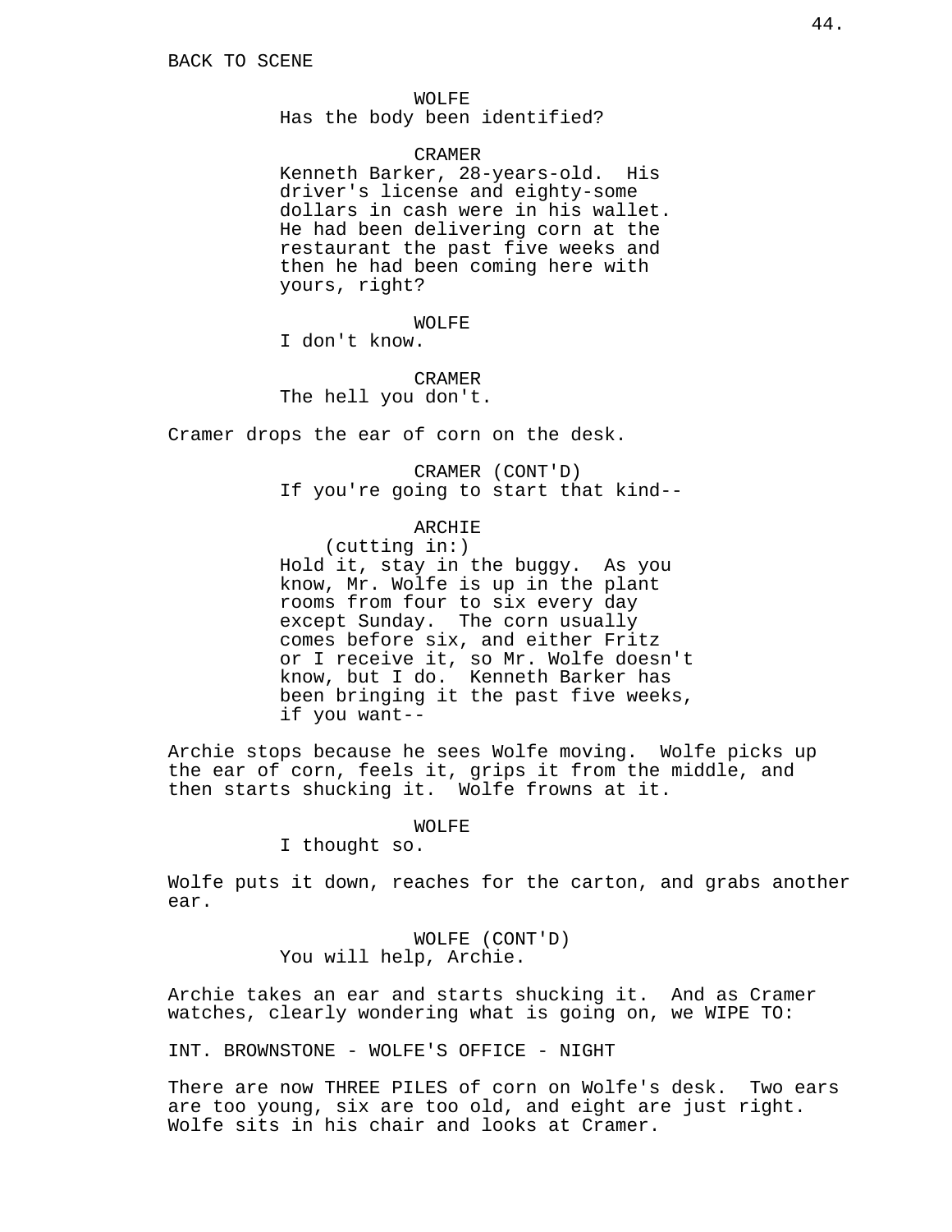BACK TO SCENE

WOLFE
Has the body been identified?

CRAMER
Kenneth Barker, 28-years-old. His driver's license and eighty-some dollars in cash were in his wallet. He had been delivering corn at the restaurant the past five weeks and then he had been coming here with yours, right?

WOLFE
I don't know.

CRAMER
The hell you don't.

Cramer drops the ear of corn on the desk.

CRAMER (CONT'D)
If you're going to start that kind--

ARCHIE
(cutting in:)
Hold it, stay in the buggy. As you know, Mr. Wolfe is up in the plant rooms from four to six every day except Sunday. The corn usually comes before six, and either Fritz or I receive it, so Mr. Wolfe doesn't know, but I do. Kenneth Barker has been bringing it the past five weeks, if you want--

Archie stops because he sees Wolfe moving. Wolfe picks up the ear of corn, feels it, grips it from the middle, and then starts shucking it. Wolfe frowns at it.

WOLFE
I thought so.

Wolfe puts it down, reaches for the carton, and grabs another ear.

WOLFE (CONT'D)
You will help, Archie.

Archie takes an ear and starts shucking it. And as Cramer watches, clearly wondering what is going on, we WIPE TO:

INT. BROWNSTONE - WOLFE'S OFFICE - NIGHT

There are now THREE PILES of corn on Wolfe's desk. Two ears are too young, six are too old, and eight are just right. Wolfe sits in his chair and looks at Cramer.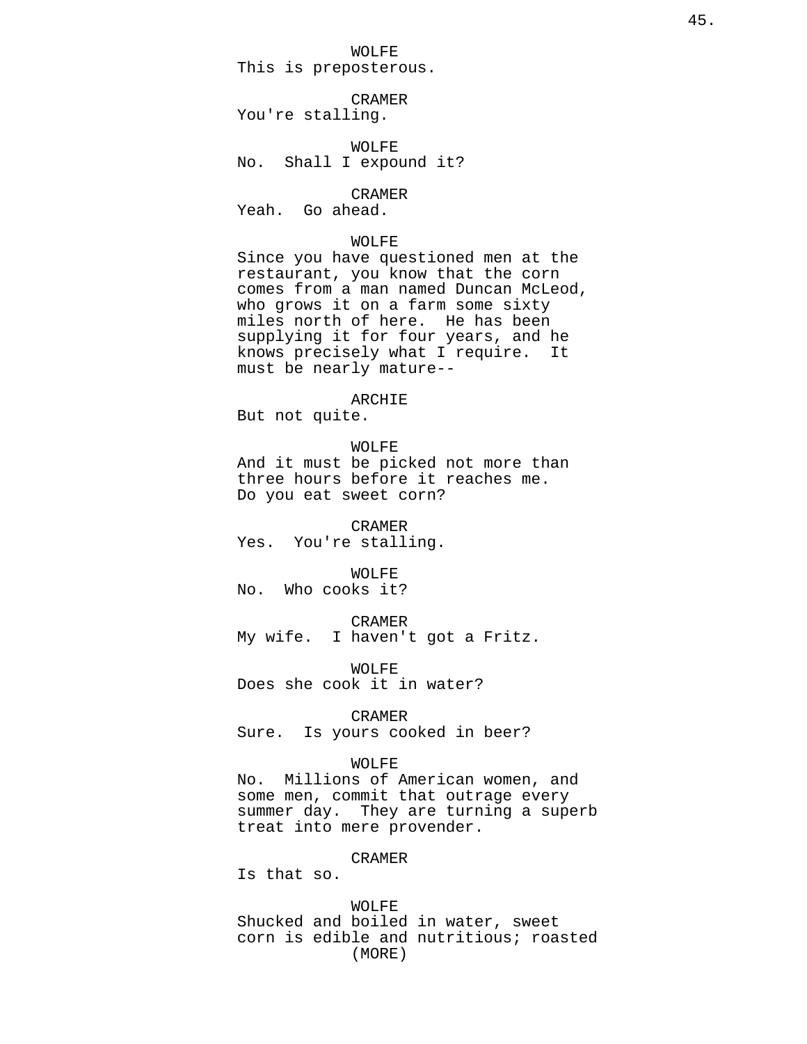WOLFE
This is preposterous.

CRAMER
You're stalling.

WOLFE
No. Shall I expound it?

CRAMER
Yeah. Go ahead.

WOLFE
Since you have questioned men at the restaurant, you know that the corn comes from a man named Duncan McLeod, who grows it on a farm some sixty miles north of here. He has been supplying it for four years, and he knows precisely what I require. It must be nearly mature--

ARCHIE
But not quite.

WOLFE
And it must be picked not more than three hours before it reaches me. Do you eat sweet corn?

CRAMER
Yes. You're stalling.

WOLFE
No. Who cooks it?

CRAMER
My wife. I haven't got a Fritz.

WOLFE
Does she cook it in water?

CRAMER
Sure. Is yours cooked in beer?

WOLFE
No. Millions of American women, and some men, commit that outrage every summer day. They are turning a superb treat into mere provender.

CRAMER
Is that so.

WOLFE
Shucked and boiled in water, sweet corn is edible and nutritious; roasted
(MORE)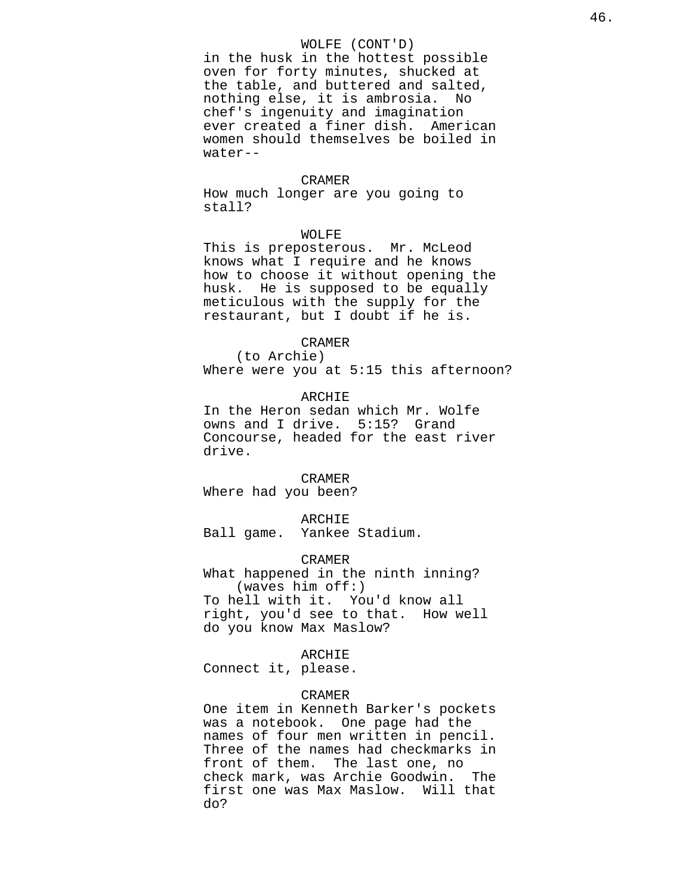WOLFE (CONT'D)
in the husk in the hottest possible oven for forty minutes, shucked at the table, and buttered and salted, nothing else, it is ambrosia. No chef's ingenuity and imagination ever created a finer dish. American women should themselves be boiled in water--

CRAMER
How much longer are you going to stall?

WOLFE
This is preposterous. Mr. McLeod knows what I require and he knows how to choose it without opening the husk. He is supposed to be equally meticulous with the supply for the restaurant, but I doubt if he is.

CRAMER
(to Archie)
Where were you at 5:15 this afternoon?

ARCHIE
In the Heron sedan which Mr. Wolfe owns and I drive. 5:15? Grand Concourse, headed for the east river drive.

CRAMER
Where had you been?

ARCHIE
Ball game. Yankee Stadium.

CRAMER
What happened in the ninth inning?
(waves him off:)
To hell with it. You'd know all right, you'd see to that. How well do you know Max Maslow?

ARCHIE
Connect it, please.

CRAMER
One item in Kenneth Barker's pockets was a notebook. One page had the names of four men written in pencil. Three of the names had checkmarks in front of them. The last one, no check mark, was Archie Goodwin. The first one was Max Maslow. Will that do?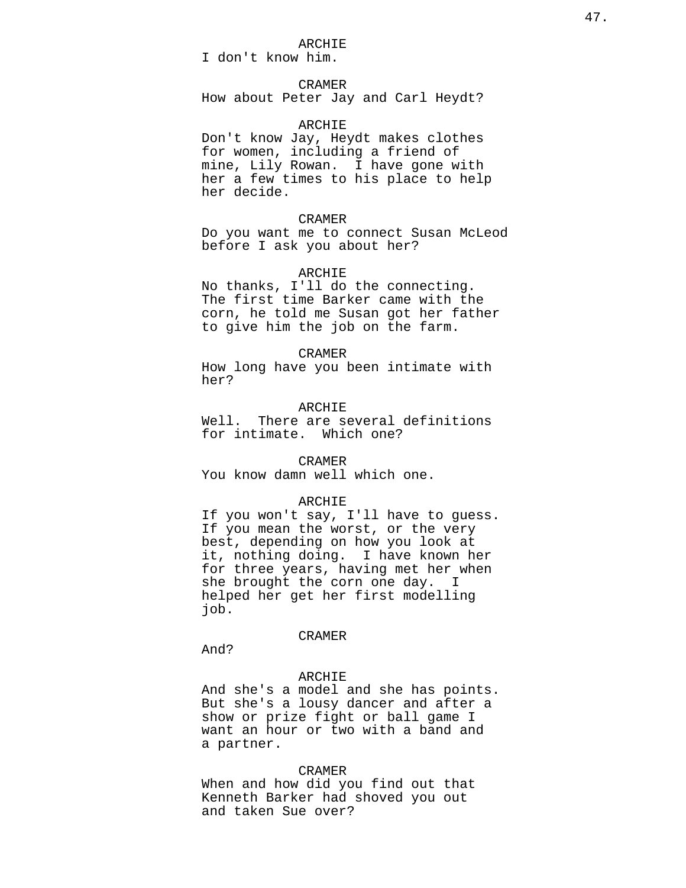ARCHIE
I don't know him.

CRAMER
How about Peter Jay and Carl Heydt?

ARCHIE
Don't know Jay, Heydt makes clothes for women, including a friend of mine, Lily Rowan.  I have gone with her a few times to his place to help her decide.

CRAMER
Do you want me to connect Susan McLeod before I ask you about her?

ARCHIE
No thanks, I'll do the connecting. The first time Barker came with the corn, he told me Susan got her father to give him the job on the farm.

CRAMER
How long have you been intimate with her?

ARCHIE
Well.  There are several definitions for intimate.  Which one?

CRAMER
You know damn well which one.

ARCHIE
If you won't say, I'll have to guess. If you mean the worst, or the very best, depending on how you look at it, nothing doing.  I have known her for three years, having met her when she brought the corn one day.  I helped her get her first modelling job.

CRAMER
And?

ARCHIE
And she's a model and she has points. But she's a lousy dancer and after a show or prize fight or ball game I want an hour or two with a band and a partner.

CRAMER
When and how did you find out that Kenneth Barker had shoved you out and taken Sue over?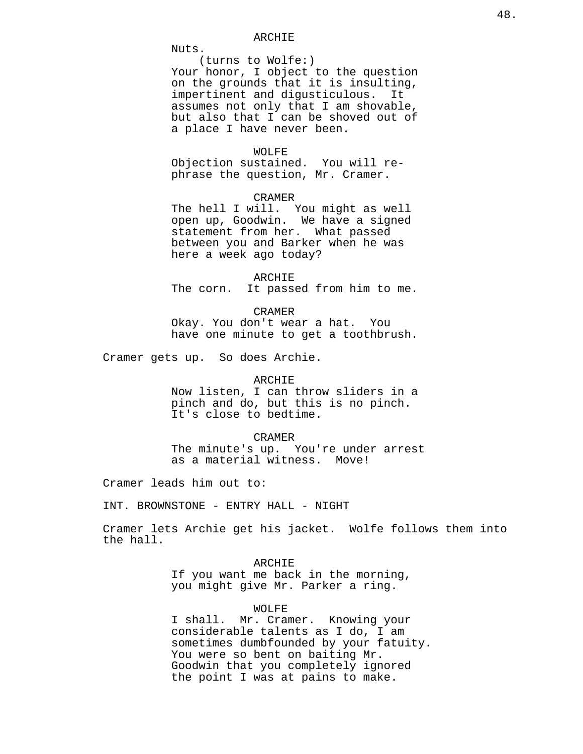ARCHIE
Nuts.
(turns to Wolfe:)
Your honor, I object to the question on the grounds that it is insulting, impertinent and digusticulous. It assumes not only that I am shovable, but also that I can be shoved out of a place I have never been.

WOLFE
Objection sustained. You will re-phrase the question, Mr. Cramer.

CRAMER
The hell I will. You might as well open up, Goodwin. We have a signed statement from her. What passed between you and Barker when he was here a week ago today?

ARCHIE
The corn. It passed from him to me.

CRAMER
Okay. You don't wear a hat. You have one minute to get a toothbrush.

Cramer gets up. So does Archie.

ARCHIE
Now listen, I can throw sliders in a pinch and do, but this is no pinch. It's close to bedtime.

CRAMER
The minute's up. You're under arrest as a material witness. Move!

Cramer leads him out to:

INT. BROWNSTONE - ENTRY HALL - NIGHT

Cramer lets Archie get his jacket. Wolfe follows them into the hall.

ARCHIE
If you want me back in the morning, you might give Mr. Parker a ring.

WOLFE
I shall. Mr. Cramer. Knowing your considerable talents as I do, I am sometimes dumbfounded by your fatuity. You were so bent on baiting Mr. Goodwin that you completely ignored the point I was at pains to make.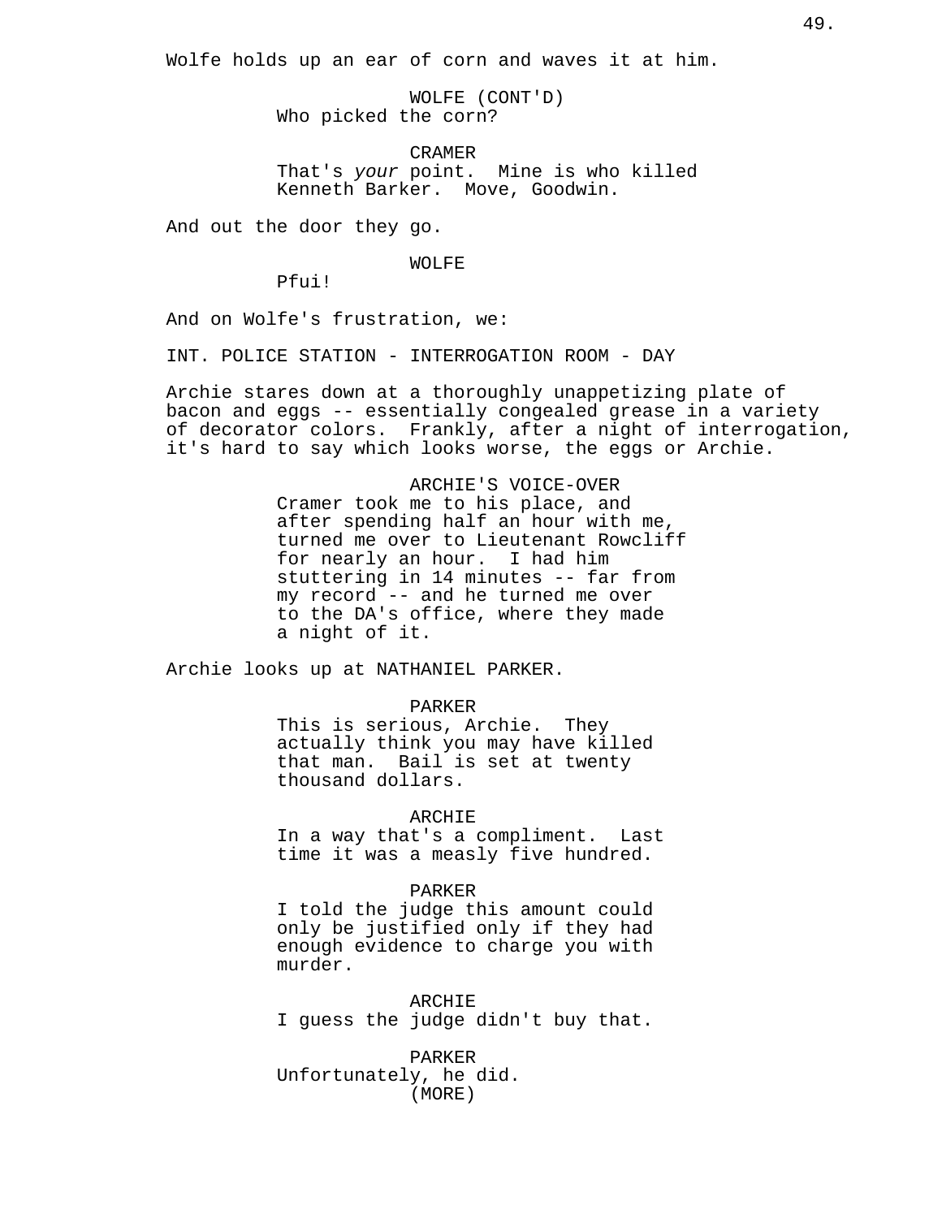Wolfe holds up an ear of corn and waves it at him.

WOLFE (CONT'D)
Who picked the corn?

CRAMER
That's *your* point.  Mine is who killed Kenneth Barker.  Move, Goodwin.

And out the door they go.

WOLFE
Pfui!

And on Wolfe's frustration, we:

INT. POLICE STATION - INTERROGATION ROOM - DAY

Archie stares down at a thoroughly unappetizing plate of bacon and eggs -- essentially congealed grease in a variety of decorator colors.  Frankly, after a night of interrogation, it's hard to say which looks worse, the eggs or Archie.

ARCHIE'S VOICE-OVER
Cramer took me to his place, and after spending half an hour with me, turned me over to Lieutenant Rowcliff for nearly an hour.  I had him stuttering in 14 minutes -- far from my record -- and he turned me over to the DA's office, where they made a night of it.

Archie looks up at NATHANIEL PARKER.

PARKER
This is serious, Archie.  They actually think you may have killed that man.  Bail is set at twenty thousand dollars.

ARCHIE
In a way that's a compliment.  Last time it was a measly five hundred.

PARKER
I told the judge this amount could only be justified only if they had enough evidence to charge you with murder.

ARCHIE
I guess the judge didn't buy that.

PARKER
Unfortunately, he did.
(MORE)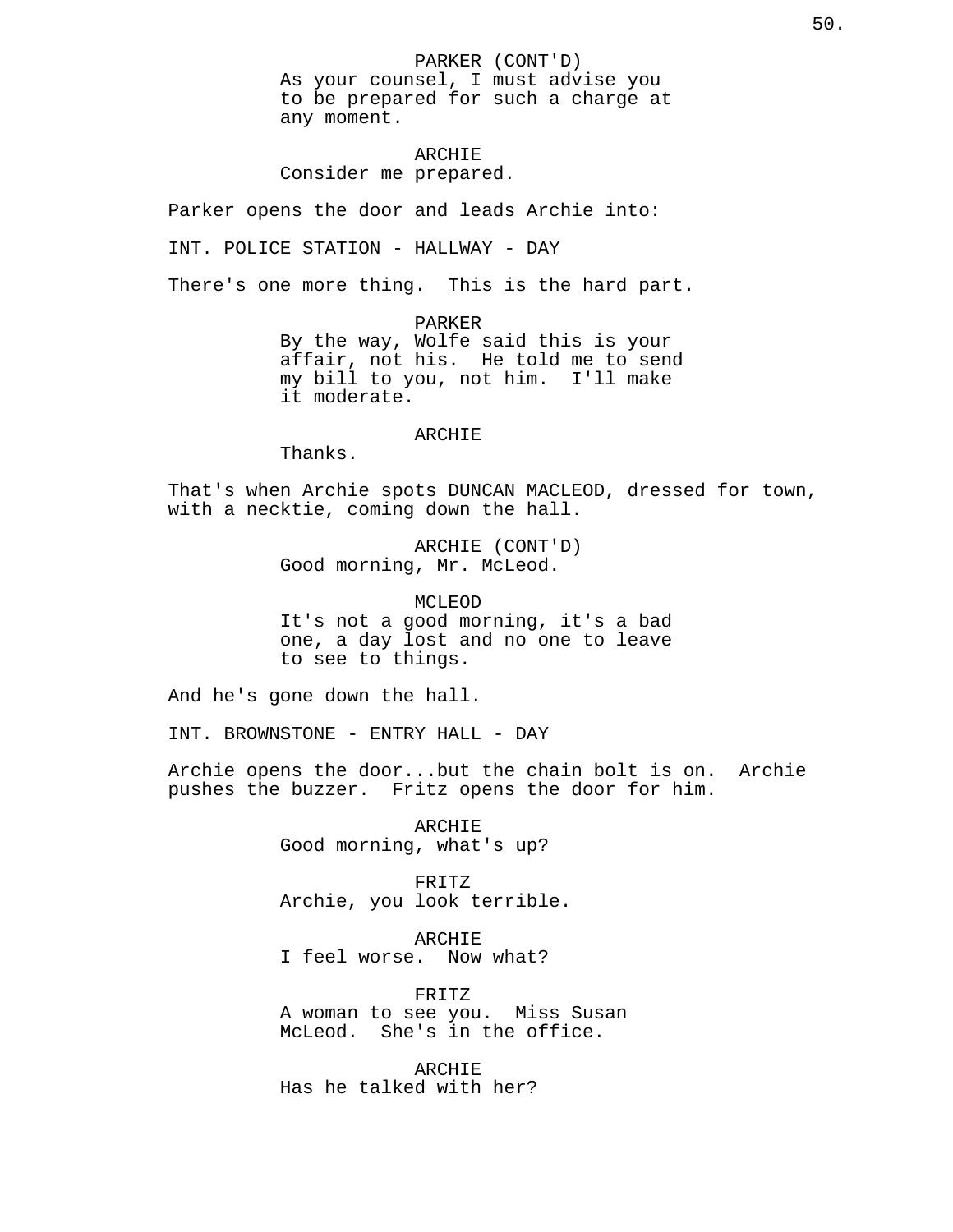PARKER (CONT'D)
As your counsel, I must advise you to be prepared for such a charge at any moment.

ARCHIE
Consider me prepared.

Parker opens the door and leads Archie into:

INT. POLICE STATION - HALLWAY - DAY

There's one more thing. This is the hard part.

PARKER
By the way, Wolfe said this is your affair, not his. He told me to send my bill to you, not him. I'll make it moderate.

ARCHIE
Thanks.

That's when Archie spots DUNCAN MACLEOD, dressed for town, with a necktie, coming down the hall.

ARCHIE (CONT'D)
Good morning, Mr. McLeod.

MCLEOD
It's not a good morning, it's a bad one, a day lost and no one to leave to see to things.

And he's gone down the hall.

INT. BROWNSTONE - ENTRY HALL - DAY

Archie opens the door...but the chain bolt is on. Archie pushes the buzzer. Fritz opens the door for him.

ARCHIE
Good morning, what's up?

FRITZ
Archie, you look terrible.

ARCHIE
I feel worse. Now what?

FRITZ
A woman to see you. Miss Susan McLeod. She's in the office.

ARCHIE
Has he talked with her?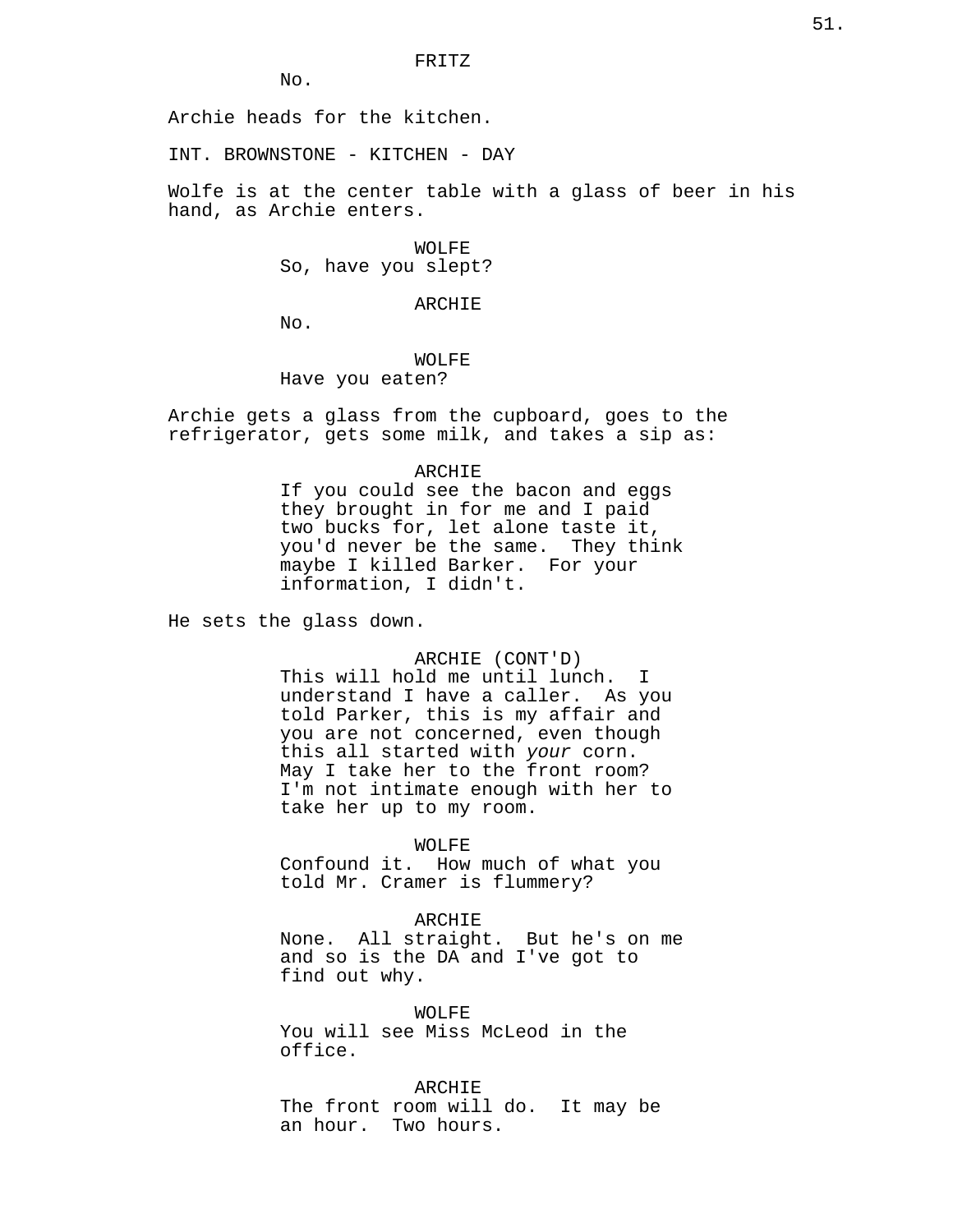FRITZ

No.

Archie heads for the kitchen.

INT. BROWNSTONE - KITCHEN - DAY

Wolfe is at the center table with a glass of beer in his hand, as Archie enters.

WOLFE

So, have you slept?

ARCHIE

No.

WOLFE

Have you eaten?

Archie gets a glass from the cupboard, goes to the refrigerator, gets some milk, and takes a sip as:

ARCHIE

If you could see the bacon and eggs they brought in for me and I paid two bucks for, let alone taste it, you'd never be the same. They think maybe I killed Barker. For your information, I didn't.

He sets the glass down.

ARCHIE (CONT'D)

This will hold me until lunch. I understand I have a caller. As you told Parker, this is my affair and you are not concerned, even though this all started with *your* corn. May I take her to the front room? I'm not intimate enough with her to take her up to my room.

WOLFE

Confound it. How much of what you told Mr. Cramer is flummery?

ARCHIE

None. All straight. But he's on me and so is the DA and I've got to find out why.

WOLFE

You will see Miss McLeod in the office.

ARCHIE

The front room will do. It may be an hour. Two hours.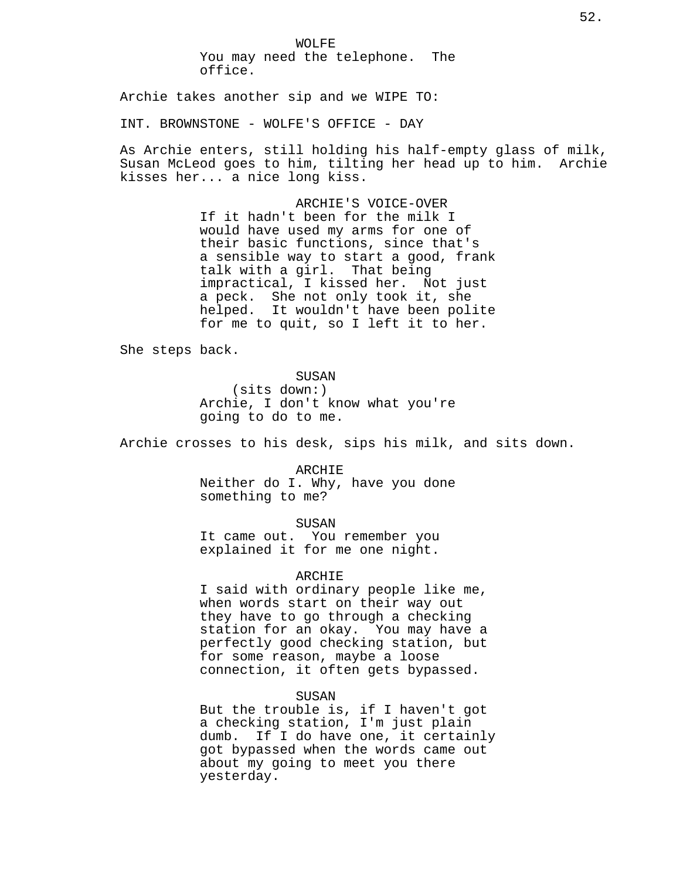WOLFE
You may need the telephone.  The office.

Archie takes another sip and we WIPE TO:

INT. BROWNSTONE - WOLFE'S OFFICE - DAY

As Archie enters, still holding his half-empty glass of milk, Susan McLeod goes to him, tilting her head up to him.  Archie kisses her... a nice long kiss.

ARCHIE'S VOICE-OVER
If it hadn't been for the milk I would have used my arms for one of their basic functions, since that's a sensible way to start a good, frank talk with a girl.  That being impractical, I kissed her.  Not just a peck.  She not only took it, she helped.  It wouldn't have been polite for me to quit, so I left it to her.

She steps back.

SUSAN
(sits down:)
Archie, I don't know what you're going to do to me.

Archie crosses to his desk, sips his milk, and sits down.

ARCHIE
Neither do I. Why, have you done something to me?

SUSAN
It came out.  You remember you explained it for me one night.

ARCHIE
I said with ordinary people like me, when words start on their way out they have to go through a checking station for an okay.  You may have a perfectly good checking station, but for some reason, maybe a loose connection, it often gets bypassed.

SUSAN
But the trouble is, if I haven't got a checking station, I'm just plain dumb.  If I do have one, it certainly got bypassed when the words came out about my going to meet you there yesterday.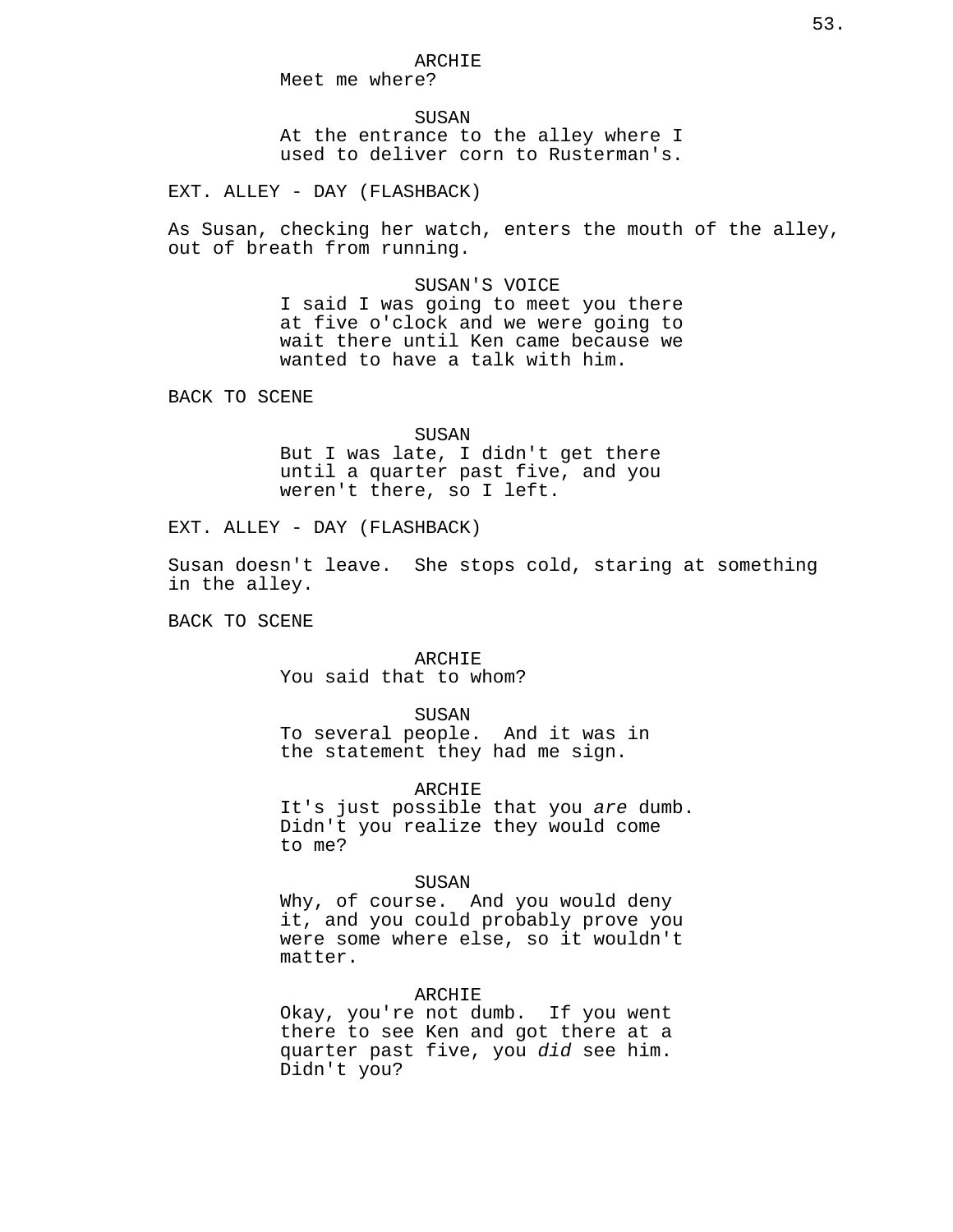ARCHIE
Meet me where?

SUSAN
At the entrance to the alley where I used to deliver corn to Rusterman's.

EXT. ALLEY - DAY (FLASHBACK)

As Susan, checking her watch, enters the mouth of the alley, out of breath from running.

SUSAN'S VOICE
I said I was going to meet you there at five o'clock and we were going to wait there until Ken came because we wanted to have a talk with him.

BACK TO SCENE

SUSAN
But I was late, I didn't get there until a quarter past five, and you weren't there, so I left.

EXT. ALLEY - DAY (FLASHBACK)

Susan doesn't leave. She stops cold, staring at something in the alley.

BACK TO SCENE

ARCHIE
You said that to whom?

SUSAN
To several people. And it was in the statement they had me sign.

ARCHIE
It's just possible that you *are* dumb. Didn't you realize they would come to me?

SUSAN
Why, of course. And you would deny it, and you could probably prove you were some where else, so it wouldn't matter.

ARCHIE
Okay, you're not dumb. If you went there to see Ken and got there at a quarter past five, you *did* see him. Didn't you?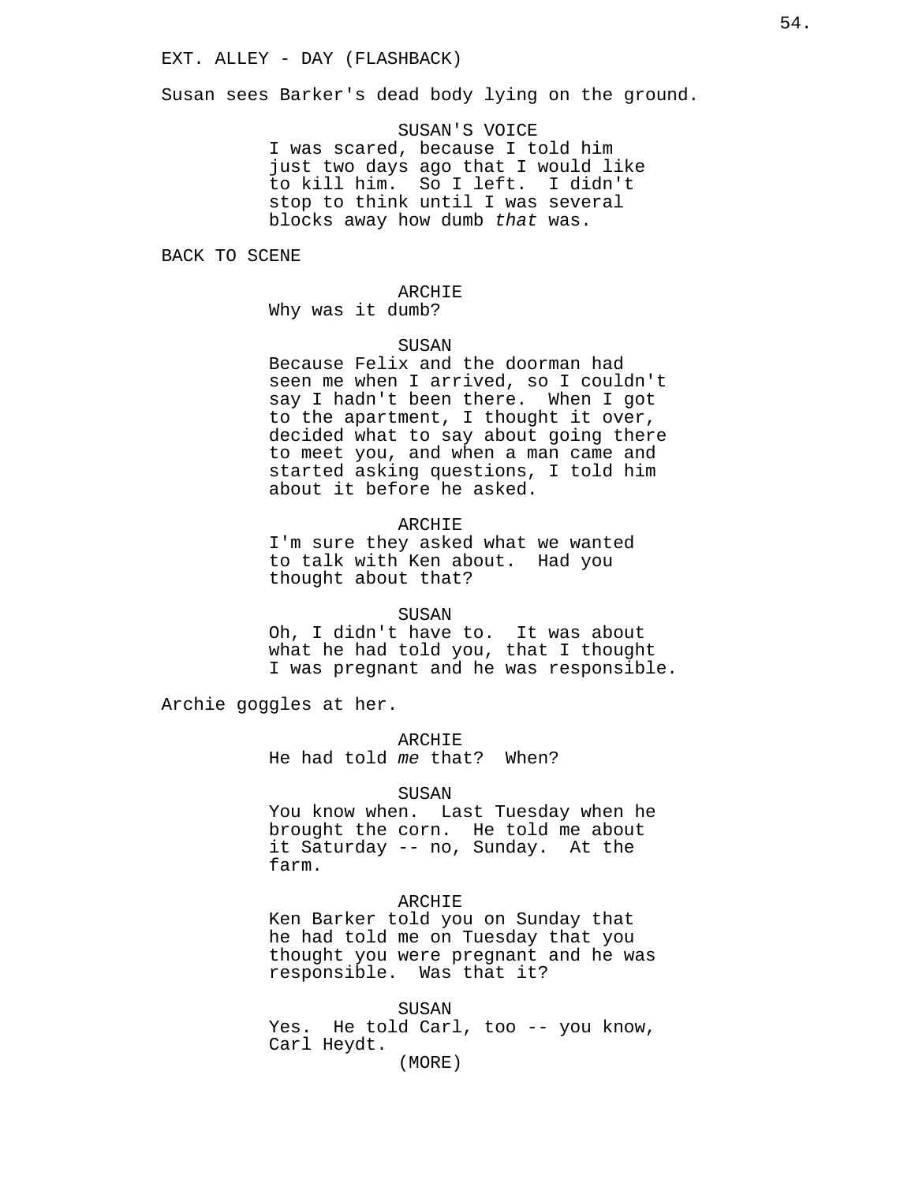EXT. ALLEY - DAY (FLASHBACK)

Susan sees Barker's dead body lying on the ground.

SUSAN'S VOICE
I was scared, because I told him just two days ago that I would like to kill him. So I left. I didn't stop to think until I was several blocks away how dumb *that* was.

BACK TO SCENE

ARCHIE
Why was it dumb?

SUSAN
Because Felix and the doorman had seen me when I arrived, so I couldn't say I hadn't been there. When I got to the apartment, I thought it over, decided what to say about going there to meet you, and when a man came and started asking questions, I told him about it before he asked.

ARCHIE
I'm sure they asked what we wanted to talk with Ken about. Had you thought about that?

SUSAN
Oh, I didn't have to. It was about what he had told you, that I thought I was pregnant and he was responsible.

Archie goggles at her.

ARCHIE
He had told *me* that? When?

SUSAN
You know when. Last Tuesday when he brought the corn. He told me about it Saturday -- no, Sunday. At the farm.

ARCHIE
Ken Barker told you on Sunday that he had told me on Tuesday that you thought you were pregnant and he was responsible. Was that it?

SUSAN
Yes. He told Carl, too -- you know, Carl Heydt.
(MORE)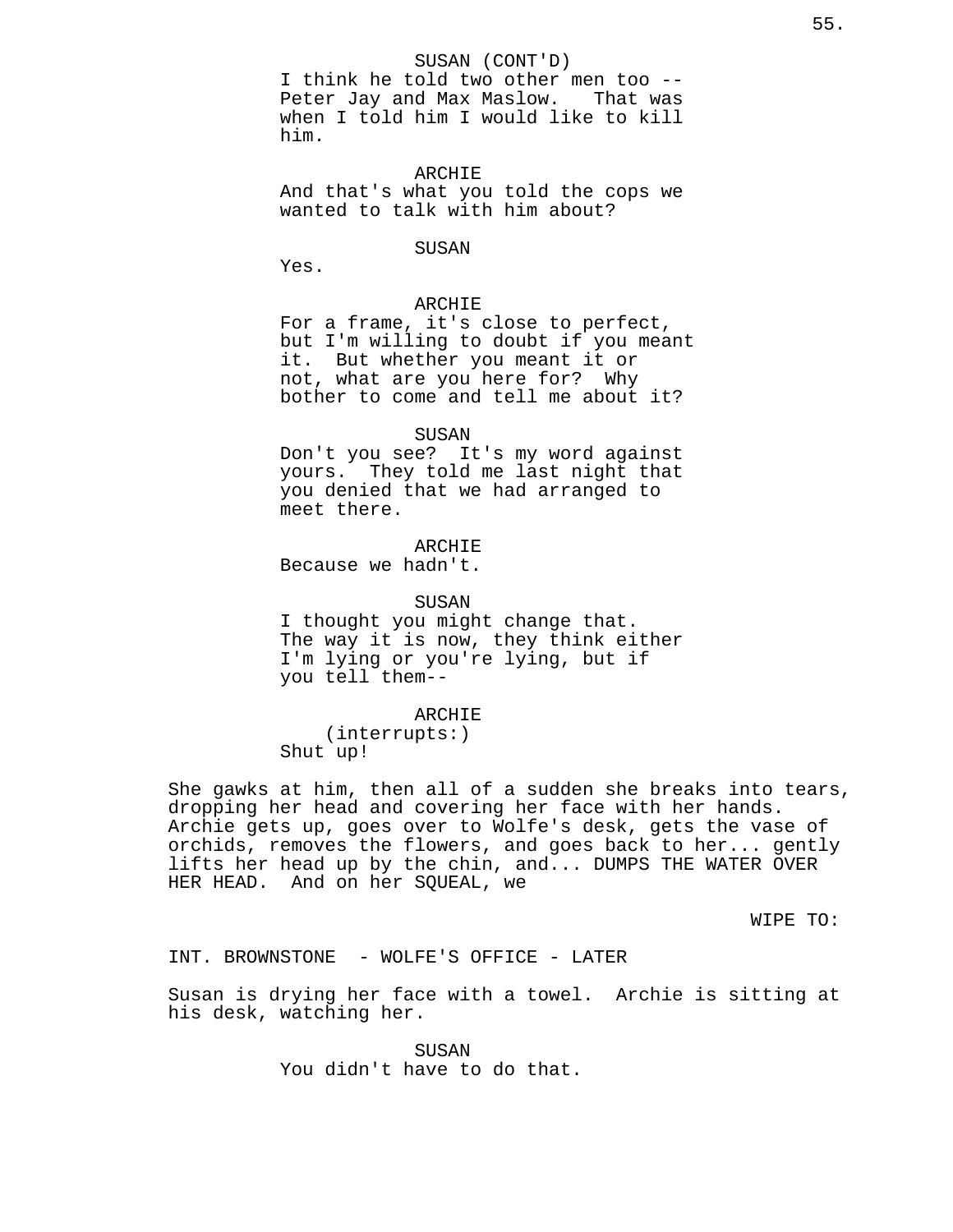SUSAN (CONT'D)
I think he told two other men too -- Peter Jay and Max Maslow. That was when I told him I would like to kill him.

ARCHIE
And that's what you told the cops we wanted to talk with him about?

SUSAN
Yes.

ARCHIE
For a frame, it's close to perfect, but I'm willing to doubt if you meant it. But whether you meant it or not, what are you here for? Why bother to come and tell me about it?

SUSAN
Don't you see? It's my word against yours. They told me last night that you denied that we had arranged to meet there.

ARCHIE
Because we hadn't.

SUSAN
I thought you might change that. The way it is now, they think either I'm lying or you're lying, but if you tell them--

ARCHIE
(interrupts:)
Shut up!

She gawks at him, then all of a sudden she breaks into tears, dropping her head and covering her face with her hands. Archie gets up, goes over to Wolfe's desk, gets the vase of orchids, removes the flowers, and goes back to her... gently lifts her head up by the chin, and... DUMPS THE WATER OVER HER HEAD. And on her SQUEAL, we

WIPE TO:

INT. BROWNSTONE - WOLFE'S OFFICE - LATER

Susan is drying her face with a towel. Archie is sitting at his desk, watching her.

SUSAN
You didn't have to do that.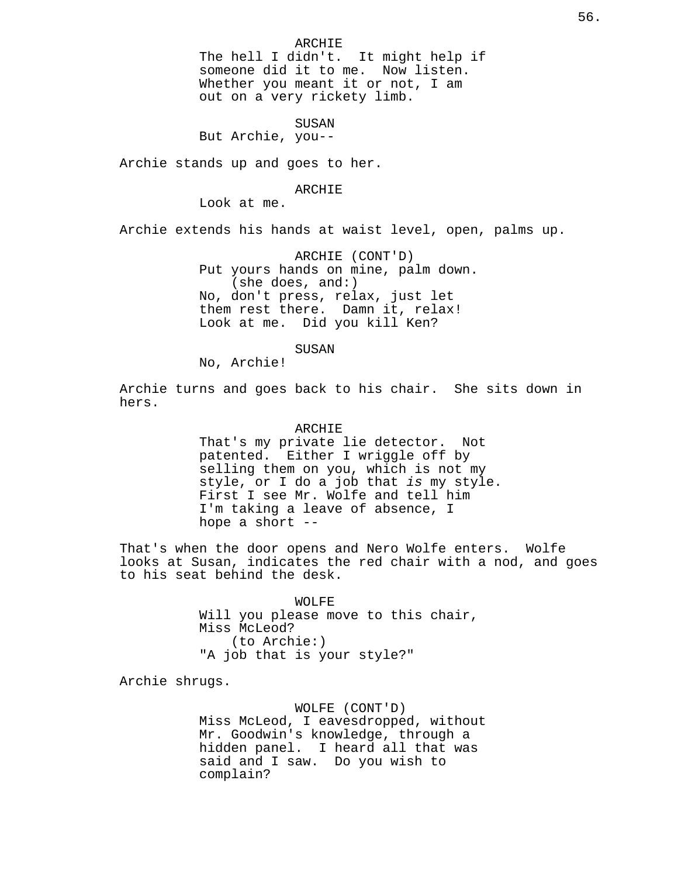ARCHIE

The hell I didn't. It might help if someone did it to me. Now listen. Whether you meant it or not, I am out on a very rickety limb.

SUSAN

But Archie, you--

Archie stands up and goes to her.

ARCHIE

Look at me.

Archie extends his hands at waist level, open, palms up.

ARCHIE (CONT'D)

Put yours hands on mine, palm down.
(she does, and:)
No, don't press, relax, just let them rest there. Damn it, relax! Look at me. Did you kill Ken?

SUSAN

No, Archie!

Archie turns and goes back to his chair. She sits down in hers.

ARCHIE

That's my private lie detector. Not patented. Either I wriggle off by selling them on you, which is not my style, or I do a job that *is* my style. First I see Mr. Wolfe and tell him I'm taking a leave of absence, I hope a short --

That's when the door opens and Nero Wolfe enters. Wolfe looks at Susan, indicates the red chair with a nod, and goes to his seat behind the desk.

WOLFE

Will you please move to this chair, Miss McLeod?
(to Archie:)
"A job that is your style?"

Archie shrugs.

WOLFE (CONT'D)

Miss McLeod, I eavesdropped, without Mr. Goodwin's knowledge, through a hidden panel. I heard all that was said and I saw. Do you wish to complain?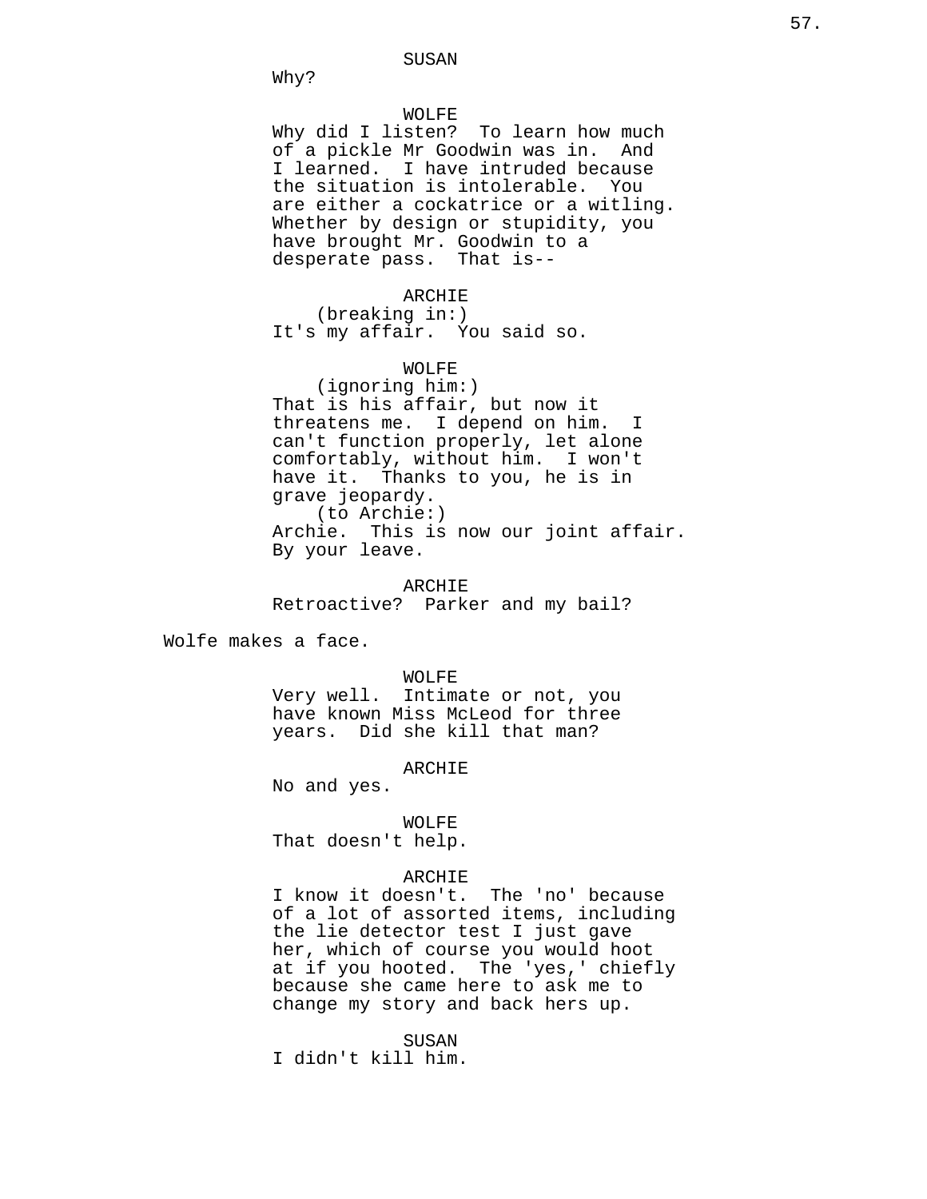SUSAN

Why?

WOLFE

Why did I listen? To learn how much of a pickle Mr Goodwin was in. And I learned. I have intruded because the situation is intolerable. You are either a cockatrice or a witling. Whether by design or stupidity, you have brought Mr. Goodwin to a desperate pass. That is--

ARCHIE

(breaking in:)

It's my affair. You said so.

WOLFE

(ignoring him:)

That is his affair, but now it threatens me. I depend on him. I can't function properly, let alone comfortably, without him. I won't have it. Thanks to you, he is in grave jeopardy.

(to Archie:)

Archie. This is now our joint affair. By your leave.

ARCHIE

Retroactive? Parker and my bail?

Wolfe makes a face.

WOLFE

Very well. Intimate or not, you have known Miss McLeod for three years. Did she kill that man?

ARCHIE

No and yes.

WOLFE

That doesn't help.

ARCHIE

I know it doesn't. The 'no' because of a lot of assorted items, including the lie detector test I just gave her, which of course you would hoot at if you hooted. The 'yes,' chiefly because she came here to ask me to change my story and back hers up.

SUSAN

I didn't kill him.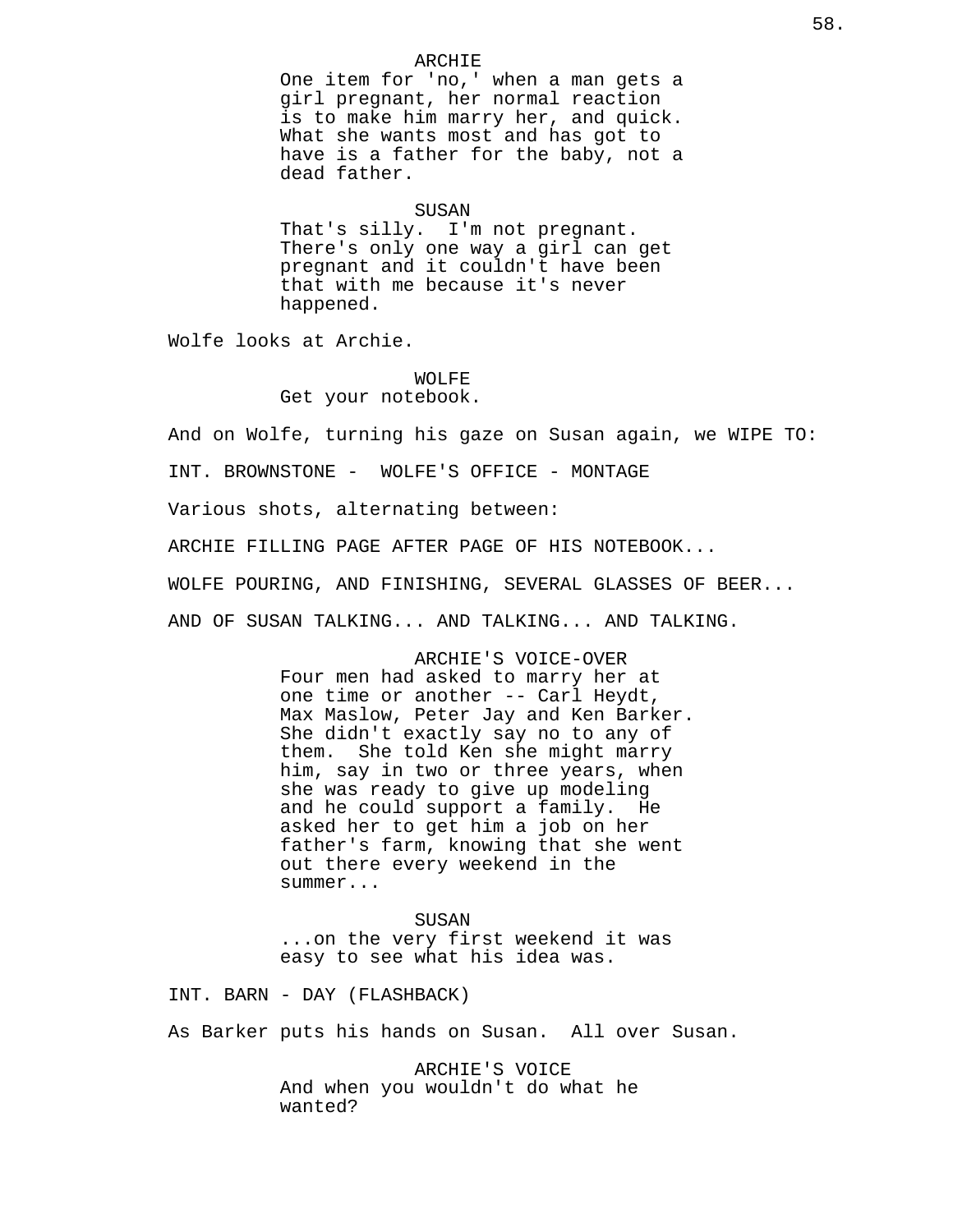ARCHIE
One item for 'no,' when a man gets a girl pregnant, her normal reaction is to make him marry her, and quick. What she wants most and has got to have is a father for the baby, not a dead father.

SUSAN
That's silly. I'm not pregnant. There's only one way a girl can get pregnant and it couldn't have been that with me because it's never happened.

Wolfe looks at Archie.

WOLFE
Get your notebook.

And on Wolfe, turning his gaze on Susan again, we WIPE TO:

INT. BROWNSTONE - WOLFE'S OFFICE - MONTAGE

Various shots, alternating between:

ARCHIE FILLING PAGE AFTER PAGE OF HIS NOTEBOOK...

WOLFE POURING, AND FINISHING, SEVERAL GLASSES OF BEER...

AND OF SUSAN TALKING... AND TALKING... AND TALKING.

ARCHIE'S VOICE-OVER
Four men had asked to marry her at one time or another -- Carl Heydt, Max Maslow, Peter Jay and Ken Barker. She didn't exactly say no to any of them. She told Ken she might marry him, say in two or three years, when she was ready to give up modeling and he could support a family. He asked her to get him a job on her father's farm, knowing that she went out there every weekend in the summer...

SUSAN
...on the very first weekend it was easy to see what his idea was.

INT. BARN - DAY (FLASHBACK)

As Barker puts his hands on Susan. All over Susan.

ARCHIE'S VOICE
And when you wouldn't do what he wanted?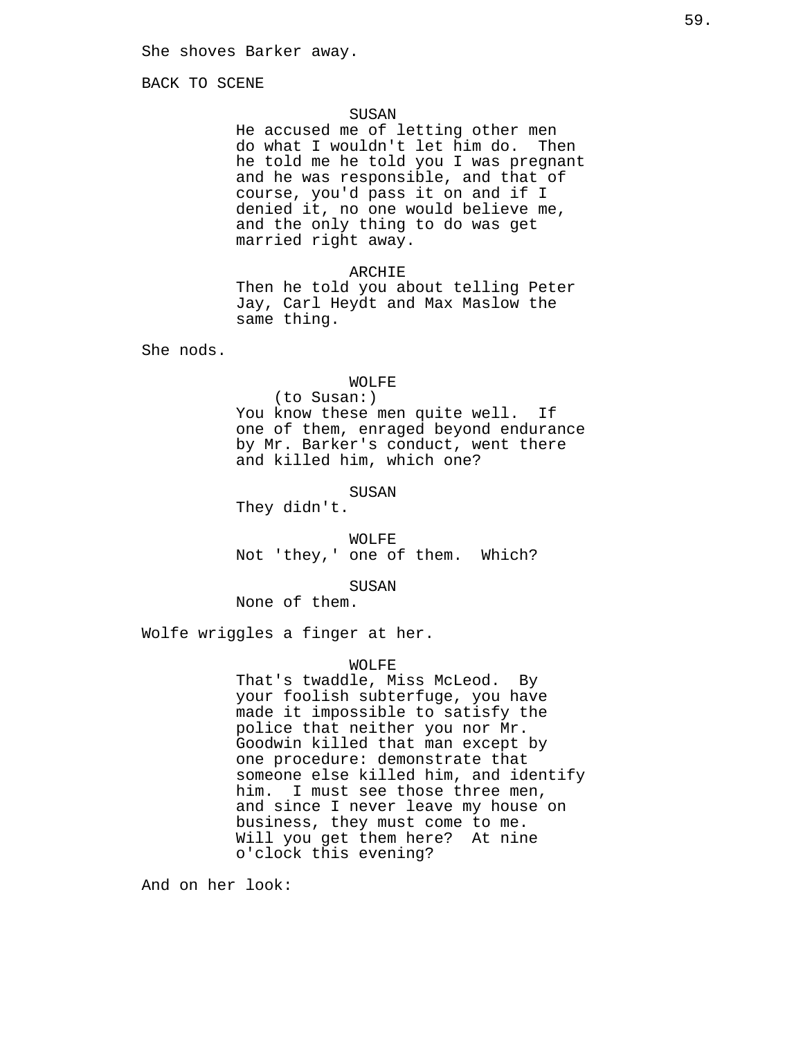She shoves Barker away.

BACK TO SCENE

SUSAN
He accused me of letting other men do what I wouldn't let him do. Then he told me he told you I was pregnant and he was responsible, and that of course, you'd pass it on and if I denied it, no one would believe me, and the only thing to do was get married right away.

ARCHIE
Then he told you about telling Peter Jay, Carl Heydt and Max Maslow the same thing.

She nods.

WOLFE
(to Susan:)
You know these men quite well. If one of them, enraged beyond endurance by Mr. Barker's conduct, went there and killed him, which one?

SUSAN
They didn't.

WOLFE
Not 'they,' one of them. Which?

SUSAN
None of them.

Wolfe wriggles a finger at her.

WOLFE
That's twaddle, Miss McLeod. By your foolish subterfuge, you have made it impossible to satisfy the police that neither you nor Mr. Goodwin killed that man except by one procedure: demonstrate that someone else killed him, and identify him. I must see those three men, and since I never leave my house on business, they must come to me. Will you get them here? At nine o'clock this evening?

And on her look: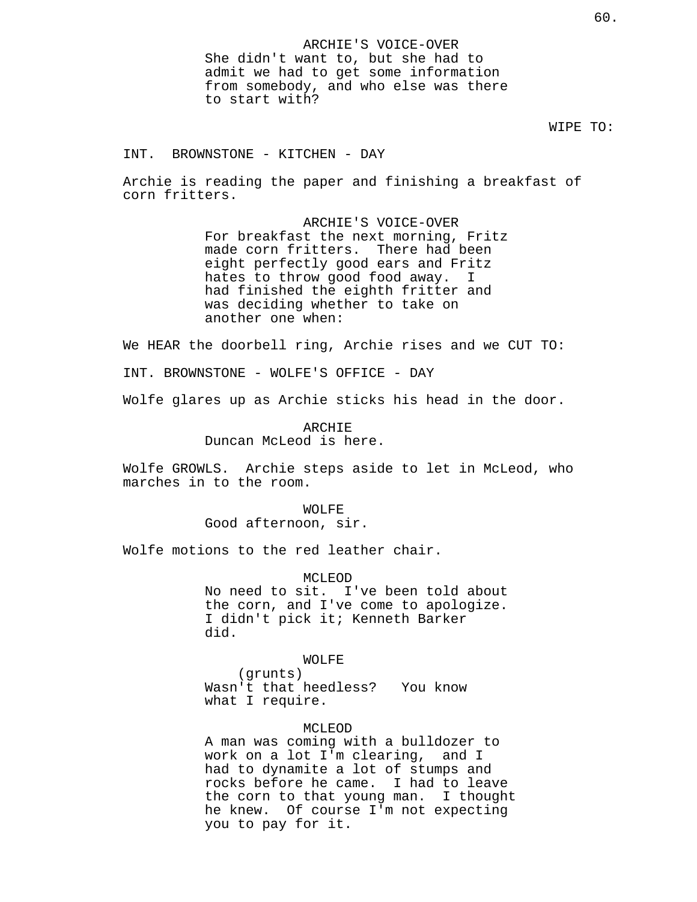ARCHIE'S VOICE-OVER
She didn't want to, but she had to admit we had to get some information from somebody, and who else was there to start with?

WIPE TO:

INT.  BROWNSTONE - KITCHEN - DAY

Archie is reading the paper and finishing a breakfast of corn fritters.

ARCHIE'S VOICE-OVER
For breakfast the next morning, Fritz made corn fritters.  There had been eight perfectly good ears and Fritz hates to throw good food away.  I had finished the eighth fritter and was deciding whether to take on another one when:

We HEAR the doorbell ring, Archie rises and we CUT TO:

INT. BROWNSTONE - WOLFE'S OFFICE - DAY

Wolfe glares up as Archie sticks his head in the door.

ARCHIE
Duncan McLeod is here.

Wolfe GROWLS.  Archie steps aside to let in McLeod, who marches in to the room.

WOLFE
Good afternoon, sir.

Wolfe motions to the red leather chair.

MCLEOD
No need to sit.  I've been told about the corn, and I've come to apologize. I didn't pick it; Kenneth Barker did.

WOLFE
(grunts)
Wasn't that heedless?   You know what I require.

MCLEOD
A man was coming with a bulldozer to work on a lot I'm clearing,  and I had to dynamite a lot of stumps and rocks before he came.  I had to leave the corn to that young man.  I thought he knew.  Of course I'm not expecting you to pay for it.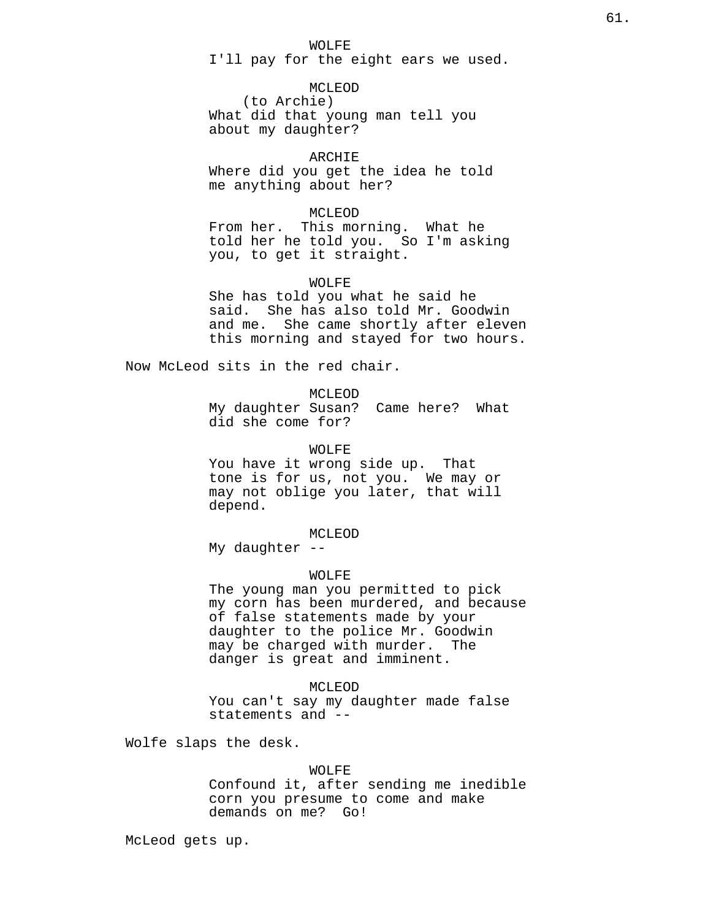WOLFE
I'll pay for the eight ears we used.

MCLEOD
(to Archie)
What did that young man tell you about my daughter?

ARCHIE
Where did you get the idea he told me anything about her?

MCLEOD
From her. This morning. What he told her he told you. So I'm asking you, to get it straight.

WOLFE
She has told you what he said he said. She has also told Mr. Goodwin and me. She came shortly after eleven this morning and stayed for two hours.

Now McLeod sits in the red chair.

MCLEOD
My daughter Susan? Came here? What did she come for?

WOLFE
You have it wrong side up. That tone is for us, not you. We may or may not oblige you later, that will depend.

MCLEOD
My daughter --

WOLFE
The young man you permitted to pick my corn has been murdered, and because of false statements made by your daughter to the police Mr. Goodwin may be charged with murder. The danger is great and imminent.

MCLEOD
You can't say my daughter made false statements and --

Wolfe slaps the desk.

WOLFE
Confound it, after sending me inedible corn you presume to come and make demands on me? Go!

McLeod gets up.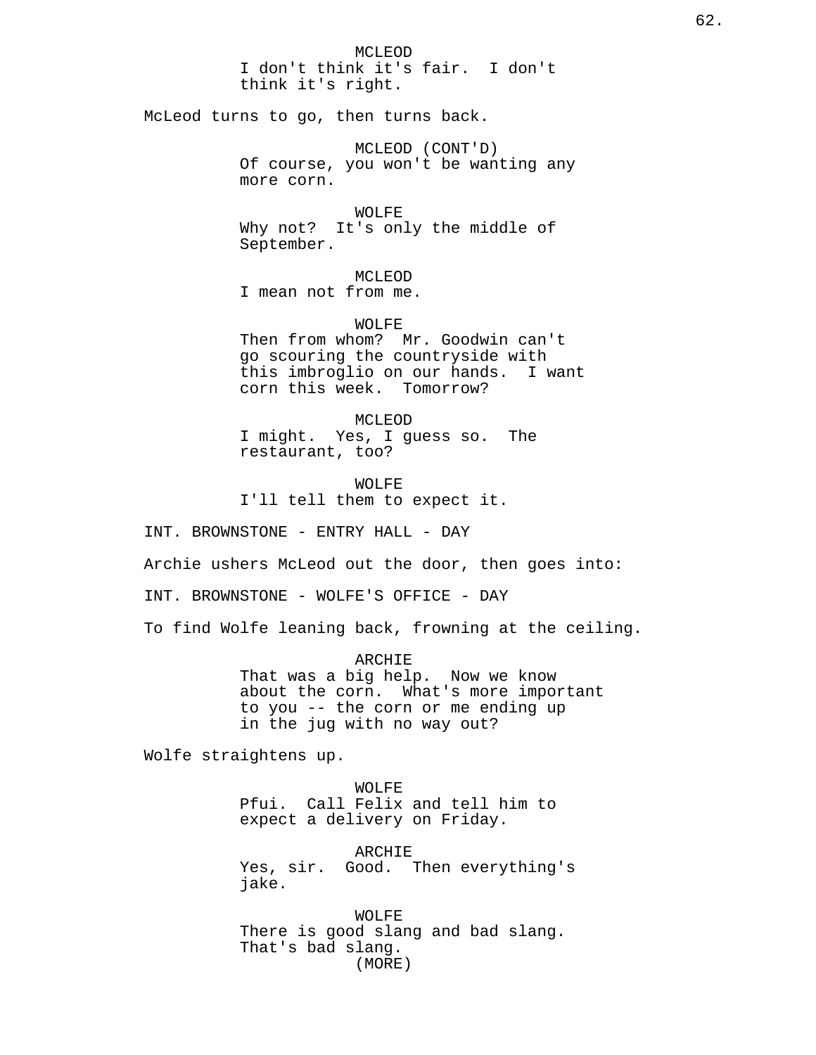MCLEOD
I don't think it's fair. I don't think it's right.

McLeod turns to go, then turns back.

MCLEOD (CONT'D)
Of course, you won't be wanting any more corn.

WOLFE
Why not? It's only the middle of September.

MCLEOD
I mean not from me.

WOLFE
Then from whom? Mr. Goodwin can't go scouring the countryside with this imbroglio on our hands. I want corn this week. Tomorrow?

MCLEOD
I might. Yes, I guess so. The restaurant, too?

WOLFE
I'll tell them to expect it.

INT. BROWNSTONE - ENTRY HALL - DAY

Archie ushers McLeod out the door, then goes into:

INT. BROWNSTONE - WOLFE'S OFFICE - DAY

To find Wolfe leaning back, frowning at the ceiling.

ARCHIE
That was a big help. Now we know about the corn. What's more important to you -- the corn or me ending up in the jug with no way out?

Wolfe straightens up.

WOLFE
Pfui. Call Felix and tell him to expect a delivery on Friday.

ARCHIE
Yes, sir. Good. Then everything's jake.

WOLFE
There is good slang and bad slang. That's bad slang.
(MORE)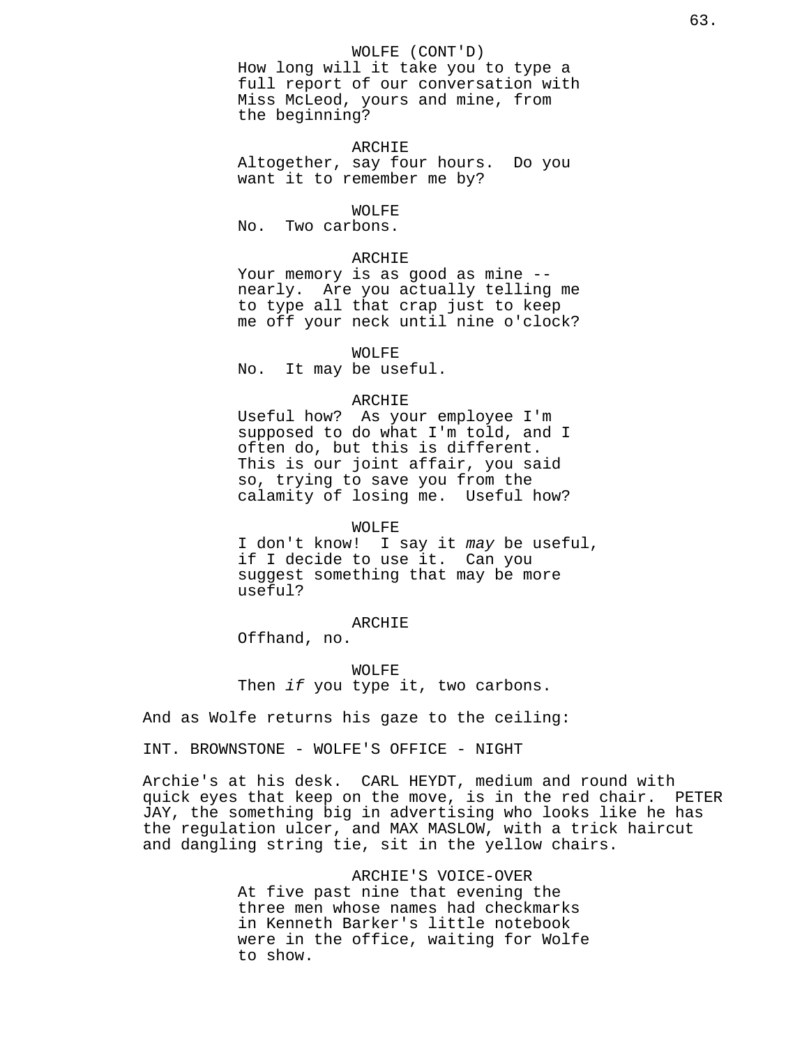WOLFE (CONT'D)
How long will it take you to type a full report of our conversation with Miss McLeod, yours and mine, from the beginning?

ARCHIE
Altogether, say four hours. Do you want it to remember me by?

WOLFE
No. Two carbons.

ARCHIE
Your memory is as good as mine -- nearly. Are you actually telling me to type all that crap just to keep me off your neck until nine o'clock?

WOLFE
No. It may be useful.

ARCHIE
Useful how? As your employee I'm supposed to do what I'm told, and I often do, but this is different. This is our joint affair, you said so, trying to save you from the calamity of losing me. Useful how?

WOLFE
I don't know! I say it *may* be useful, if I decide to use it. Can you suggest something that may be more useful?

ARCHIE
Offhand, no.

WOLFE
Then *if* you type it, two carbons.

And as Wolfe returns his gaze to the ceiling:

INT. BROWNSTONE - WOLFE'S OFFICE - NIGHT

Archie's at his desk. CARL HEYDT, medium and round with quick eyes that keep on the move, is in the red chair. PETER JAY, the something big in advertising who looks like he has the regulation ulcer, and MAX MASLOW, with a trick haircut and dangling string tie, sit in the yellow chairs.

ARCHIE'S VOICE-OVER
At five past nine that evening the three men whose names had checkmarks in Kenneth Barker's little notebook were in the office, waiting for Wolfe to show.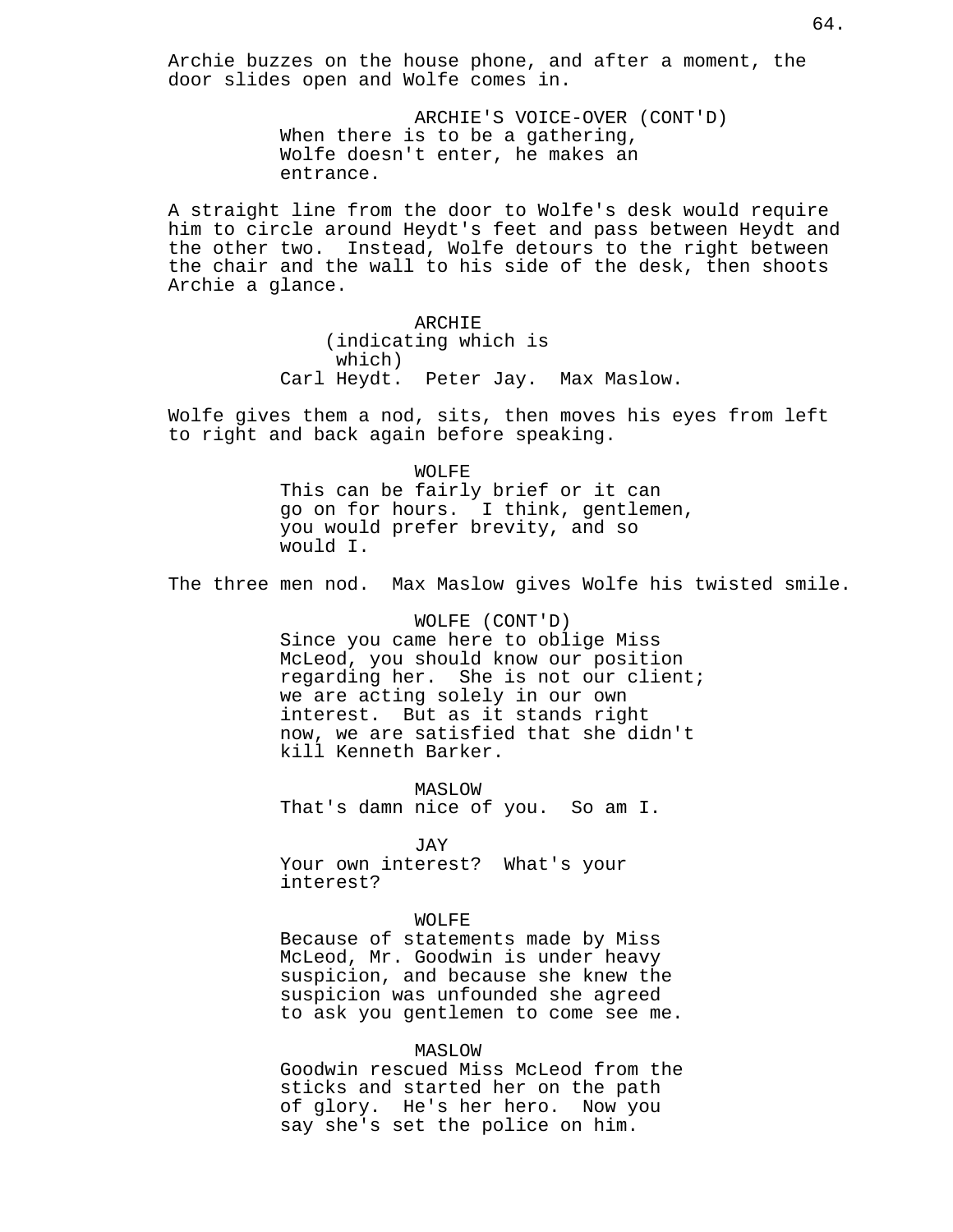Archie buzzes on the house phone, and after a moment, the door slides open and Wolfe comes in.

ARCHIE'S VOICE-OVER (CONT'D)
When there is to be a gathering, Wolfe doesn't enter, he makes an entrance.

A straight line from the door to Wolfe's desk would require him to circle around Heydt's feet and pass between Heydt and the other two. Instead, Wolfe detours to the right between the chair and the wall to his side of the desk, then shoots Archie a glance.

ARCHIE
(indicating which is which)
Carl Heydt. Peter Jay. Max Maslow.

Wolfe gives them a nod, sits, then moves his eyes from left to right and back again before speaking.

WOLFE
This can be fairly brief or it can go on for hours. I think, gentlemen, you would prefer brevity, and so would I.

The three men nod. Max Maslow gives Wolfe his twisted smile.

WOLFE (CONT'D)
Since you came here to oblige Miss McLeod, you should know our position regarding her. She is not our client; we are acting solely in our own interest. But as it stands right now, we are satisfied that she didn't kill Kenneth Barker.

MASLOW
That's damn nice of you. So am I.

JAY
Your own interest? What's your interest?

WOLFE
Because of statements made by Miss McLeod, Mr. Goodwin is under heavy suspicion, and because she knew the suspicion was unfounded she agreed to ask you gentlemen to come see me.

MASLOW
Goodwin rescued Miss McLeod from the sticks and started her on the path of glory. He's her hero. Now you say she's set the police on him.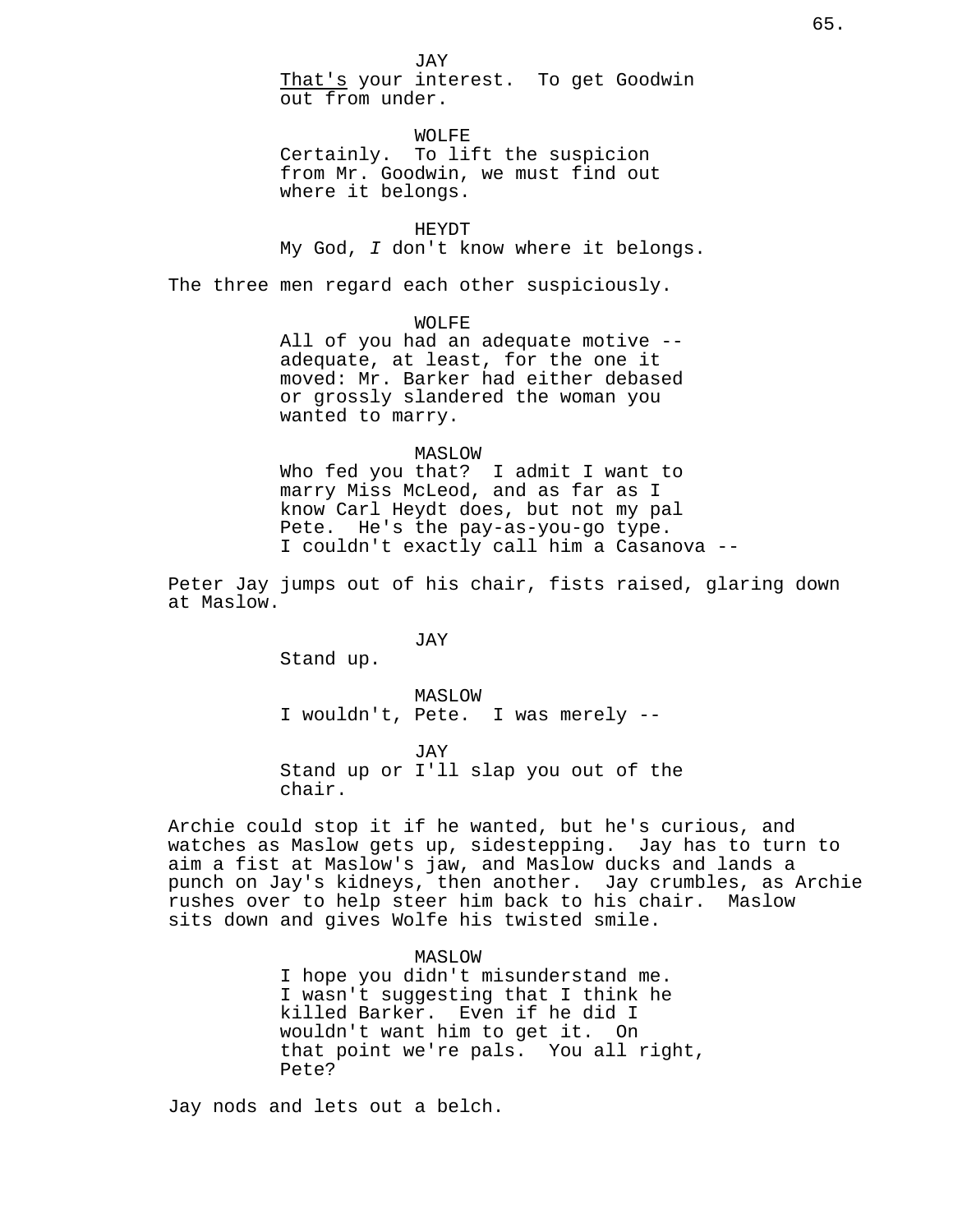JAY

<u>That's</u> your interest. To get Goodwin out from under.

WOLFE

Certainly. To lift the suspicion from Mr. Goodwin, we must find out where it belongs.

HEYDT

My God, *I* don't know where it belongs.

The three men regard each other suspiciously.

WOLFE

All of you had an adequate motive -- adequate, at least, for the one it moved: Mr. Barker had either debased or grossly slandered the woman you wanted to marry.

MASLOW

Who fed you that? I admit I want to marry Miss McLeod, and as far as I know Carl Heydt does, but not my pal Pete. He's the pay-as-you-go type. I couldn't exactly call him a Casanova --

Peter Jay jumps out of his chair, fists raised, glaring down at Maslow.

JAY

Stand up.

MASLOW

I wouldn't, Pete. I was merely --

JAY

Stand up or I'll slap you out of the chair.

Archie could stop it if he wanted, but he's curious, and watches as Maslow gets up, sidestepping. Jay has to turn to aim a fist at Maslow's jaw, and Maslow ducks and lands a punch on Jay's kidneys, then another. Jay crumbles, as Archie rushes over to help steer him back to his chair. Maslow sits down and gives Wolfe his twisted smile.

MASLOW

I hope you didn't misunderstand me. I wasn't suggesting that I think he killed Barker. Even if he did I wouldn't want him to get it. On that point we're pals. You all right, Pete?

Jay nods and lets out a belch.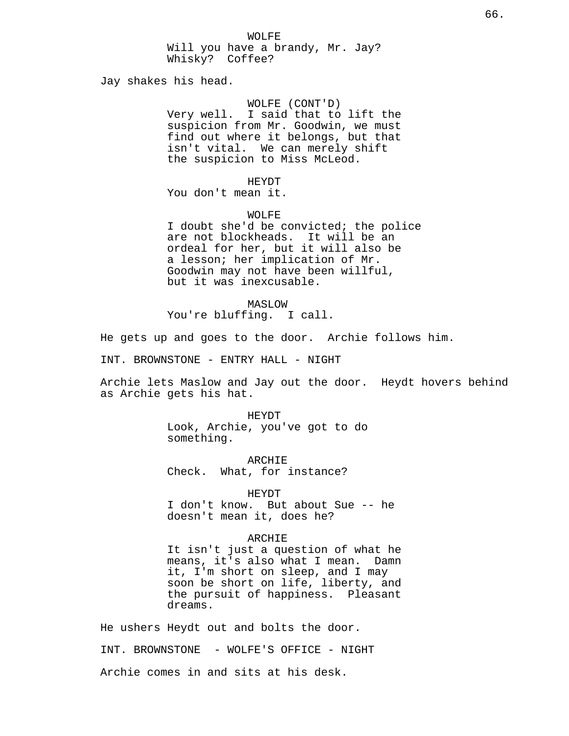WOLFE
Will you have a brandy, Mr. Jay? Whisky? Coffee?

Jay shakes his head.

WOLFE (CONT'D)
Very well. I said that to lift the suspicion from Mr. Goodwin, we must find out where it belongs, but that isn't vital. We can merely shift the suspicion to Miss McLeod.

HEYDT
You don't mean it.

WOLFE
I doubt she'd be convicted; the police are not blockheads. It will be an ordeal for her, but it will also be a lesson; her implication of Mr. Goodwin may not have been willful, but it was inexcusable.

MASLOW
You're bluffing. I call.

He gets up and goes to the door. Archie follows him.

INT. BROWNSTONE - ENTRY HALL - NIGHT

Archie lets Maslow and Jay out the door. Heydt hovers behind as Archie gets his hat.

HEYDT
Look, Archie, you've got to do something.

ARCHIE
Check. What, for instance?

HEYDT
I don't know. But about Sue -- he doesn't mean it, does he?

ARCHIE
It isn't just a question of what he means, it's also what I mean. Damn it, I'm short on sleep, and I may soon be short on life, liberty, and the pursuit of happiness. Pleasant dreams.

He ushers Heydt out and bolts the door.

INT. BROWNSTONE - WOLFE'S OFFICE - NIGHT

Archie comes in and sits at his desk.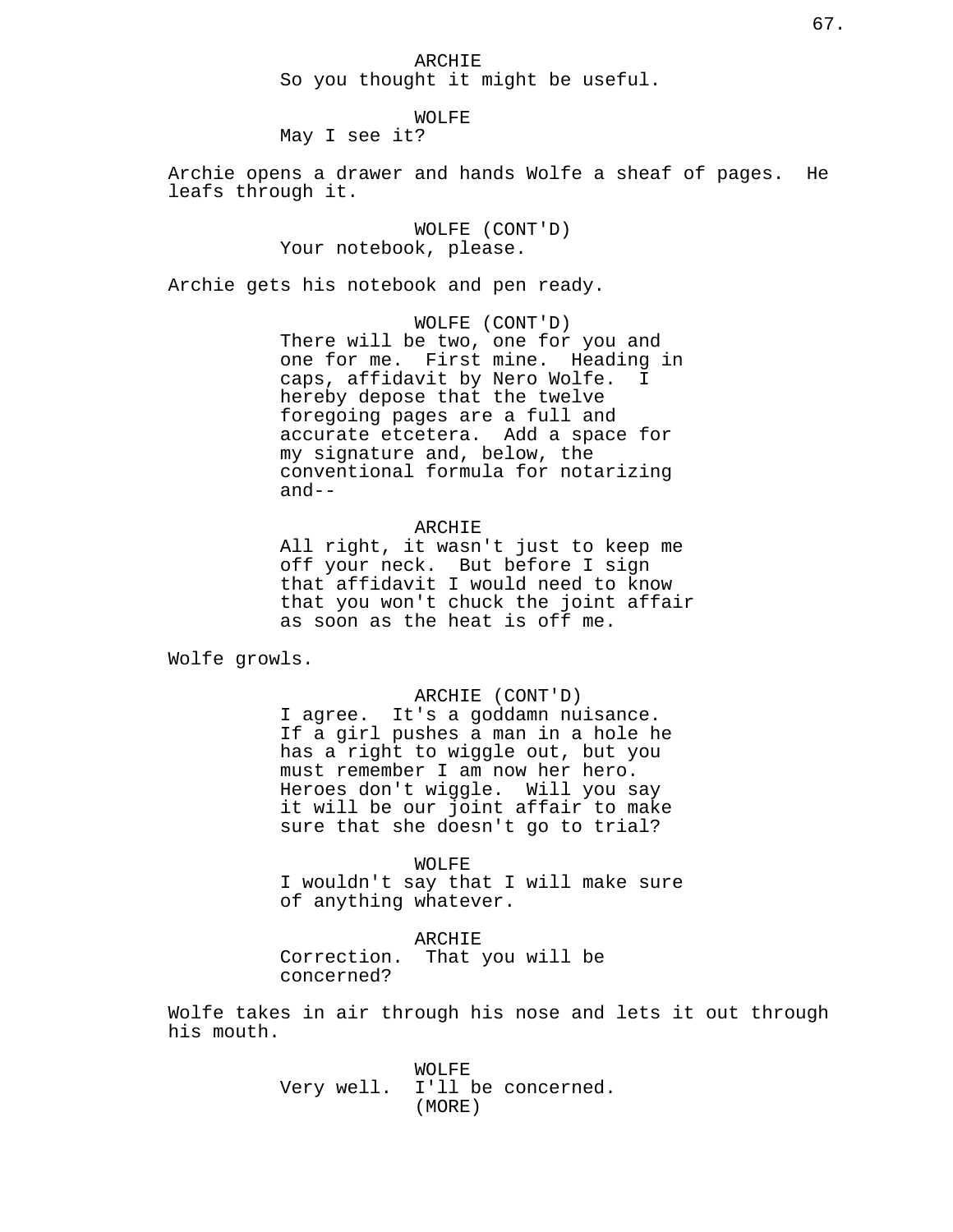ARCHIE
So you thought it might be useful.

WOLFE
May I see it?

Archie opens a drawer and hands Wolfe a sheaf of pages. He leafs through it.

WOLFE (CONT'D)
Your notebook, please.

Archie gets his notebook and pen ready.

WOLFE (CONT'D)
There will be two, one for you and one for me. First mine. Heading in caps, affidavit by Nero Wolfe. I hereby depose that the twelve foregoing pages are a full and accurate etcetera. Add a space for my signature and, below, the conventional formula for notarizing and--

ARCHIE
All right, it wasn't just to keep me off your neck. But before I sign that affidavit I would need to know that you won't chuck the joint affair as soon as the heat is off me.

Wolfe growls.

ARCHIE (CONT'D)
I agree. It's a goddamn nuisance. If a girl pushes a man in a hole he has a right to wiggle out, but you must remember I am now her hero. Heroes don't wiggle. Will you say it will be our joint affair to make sure that she doesn't go to trial?

WOLFE
I wouldn't say that I will make sure of anything whatever.

ARCHIE
Correction. That you will be concerned?

Wolfe takes in air through his nose and lets it out through his mouth.

WOLFE
Very well. I'll be concerned.
(MORE)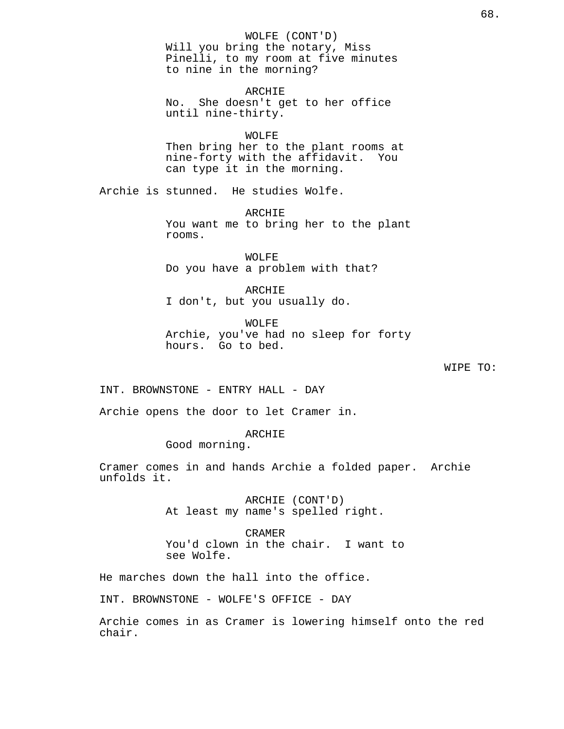WOLFE (CONT'D)
Will you bring the notary, Miss Pinelli, to my room at five minutes to nine in the morning?

ARCHIE
No. She doesn't get to her office until nine-thirty.

WOLFE
Then bring her to the plant rooms at nine-forty with the affidavit. You can type it in the morning.

Archie is stunned. He studies Wolfe.

ARCHIE
You want me to bring her to the plant rooms.

WOLFE
Do you have a problem with that?

ARCHIE
I don't, but you usually do.

WOLFE
Archie, you've had no sleep for forty hours. Go to bed.

WIPE TO:

INT. BROWNSTONE - ENTRY HALL - DAY

Archie opens the door to let Cramer in.

ARCHIE
Good morning.

Cramer comes in and hands Archie a folded paper. Archie unfolds it.

ARCHIE (CONT'D)
At least my name's spelled right.

CRAMER
You'd clown in the chair. I want to see Wolfe.

He marches down the hall into the office.

INT. BROWNSTONE - WOLFE'S OFFICE - DAY

Archie comes in as Cramer is lowering himself onto the red chair.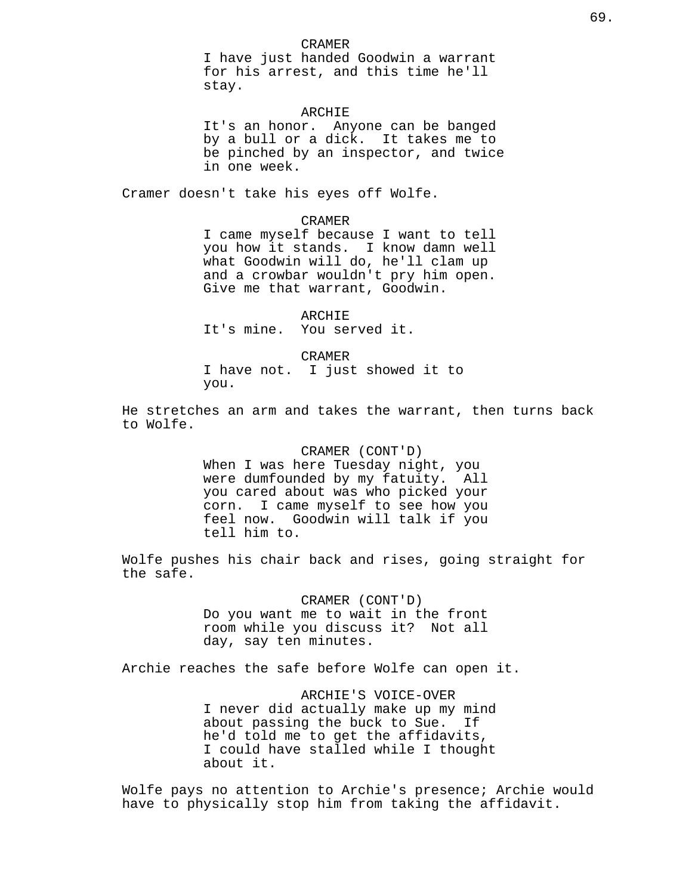CRAMER

I have just handed Goodwin a warrant for his arrest, and this time he'll stay.

ARCHIE

It's an honor. Anyone can be banged by a bull or a dick. It takes me to be pinched by an inspector, and twice in one week.

Cramer doesn't take his eyes off Wolfe.

CRAMER

I came myself because I want to tell you how it stands. I know damn well what Goodwin will do, he'll clam up and a crowbar wouldn't pry him open. Give me that warrant, Goodwin.

ARCHIE

It's mine. You served it.

CRAMER

I have not. I just showed it to you.

He stretches an arm and takes the warrant, then turns back to Wolfe.

CRAMER (CONT'D)

When I was here Tuesday night, you were dumfounded by my fatuity. All you cared about was who picked your corn. I came myself to see how you feel now. Goodwin will talk if you tell him to.

Wolfe pushes his chair back and rises, going straight for the safe.

CRAMER (CONT'D)

Do you want me to wait in the front room while you discuss it? Not all day, say ten minutes.

Archie reaches the safe before Wolfe can open it.

ARCHIE'S VOICE-OVER

I never did actually make up my mind about passing the buck to Sue. If he'd told me to get the affidavits, I could have stalled while I thought about it.

Wolfe pays no attention to Archie's presence; Archie would have to physically stop him from taking the affidavit.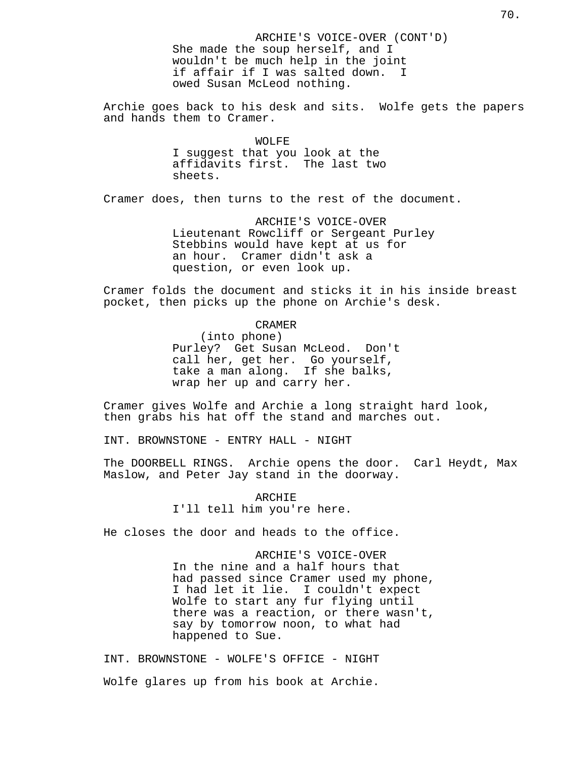ARCHIE'S VOICE-OVER (CONT'D)
She made the soup herself, and I wouldn't be much help in the joint if affair if I was salted down. I owed Susan McLeod nothing.

Archie goes back to his desk and sits. Wolfe gets the papers and hands them to Cramer.

WOLFE
I suggest that you look at the affidavits first. The last two sheets.

Cramer does, then turns to the rest of the document.

ARCHIE'S VOICE-OVER
Lieutenant Rowcliff or Sergeant Purley Stebbins would have kept at us for an hour. Cramer didn't ask a question, or even look up.

Cramer folds the document and sticks it in his inside breast pocket, then picks up the phone on Archie's desk.

CRAMER
(into phone)
Purley? Get Susan McLeod. Don't call her, get her. Go yourself, take a man along. If she balks, wrap her up and carry her.

Cramer gives Wolfe and Archie a long straight hard look, then grabs his hat off the stand and marches out.

INT. BROWNSTONE - ENTRY HALL - NIGHT

The DOORBELL RINGS. Archie opens the door. Carl Heydt, Max Maslow, and Peter Jay stand in the doorway.

ARCHIE
I'll tell him you're here.

He closes the door and heads to the office.

ARCHIE'S VOICE-OVER
In the nine and a half hours that had passed since Cramer used my phone, I had let it lie. I couldn't expect Wolfe to start any fur flying until there was a reaction, or there wasn't, say by tomorrow noon, to what had happened to Sue.

INT. BROWNSTONE - WOLFE'S OFFICE - NIGHT

Wolfe glares up from his book at Archie.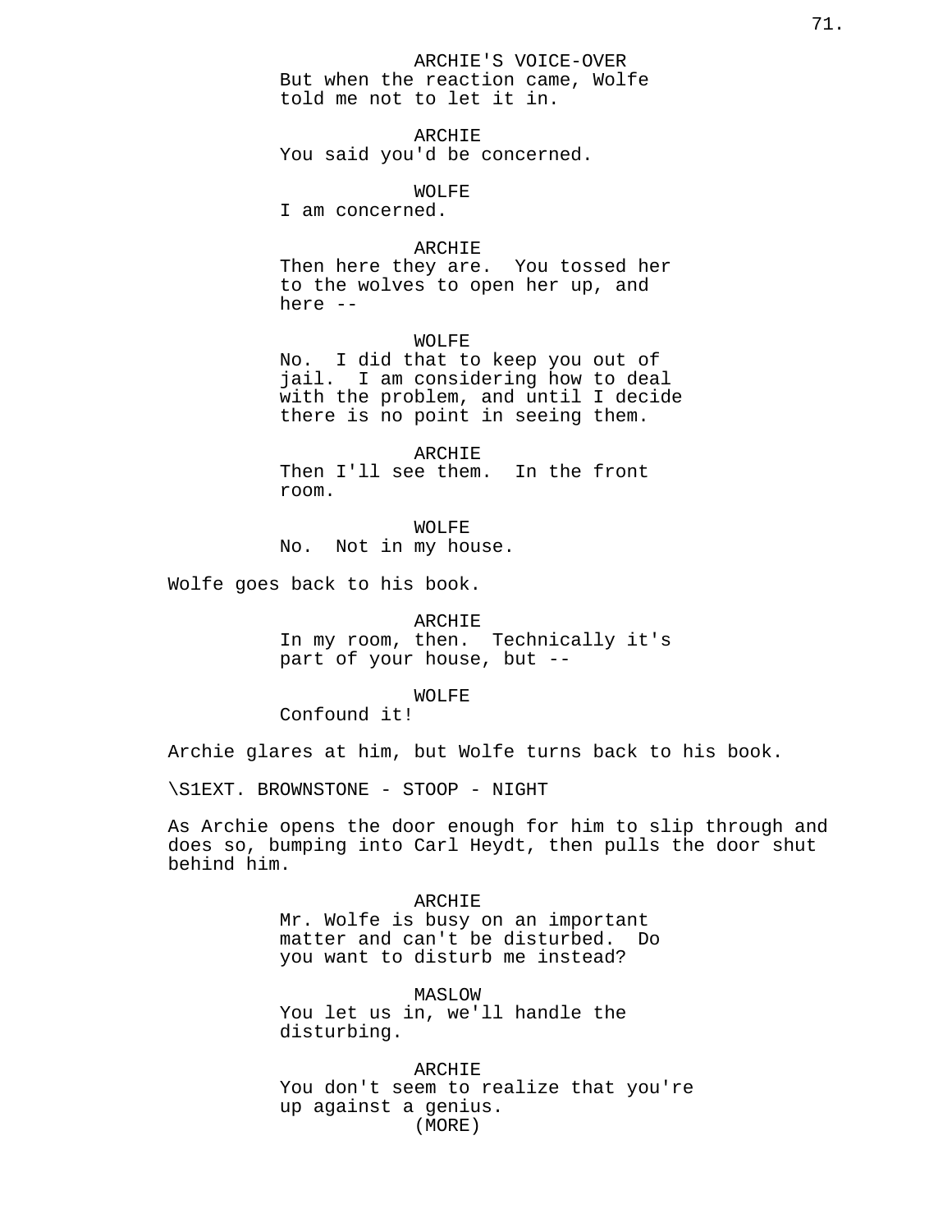ARCHIE'S VOICE-OVER
But when the reaction came, Wolfe told me not to let it in.

ARCHIE
You said you'd be concerned.

WOLFE
I am concerned.

ARCHIE
Then here they are. You tossed her to the wolves to open her up, and here --

WOLFE
No. I did that to keep you out of jail. I am considering how to deal with the problem, and until I decide there is no point in seeing them.

ARCHIE
Then I'll see them. In the front room.

WOLFE
No. Not in my house.

Wolfe goes back to his book.

ARCHIE
In my room, then. Technically it's part of your house, but --

WOLFE
Confound it!

Archie glares at him, but Wolfe turns back to his book.

\S1EXT. BROWNSTONE - STOOP - NIGHT

As Archie opens the door enough for him to slip through and does so, bumping into Carl Heydt, then pulls the door shut behind him.

ARCHIE
Mr. Wolfe is busy on an important matter and can't be disturbed. Do you want to disturb me instead?

MASLOW
You let us in, we'll handle the disturbing.

ARCHIE
You don't seem to realize that you're up against a genius.
(MORE)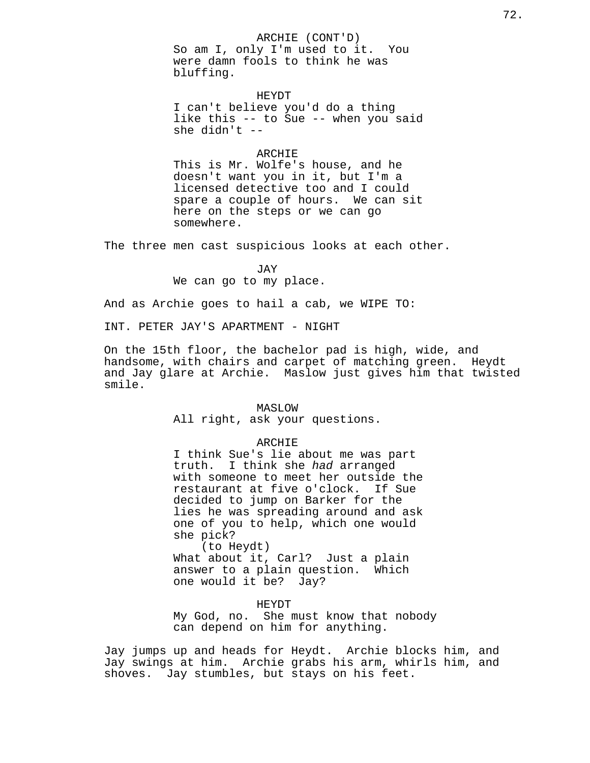ARCHIE (CONT'D)
So am I, only I'm used to it. You were damn fools to think he was bluffing.

HEYDT
I can't believe you'd do a thing like this -- to Sue -- when you said she didn't --

ARCHIE
This is Mr. Wolfe's house, and he doesn't want you in it, but I'm a licensed detective too and I could spare a couple of hours. We can sit here on the steps or we can go somewhere.

The three men cast suspicious looks at each other.

JAY
We can go to my place.

And as Archie goes to hail a cab, we WIPE TO:

INT. PETER JAY'S APARTMENT - NIGHT

On the 15th floor, the bachelor pad is high, wide, and handsome, with chairs and carpet of matching green. Heydt and Jay glare at Archie. Maslow just gives him that twisted smile.

MASLOW
All right, ask your questions.

ARCHIE
I think Sue's lie about me was part truth. I think she *had* arranged with someone to meet her outside the restaurant at five o'clock. If Sue decided to jump on Barker for the lies he was spreading around and ask one of you to help, which one would she pick?
(to Heydt)
What about it, Carl? Just a plain answer to a plain question. Which one would it be? Jay?

HEYDT
My God, no. She must know that nobody can depend on him for anything.

Jay jumps up and heads for Heydt. Archie blocks him, and Jay swings at him. Archie grabs his arm, whirls him, and shoves. Jay stumbles, but stays on his feet.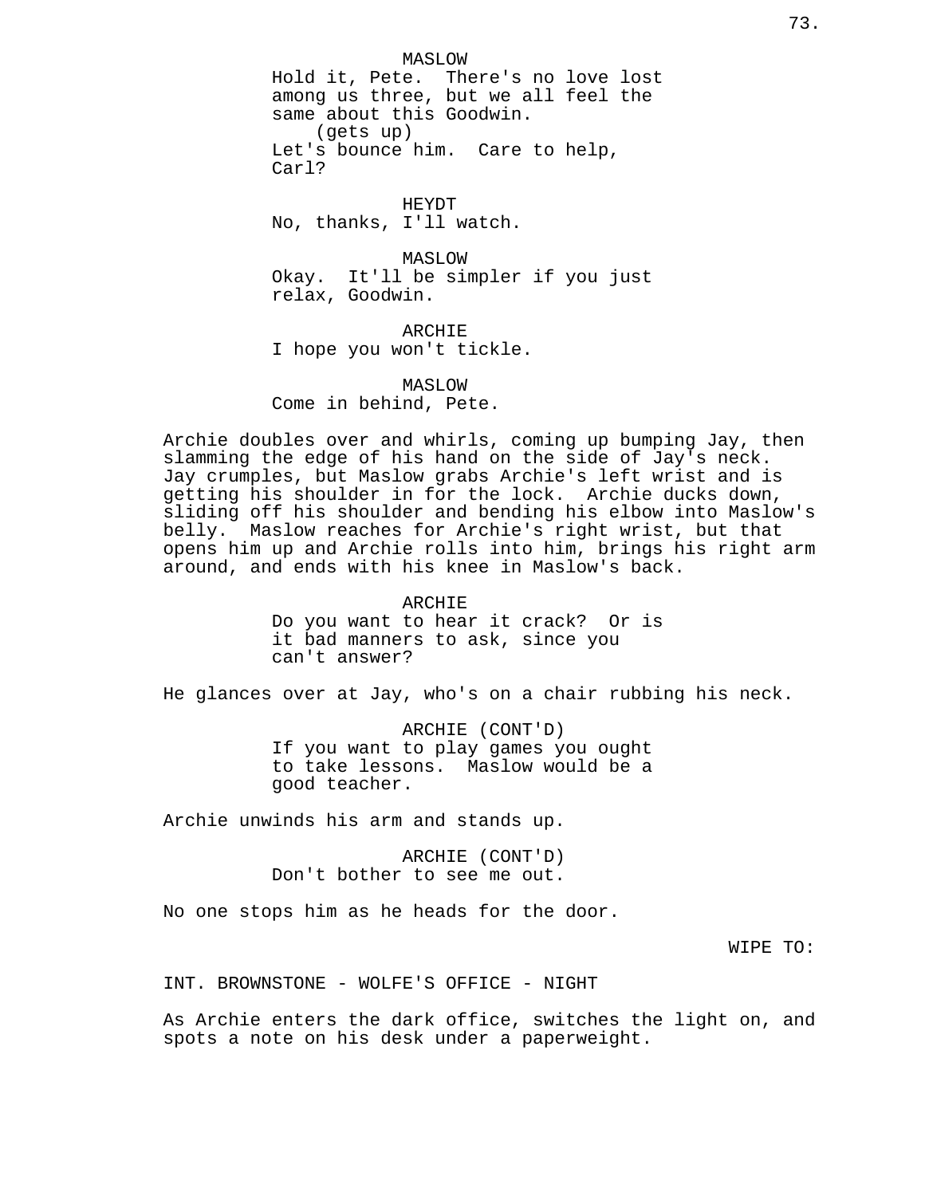MASLOW
Hold it, Pete. There's no love lost among us three, but we all feel the same about this Goodwin.
(gets up)
Let's bounce him. Care to help, Carl?

HEYDT
No, thanks, I'll watch.

MASLOW
Okay. It'll be simpler if you just relax, Goodwin.

ARCHIE
I hope you won't tickle.

MASLOW
Come in behind, Pete.

Archie doubles over and whirls, coming up bumping Jay, then slamming the edge of his hand on the side of Jay's neck. Jay crumples, but Maslow grabs Archie's left wrist and is getting his shoulder in for the lock. Archie ducks down, sliding off his shoulder and bending his elbow into Maslow's belly. Maslow reaches for Archie's right wrist, but that opens him up and Archie rolls into him, brings his right arm around, and ends with his knee in Maslow's back.

ARCHIE
Do you want to hear it crack? Or is it bad manners to ask, since you can't answer?

He glances over at Jay, who's on a chair rubbing his neck.

ARCHIE (CONT'D)
If you want to play games you ought to take lessons. Maslow would be a good teacher.

Archie unwinds his arm and stands up.

ARCHIE (CONT'D)
Don't bother to see me out.

No one stops him as he heads for the door.

WIPE TO:

INT. BROWNSTONE - WOLFE'S OFFICE - NIGHT

As Archie enters the dark office, switches the light on, and spots a note on his desk under a paperweight.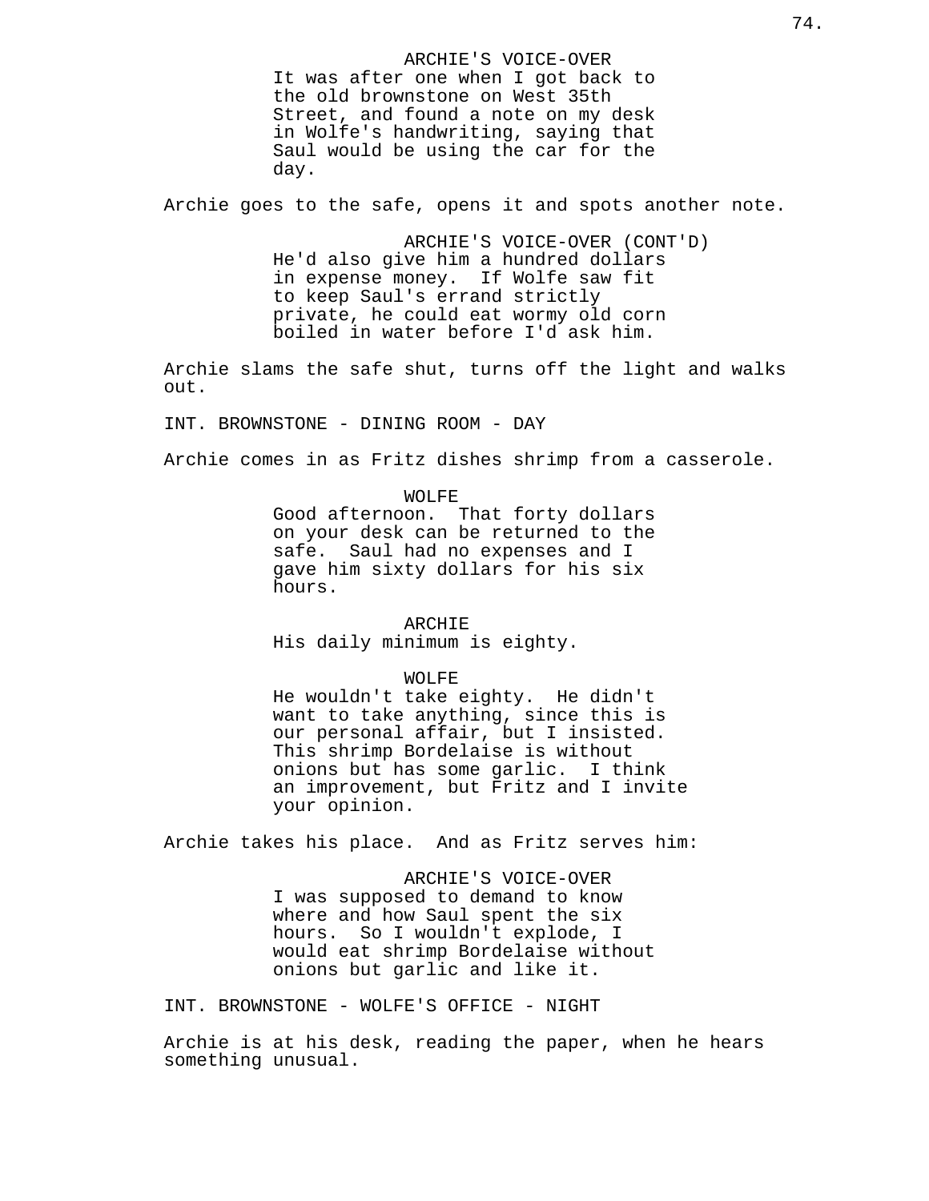ARCHIE'S VOICE-OVER

It was after one when I got back to the old brownstone on West 35th Street, and found a note on my desk in Wolfe's handwriting, saying that Saul would be using the car for the day.

Archie goes to the safe, opens it and spots another note.

ARCHIE'S VOICE-OVER (CONT'D)

He'd also give him a hundred dollars in expense money. If Wolfe saw fit to keep Saul's errand strictly private, he could eat wormy old corn boiled in water before I'd ask him.

Archie slams the safe shut, turns off the light and walks out.

INT. BROWNSTONE - DINING ROOM - DAY

Archie comes in as Fritz dishes shrimp from a casserole.

WOLFE

Good afternoon. That forty dollars on your desk can be returned to the safe. Saul had no expenses and I gave him sixty dollars for his six hours.

ARCHIE

His daily minimum is eighty.

WOLFE

He wouldn't take eighty. He didn't want to take anything, since this is our personal affair, but I insisted. This shrimp Bordelaise is without onions but has some garlic. I think an improvement, but Fritz and I invite your opinion.

Archie takes his place. And as Fritz serves him:

ARCHIE'S VOICE-OVER

I was supposed to demand to know where and how Saul spent the six hours. So I wouldn't explode, I would eat shrimp Bordelaise without onions but garlic and like it.

INT. BROWNSTONE - WOLFE'S OFFICE - NIGHT

Archie is at his desk, reading the paper, when he hears something unusual.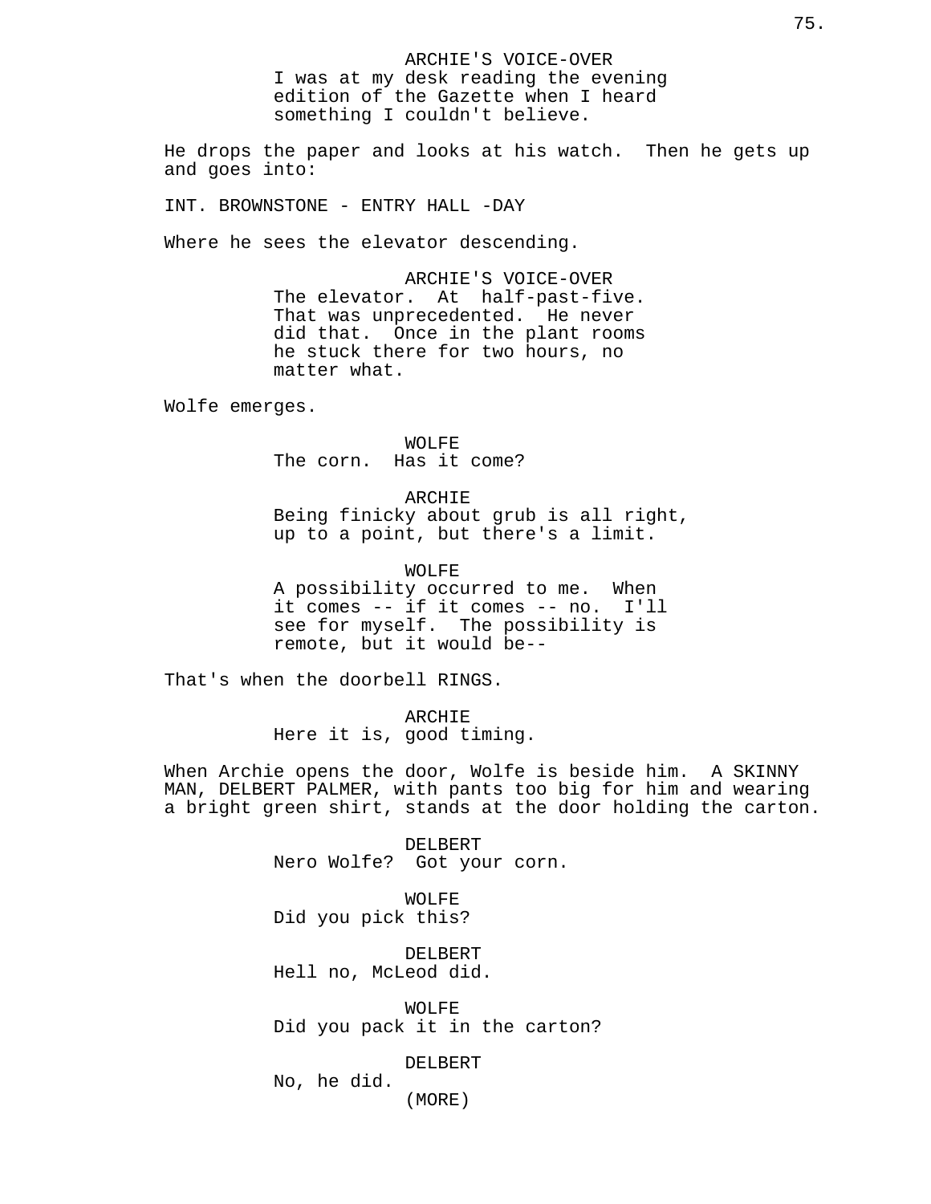ARCHIE'S VOICE-OVER
I was at my desk reading the evening edition of the Gazette when I heard something I couldn't believe.

He drops the paper and looks at his watch.  Then he gets up and goes into:

INT. BROWNSTONE - ENTRY HALL -DAY

Where he sees the elevator descending.

ARCHIE'S VOICE-OVER
The elevator.  At  half-past-five. That was unprecedented.  He never did that.  Once in the plant rooms he stuck there for two hours, no matter what.

Wolfe emerges.

WOLFE
The corn.  Has it come?

ARCHIE
Being finicky about grub is all right, up to a point, but there's a limit.

WOLFE
A possibility occurred to me.  When it comes -- if it comes -- no.  I'll see for myself.  The possibility is remote, but it would be--

That's when the doorbell RINGS.

ARCHIE
Here it is, good timing.

When Archie opens the door, Wolfe is beside him.  A SKINNY MAN, DELBERT PALMER, with pants too big for him and wearing a bright green shirt, stands at the door holding the carton.

DELBERT
Nero Wolfe?  Got your corn.

WOLFE
Did you pick this?

DELBERT
Hell no, McLeod did.

WOLFE
Did you pack it in the carton?

DELBERT
No, he did.
(MORE)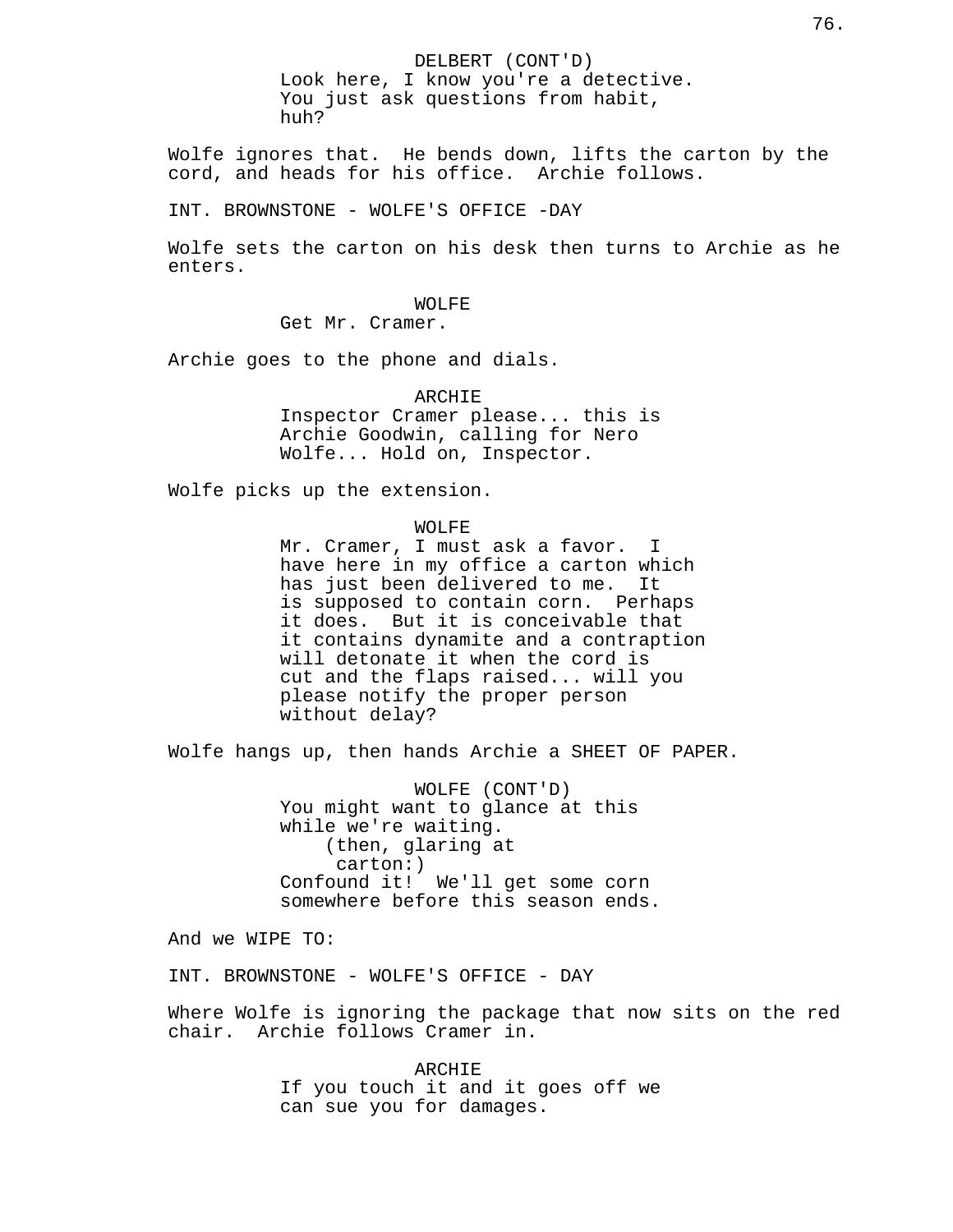DELBERT (CONT'D)
Look here, I know you're a detective. You just ask questions from habit, huh?

Wolfe ignores that. He bends down, lifts the carton by the cord, and heads for his office. Archie follows.

INT. BROWNSTONE - WOLFE'S OFFICE -DAY

Wolfe sets the carton on his desk then turns to Archie as he enters.

WOLFE
Get Mr. Cramer.

Archie goes to the phone and dials.

ARCHIE
Inspector Cramer please... this is Archie Goodwin, calling for Nero Wolfe... Hold on, Inspector.

Wolfe picks up the extension.

WOLFE
Mr. Cramer, I must ask a favor. I have here in my office a carton which has just been delivered to me. It is supposed to contain corn. Perhaps it does. But it is conceivable that it contains dynamite and a contraption will detonate it when the cord is cut and the flaps raised... will you please notify the proper person without delay?

Wolfe hangs up, then hands Archie a SHEET OF PAPER.

WOLFE (CONT'D)
You might want to glance at this while we're waiting.
(then, glaring at carton:)
Confound it! We'll get some corn somewhere before this season ends.

And we WIPE TO:

INT. BROWNSTONE - WOLFE'S OFFICE - DAY

Where Wolfe is ignoring the package that now sits on the red chair. Archie follows Cramer in.

ARCHIE
If you touch it and it goes off we can sue you for damages.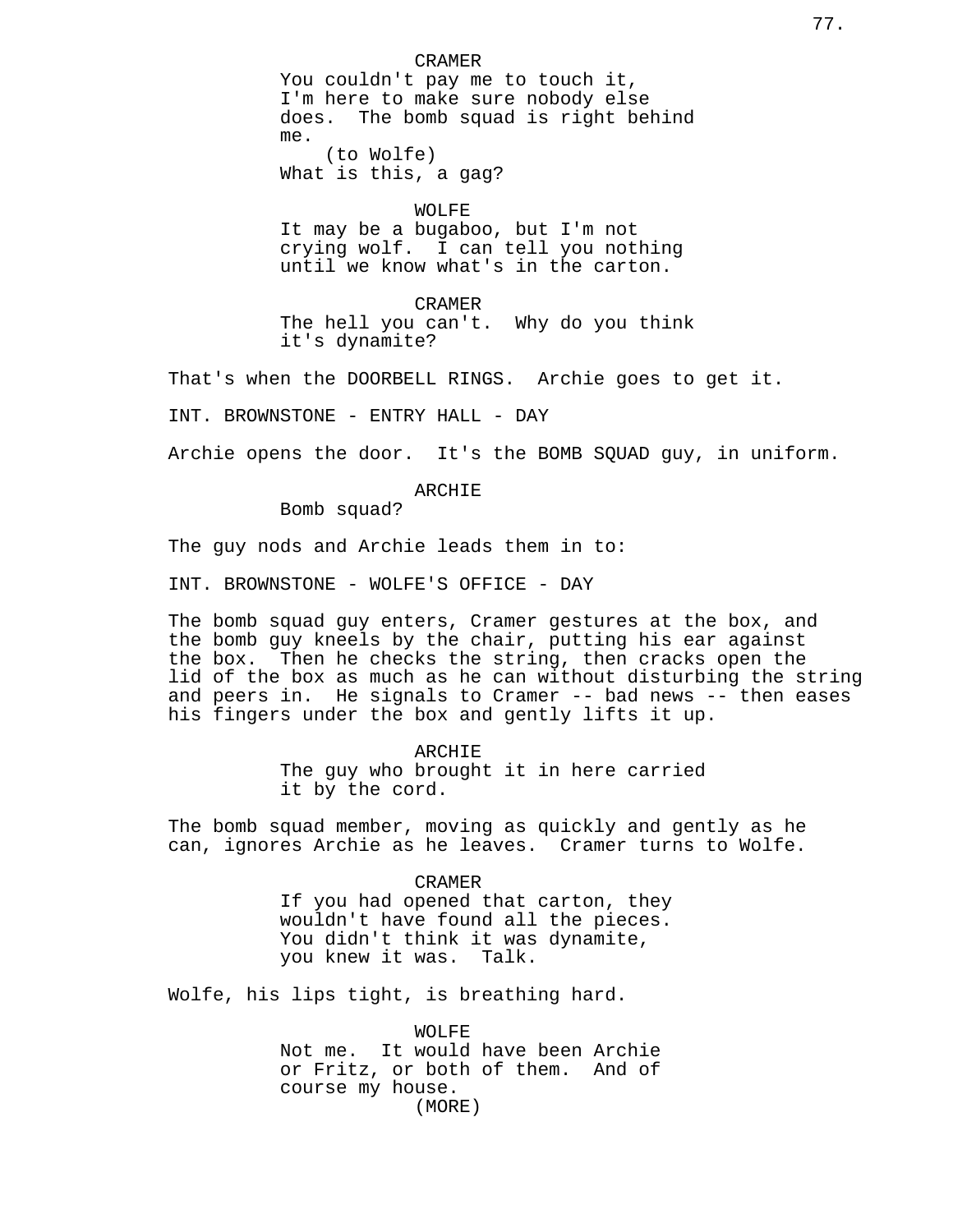CRAMER
You couldn't pay me to touch it, I'm here to make sure nobody else does. The bomb squad is right behind me.
(to Wolfe)
What is this, a gag?

WOLFE
It may be a bugaboo, but I'm not crying wolf. I can tell you nothing until we know what's in the carton.

CRAMER
The hell you can't. Why do you think it's dynamite?

That's when the DOORBELL RINGS. Archie goes to get it.

INT. BROWNSTONE - ENTRY HALL - DAY

Archie opens the door. It's the BOMB SQUAD guy, in uniform.

ARCHIE
Bomb squad?

The guy nods and Archie leads them in to:

INT. BROWNSTONE - WOLFE'S OFFICE - DAY

The bomb squad guy enters, Cramer gestures at the box, and the bomb guy kneels by the chair, putting his ear against the box. Then he checks the string, then cracks open the lid of the box as much as he can without disturbing the string and peers in. He signals to Cramer -- bad news -- then eases his fingers under the box and gently lifts it up.

ARCHIE
The guy who brought it in here carried it by the cord.

The bomb squad member, moving as quickly and gently as he can, ignores Archie as he leaves. Cramer turns to Wolfe.

CRAMER
If you had opened that carton, they wouldn't have found all the pieces. You didn't think it was dynamite, you knew it was. Talk.

Wolfe, his lips tight, is breathing hard.

WOLFE
Not me. It would have been Archie or Fritz, or both of them. And of course my house.
(MORE)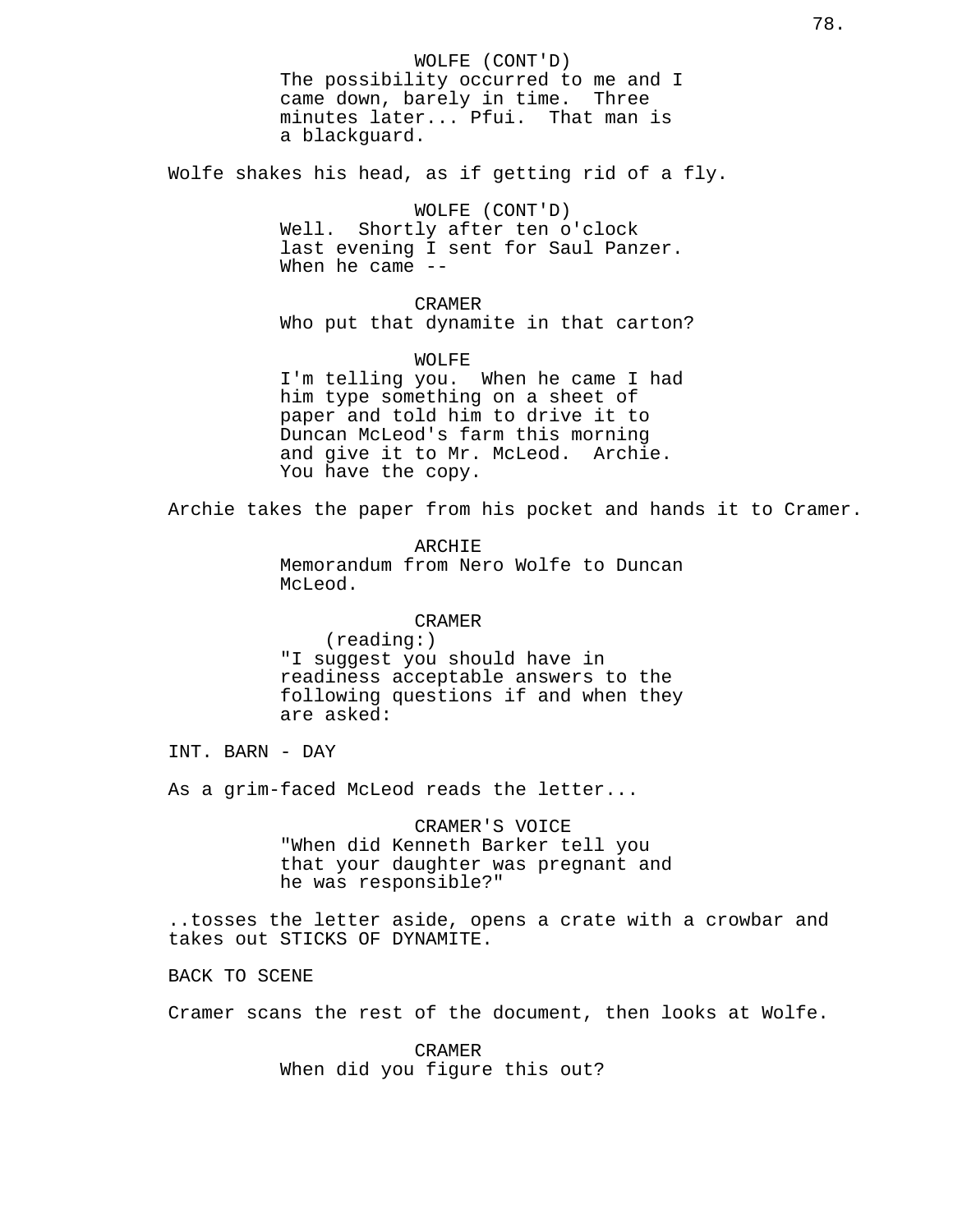WOLFE (CONT'D)
The possibility occurred to me and I came down, barely in time. Three minutes later... Pfui. That man is a blackguard.

Wolfe shakes his head, as if getting rid of a fly.

WOLFE (CONT'D)
Well. Shortly after ten o'clock last evening I sent for Saul Panzer. When he came --

CRAMER
Who put that dynamite in that carton?

WOLFE
I'm telling you. When he came I had him type something on a sheet of paper and told him to drive it to Duncan McLeod's farm this morning and give it to Mr. McLeod. Archie. You have the copy.

Archie takes the paper from his pocket and hands it to Cramer.

ARCHIE
Memorandum from Nero Wolfe to Duncan McLeod.

CRAMER
(reading:)
"I suggest you should have in readiness acceptable answers to the following questions if and when they are asked:

INT. BARN - DAY

As a grim-faced McLeod reads the letter...

CRAMER'S VOICE
"When did Kenneth Barker tell you that your daughter was pregnant and he was responsible?"

..tosses the letter aside, opens a crate with a crowbar and takes out STICKS OF DYNAMITE.

BACK TO SCENE

Cramer scans the rest of the document, then looks at Wolfe.

CRAMER
When did you figure this out?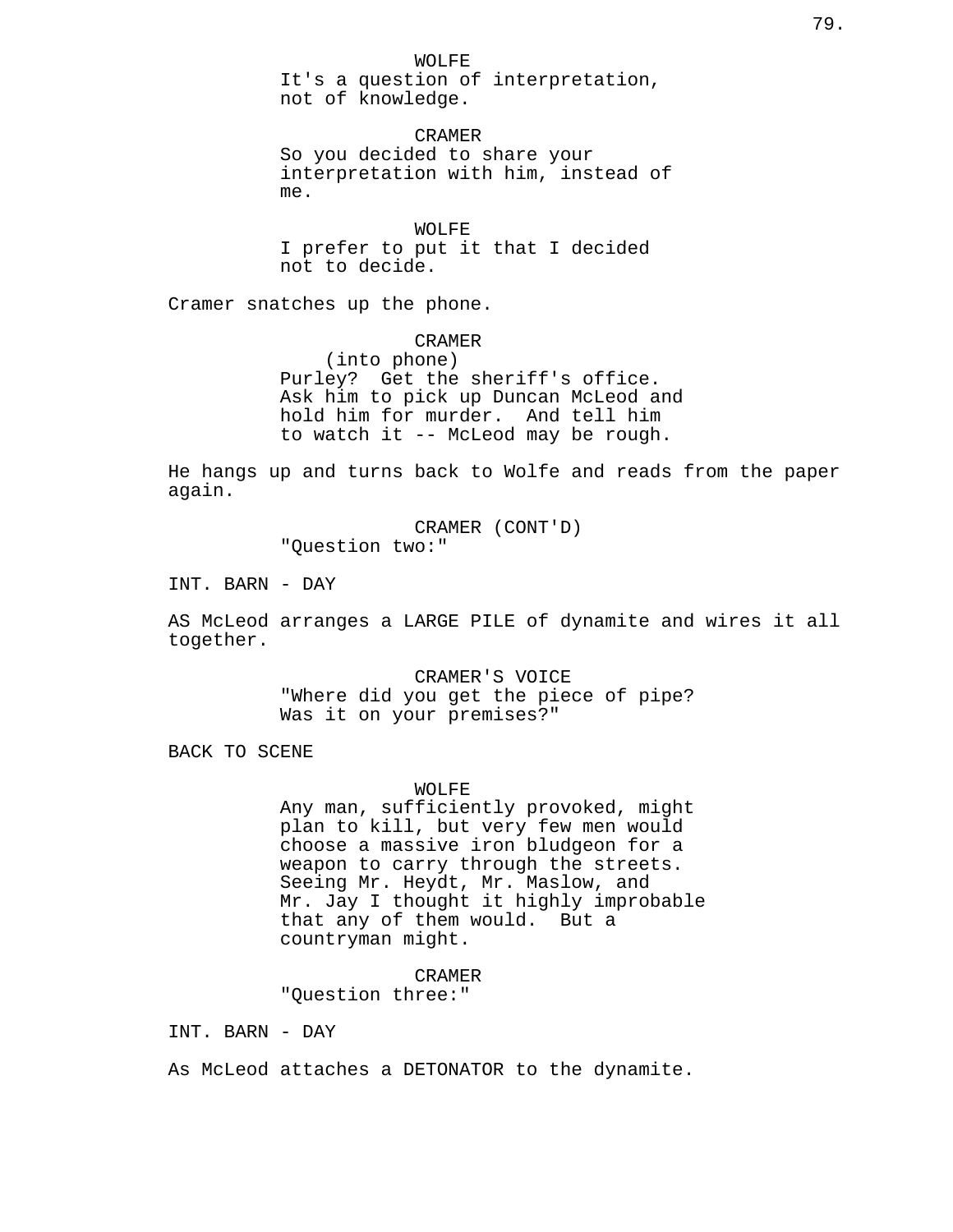WOLFE
It's a question of interpretation, not of knowledge.

CRAMER
So you decided to share your interpretation with him, instead of me.

WOLFE
I prefer to put it that I decided not to decide.

Cramer snatches up the phone.

CRAMER
(into phone)
Purley? Get the sheriff's office. Ask him to pick up Duncan McLeod and hold him for murder. And tell him to watch it -- McLeod may be rough.

He hangs up and turns back to Wolfe and reads from the paper again.

CRAMER (CONT'D)
"Question two:"

INT. BARN - DAY

AS McLeod arranges a LARGE PILE of dynamite and wires it all together.

CRAMER'S VOICE
"Where did you get the piece of pipe? Was it on your premises?"

BACK TO SCENE

WOLFE
Any man, sufficiently provoked, might plan to kill, but very few men would choose a massive iron bludgeon for a weapon to carry through the streets. Seeing Mr. Heydt, Mr. Maslow, and Mr. Jay I thought it highly improbable that any of them would. But a countryman might.

CRAMER
"Question three:"

INT. BARN - DAY

As McLeod attaches a DETONATOR to the dynamite.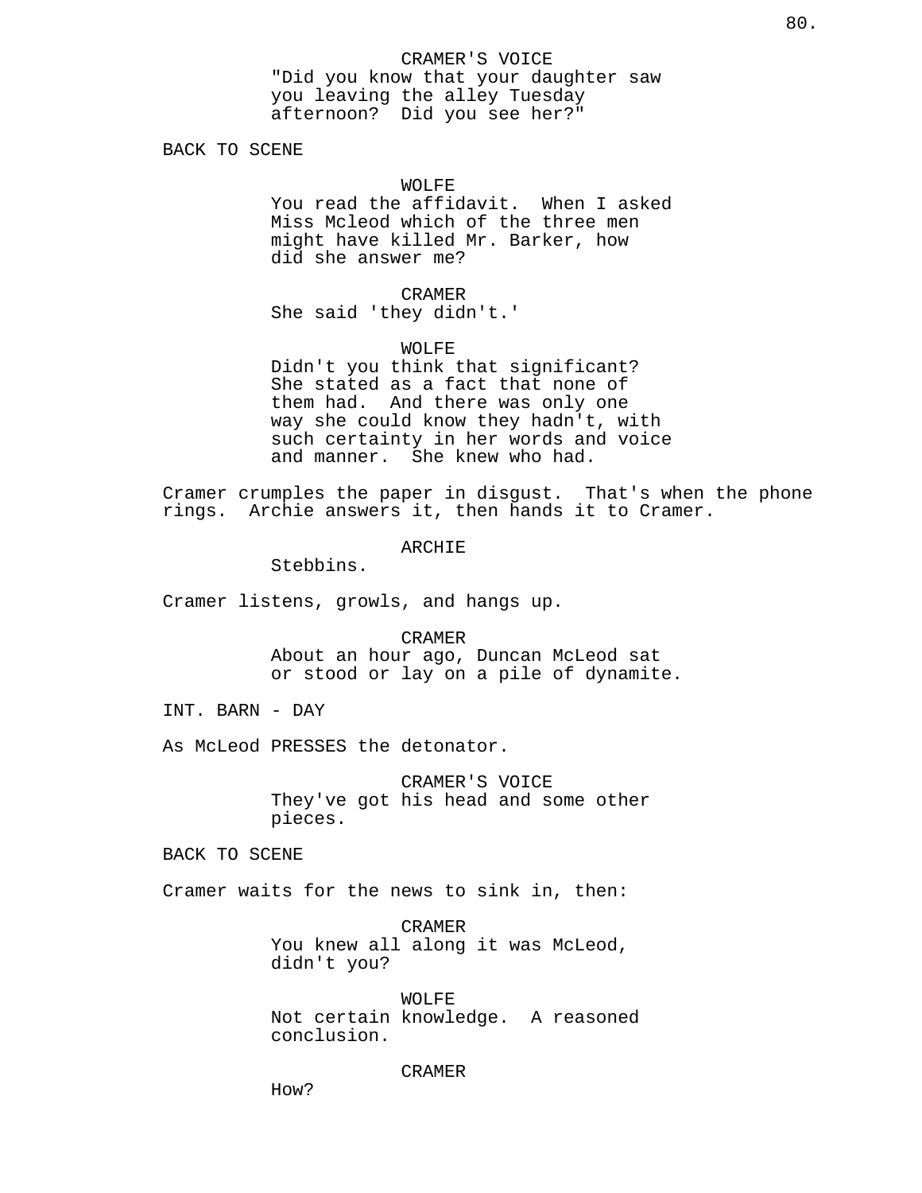CRAMER'S VOICE
"Did you know that your daughter saw you leaving the alley Tuesday afternoon? Did you see her?"

BACK TO SCENE

WOLFE
You read the affidavit. When I asked Miss Mcleod which of the three men might have killed Mr. Barker, how did she answer me?

CRAMER
She said 'they didn't.'

WOLFE
Didn't you think that significant? She stated as a fact that none of them had. And there was only one way she could know they hadn't, with such certainty in her words and voice and manner. She knew who had.

Cramer crumples the paper in disgust. That's when the phone rings. Archie answers it, then hands it to Cramer.

ARCHIE
Stebbins.

Cramer listens, growls, and hangs up.

CRAMER
About an hour ago, Duncan McLeod sat or stood or lay on a pile of dynamite.

INT. BARN - DAY

As McLeod PRESSES the detonator.

CRAMER'S VOICE
They've got his head and some other pieces.

BACK TO SCENE

Cramer waits for the news to sink in, then:

CRAMER
You knew all along it was McLeod, didn't you?

WOLFE
Not certain knowledge. A reasoned conclusion.

CRAMER
How?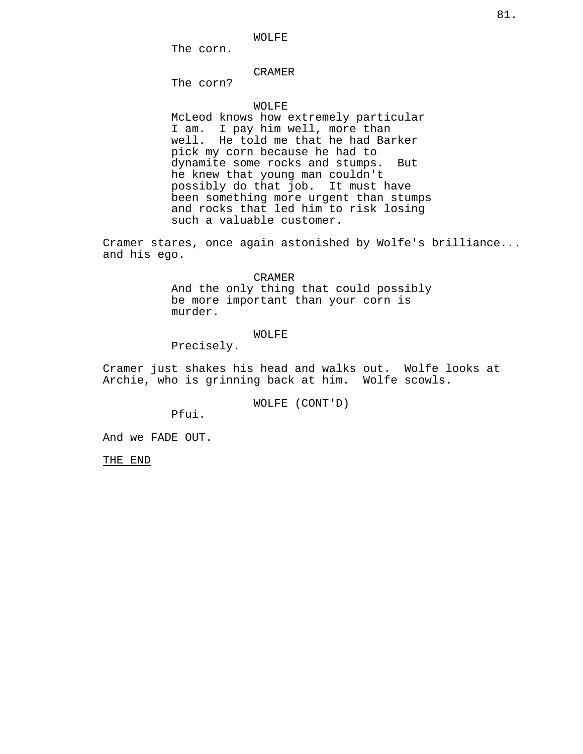WOLFE

The corn.

CRAMER

The corn?

WOLFE

McLeod knows how extremely particular I am. I pay him well, more than well. He told me that he had Barker pick my corn because he had to dynamite some rocks and stumps. But he knew that young man couldn't possibly do that job. It must have been something more urgent than stumps and rocks that led him to risk losing such a valuable customer.

Cramer stares, once again astonished by Wolfe's brilliance... and his ego.

CRAMER

And the only thing that could possibly be more important than your corn is murder.

WOLFE

Precisely.

Cramer just shakes his head and walks out. Wolfe looks at Archie, who is grinning back at him. Wolfe scowls.

WOLFE (CONT'D)

Pfui.

And we FADE OUT.

<u>THE END</u>